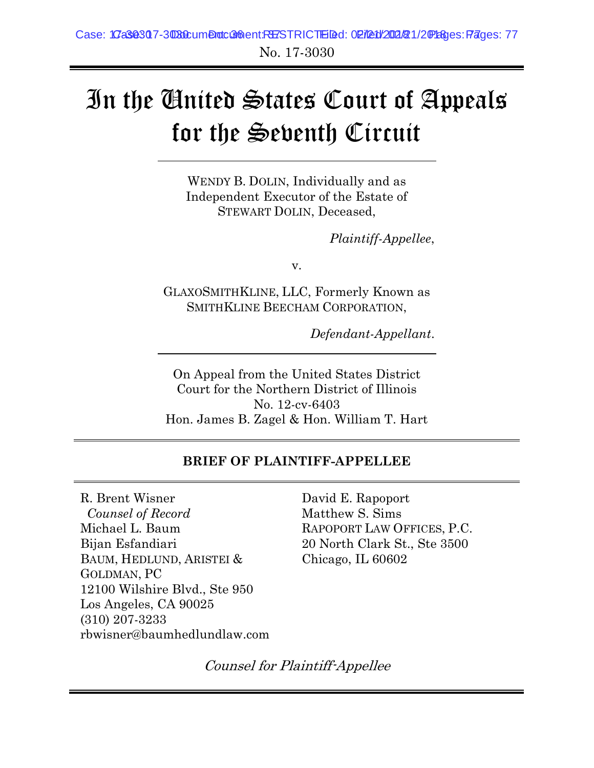No. 17-3030

# In the United States Court of Appeals for the Seventh Circuit

WENDY B. DOLIN, Individually and as Independent Executor of the Estate of STEWART DOLIN, Deceased,

*Plaintiff-Appellee*,

v.

GLAXOSMITHKLINE, LLC, Formerly Known as SMITHKLINE BEECHAM CORPORATION,

*Defendant-Appellant*.

On Appeal from the United States District Court for the Northern District of Illinois
No. 12-cv-6403
Hon. James B. Zagel & Hon. William T. Hart

**BRIEF OF PLAINTIFF-APPELLEE**

R. Brent Wisner
*Counsel of Record*
Michael L. Baum
Bijan Esfandiari
BAUM, HEDLUND, ARISTEI & GOLDMAN, PC
12100 Wilshire Blvd., Ste 950
Los Angeles, CA 90025
(310) 207-3233
rbwisner@baumhedlundlaw.com

David E. Rapoport
Matthew S. Sims
RAPOPORT LAW OFFICES, P.C.
20 North Clark St., Ste 3500
Chicago, IL 60602

*Counsel for Plaintiff-Appellee*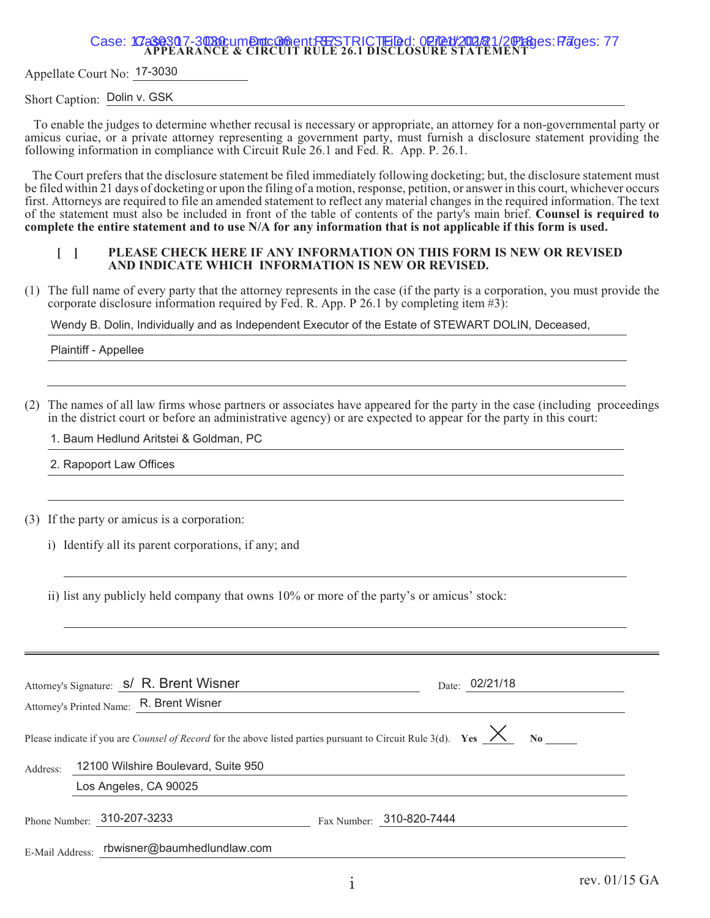# APPEARANCE & CIRCUIT RULE 26.1 DISCLOSURE STATEMENT

Appellate Court No: 17-3030

Short Caption: Dolin v. GSK

To enable the judges to determine whether recusal is necessary or appropriate, an attorney for a non-governmental party or amicus curiae, or a private attorney representing a government party, must furnish a disclosure statement providing the following information in compliance with Circuit Rule 26.1 and Fed. R. App. P. 26.1.

The Court prefers that the disclosure statement be filed immediately following docketing; but, the disclosure statement must be filed within 21 days of docketing or upon the filing of a motion, response, petition, or answer in this court, whichever occurs first. Attorneys are required to file an amended statement to reflect any material changes in the required information. The text of the statement must also be included in front of the table of contents of the party's main brief. **Counsel is required to complete the entire statement and to use N/A for any information that is not applicable if this form is used.**

**[ ] PLEASE CHECK HERE IF ANY INFORMATION ON THIS FORM IS NEW OR REVISED AND INDICATE WHICH INFORMATION IS NEW OR REVISED.**

(1) The full name of every party that the attorney represents in the case (if the party is a corporation, you must provide the corporate disclosure information required by Fed. R. App. P 26.1 by completing item #3):

Wendy B. Dolin, Individually and as Independent Executor of the Estate of STEWART DOLIN, Deceased,

Plaintiff - Appellee

(2) The names of all law firms whose partners or associates have appeared for the party in the case (including proceedings in the district court or before an administrative agency) or are expected to appear for the party in this court:

1. Baum Hedlund Aritstei & Goldman, PC
2. Rapoport Law Offices

(3) If the party or amicus is a corporation:

i) Identify all its parent corporations, if any; and

ii) list any publicly held company that owns 10% or more of the party's or amicus' stock:

---

Attorney's Signature: s/ R. Brent Wisner    Date: 02/21/18

Attorney's Printed Name: R. Brent Wisner

Please indicate if you are *Counsel of Record* for the above listed parties pursuant to Circuit Rule 3(d). **Yes** X **No** ____

Address: 12100 Wilshire Boulevard, Suite 950
Los Angeles, CA 90025

Phone Number: 310-207-3233    Fax Number: 310-820-7444

E-Mail Address: rbwisner@baumhedlundlaw.com

rev. 01/15 GA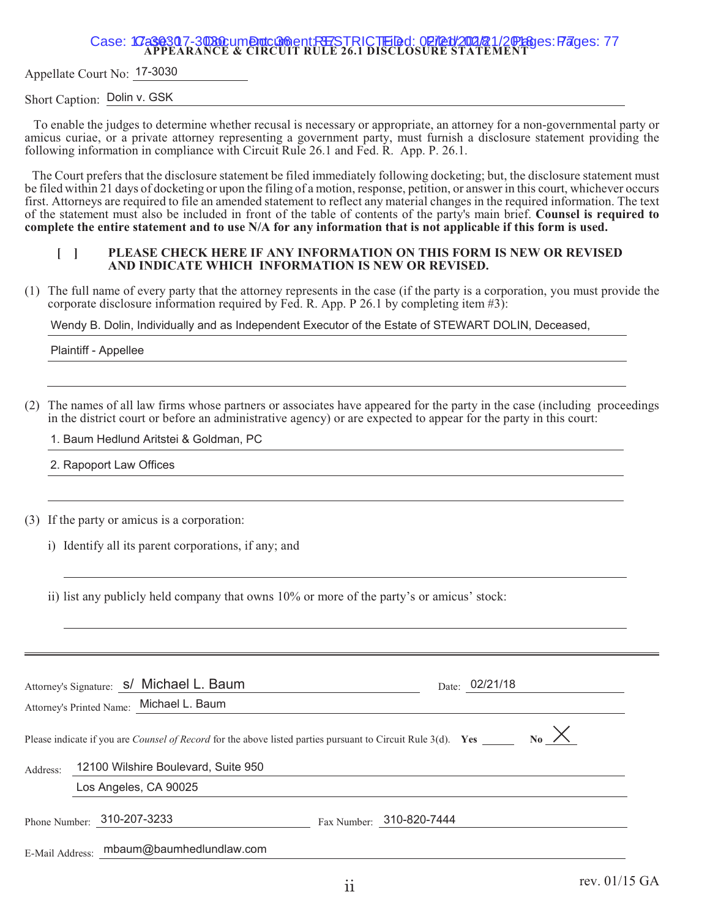# APPEARANCE & CIRCUIT RULE 26.1 DISCLOSURE STATEMENT

Appellate Court No: 17-3030

Short Caption: Dolin v. GSK

To enable the judges to determine whether recusal is necessary or appropriate, an attorney for a non-governmental party or amicus curiae, or a private attorney representing a government party, must furnish a disclosure statement providing the following information in compliance with Circuit Rule 26.1 and Fed. R. App. P. 26.1.

The Court prefers that the disclosure statement be filed immediately following docketing; but, the disclosure statement must be filed within 21 days of docketing or upon the filing of a motion, response, petition, or answer in this court, whichever occurs first. Attorneys are required to file an amended statement to reflect any material changes in the required information. The text of the statement must also be included in front of the table of contents of the party's main brief. **Counsel is required to complete the entire statement and to use N/A for any information that is not applicable if this form is used.**

[ ] **PLEASE CHECK HERE IF ANY INFORMATION ON THIS FORM IS NEW OR REVISED AND INDICATE WHICH INFORMATION IS NEW OR REVISED.**

(1) The full name of every party that the attorney represents in the case (if the party is a corporation, you must provide the corporate disclosure information required by Fed. R. App. P 26.1 by completing item #3):

Wendy B. Dolin, Individually and as Independent Executor of the Estate of STEWART DOLIN, Deceased,

Plaintiff - Appellee

(2) The names of all law firms whose partners or associates have appeared for the party in the case (including proceedings in the district court or before an administrative agency) or are expected to appear for the party in this court:

1. Baum Hedlund Aritstei & Goldman, PC
2. Rapoport Law Offices

(3) If the party or amicus is a corporation:

i) Identify all its parent corporations, if any; and

ii) list any publicly held company that owns 10% or more of the party's or amicus' stock:

---

Attorney's Signature: s/ Michael L. Baum Date: 02/21/18

Attorney's Printed Name: Michael L. Baum

Please indicate if you are *Counsel of Record* for the above listed parties pursuant to Circuit Rule 3(d). **Yes** \_\_\_\_ **No** X

Address: 12100 Wilshire Boulevard, Suite 950
Los Angeles, CA 90025

Phone Number: 310-207-3233 Fax Number: 310-820-7444

E-Mail Address: mbaum@baumhedlundlaw.com

rev. 01/15 GA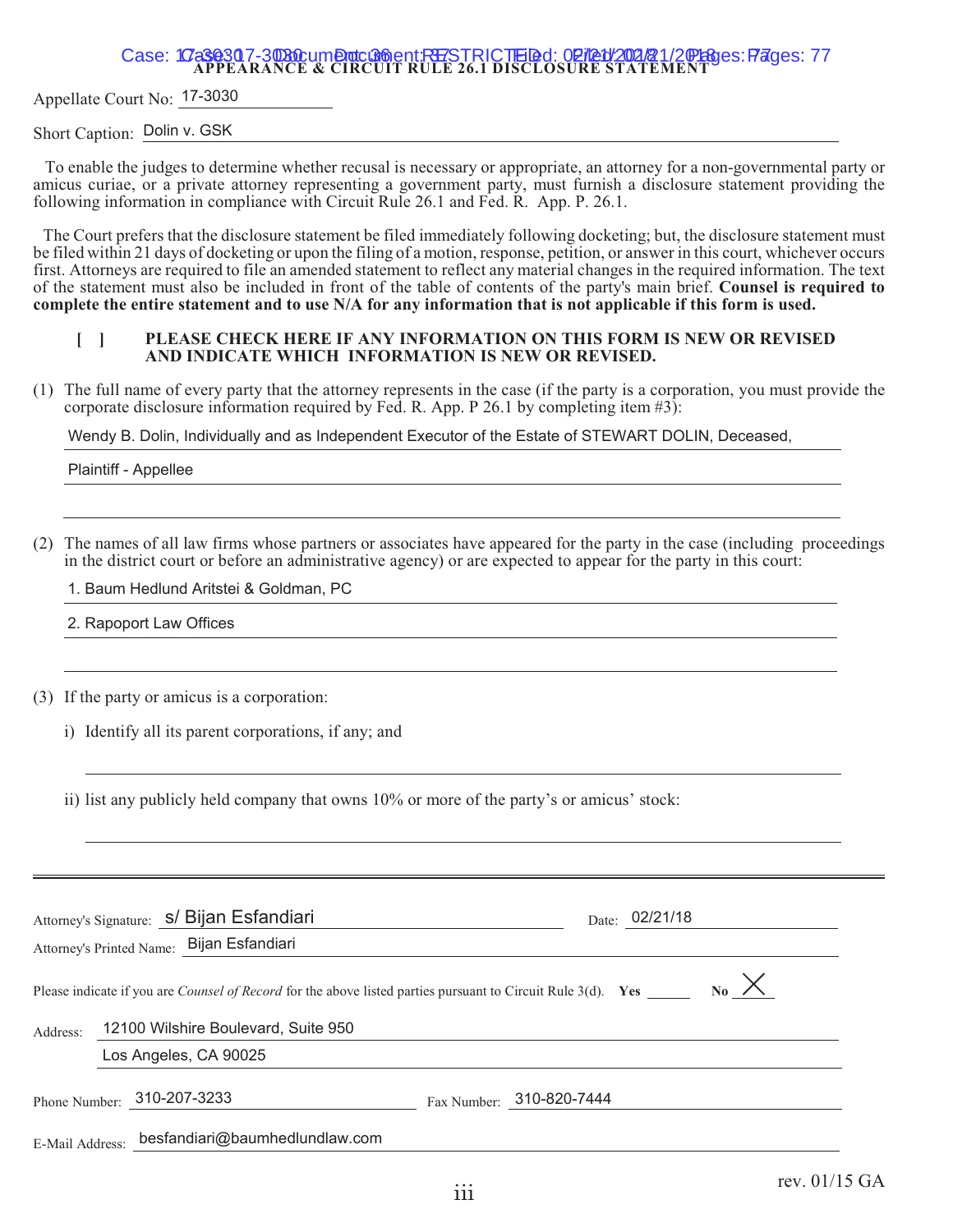# APPEARANCE & CIRCUIT RULE 26.1 DISCLOSURE STATEMENT

Appellate Court No: 17-3030

Short Caption: Dolin v. GSK

To enable the judges to determine whether recusal is necessary or appropriate, an attorney for a non-governmental party or amicus curiae, or a private attorney representing a government party, must furnish a disclosure statement providing the following information in compliance with Circuit Rule 26.1 and Fed. R. App. P. 26.1.

The Court prefers that the disclosure statement be filed immediately following docketing; but, the disclosure statement must be filed within 21 days of docketing or upon the filing of a motion, response, petition, or answer in this court, whichever occurs first. Attorneys are required to file an amended statement to reflect any material changes in the required information. The text of the statement must also be included in front of the table of contents of the party's main brief. **Counsel is required to complete the entire statement and to use N/A for any information that is not applicable if this form is used.**

**[ ] PLEASE CHECK HERE IF ANY INFORMATION ON THIS FORM IS NEW OR REVISED AND INDICATE WHICH INFORMATION IS NEW OR REVISED.**

(1) The full name of every party that the attorney represents in the case (if the party is a corporation, you must provide the corporate disclosure information required by Fed. R. App. P 26.1 by completing item #3):

Wendy B. Dolin, Individually and as Independent Executor of the Estate of STEWART DOLIN, Deceased,

Plaintiff - Appellee

(2) The names of all law firms whose partners or associates have appeared for the party in the case (including proceedings in the district court or before an administrative agency) or are expected to appear for the party in this court:

1. Baum Hedlund Aritstei & Goldman, PC

2. Rapoport Law Offices

(3) If the party or amicus is a corporation:

i) Identify all its parent corporations, if any; and

ii) list any publicly held company that owns 10% or more of the party's or amicus' stock:

---

Attorney's Signature: s/ Bijan Esfandiari  Date: 02/21/18

Attorney's Printed Name: Bijan Esfandiari

Please indicate if you are *Counsel of Record* for the above listed parties pursuant to Circuit Rule 3(d). **Yes** \_\_\_\_\_ **No** X

Address: 12100 Wilshire Boulevard, Suite 950
Los Angeles, CA 90025

Phone Number: 310-207-3233  Fax Number: 310-820-7444

E-Mail Address: besfandiari@baumhedlundlaw.com

rev. 01/15 GA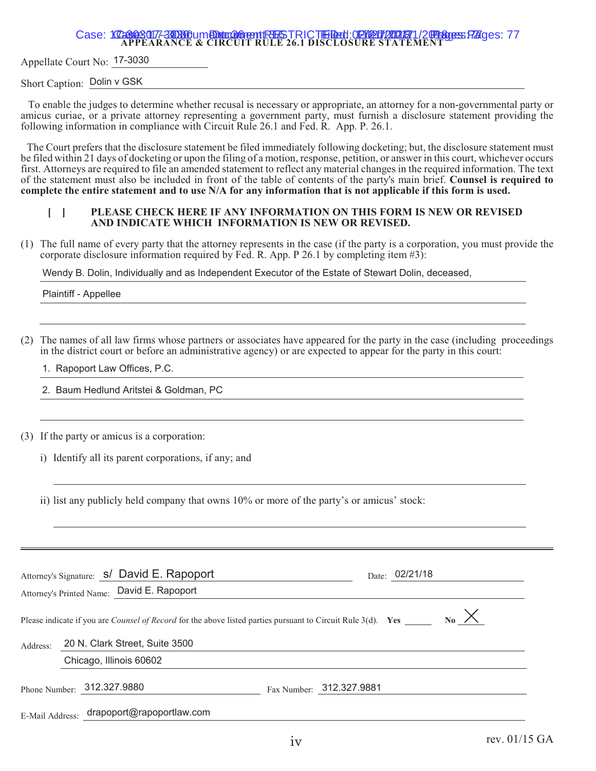# APPEARANCE & CIRCUIT RULE 26.1 DISCLOSURE STATEMENT

Appellate Court No: 17-3030

Short Caption: Dolin v GSK

To enable the judges to determine whether recusal is necessary or appropriate, an attorney for a non-governmental party or amicus curiae, or a private attorney representing a government party, must furnish a disclosure statement providing the following information in compliance with Circuit Rule 26.1 and Fed. R. App. P. 26.1.

The Court prefers that the disclosure statement be filed immediately following docketing; but, the disclosure statement must be filed within 21 days of docketing or upon the filing of a motion, response, petition, or answer in this court, whichever occurs first. Attorneys are required to file an amended statement to reflect any material changes in the required information. The text of the statement must also be included in front of the table of contents of the party's main brief. **Counsel is required to complete the entire statement and to use N/A for any information that is not applicable if this form is used.**

[ ] **PLEASE CHECK HERE IF ANY INFORMATION ON THIS FORM IS NEW OR REVISED AND INDICATE WHICH INFORMATION IS NEW OR REVISED.**

(1) The full name of every party that the attorney represents in the case (if the party is a corporation, you must provide the corporate disclosure information required by Fed. R. App. P 26.1 by completing item #3):

Wendy B. Dolin, Individually and as Independent Executor of the Estate of Stewart Dolin, deceased,

Plaintiff - Appellee

(2) The names of all law firms whose partners or associates have appeared for the party in the case (including proceedings in the district court or before an administrative agency) or are expected to appear for the party in this court:

1. Rapoport Law Offices, P.C.
2. Baum Hedlund Aritstei & Goldman, PC

(3) If the party or amicus is a corporation:

i) Identify all its parent corporations, if any; and

ii) list any publicly held company that owns 10% or more of the party's or amicus' stock:

---

Attorney's Signature: s/ David E. Rapoport  Date: 02/21/18

Attorney's Printed Name: David E. Rapoport

Please indicate if you are *Counsel of Record* for the above listed parties pursuant to Circuit Rule 3(d). **Yes** ______ **No** X

Address: 20 N. Clark Street, Suite 3500
Chicago, Illinois 60602

Phone Number: 312.327.9880  Fax Number: 312.327.9881

E-Mail Address: drapoport@rapoportlaw.com

rev. 01/15 GA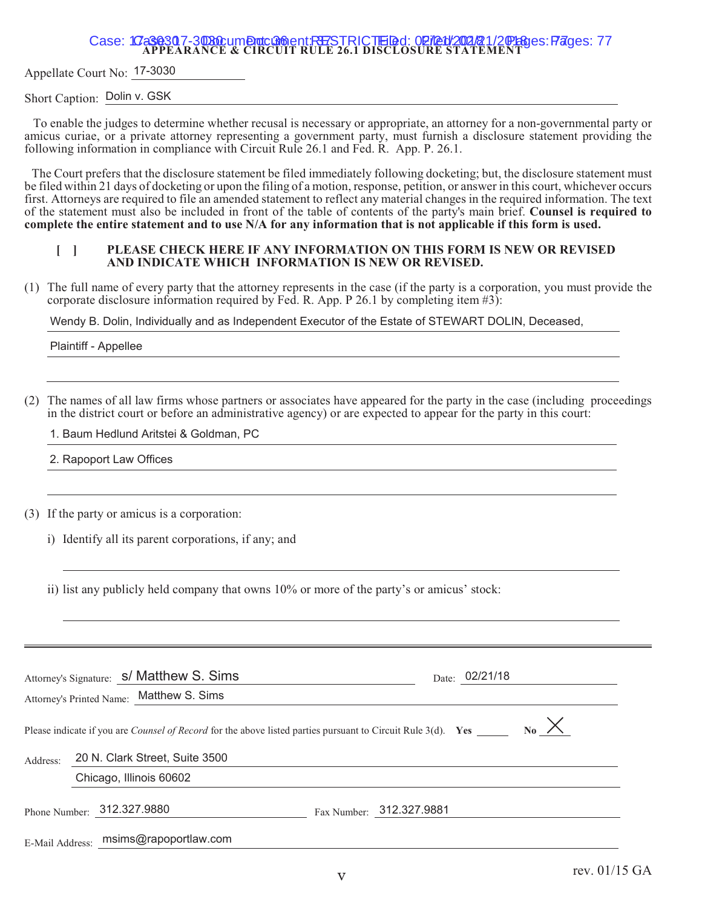# APPEARANCE & CIRCUIT RULE 26.1 DISCLOSURE STATEMENT

Appellate Court No: 17-3030

Short Caption: Dolin v. GSK

To enable the judges to determine whether recusal is necessary or appropriate, an attorney for a non-governmental party or amicus curiae, or a private attorney representing a government party, must furnish a disclosure statement providing the following information in compliance with Circuit Rule 26.1 and Fed. R. App. P. 26.1.

The Court prefers that the disclosure statement be filed immediately following docketing; but, the disclosure statement must be filed within 21 days of docketing or upon the filing of a motion, response, petition, or answer in this court, whichever occurs first. Attorneys are required to file an amended statement to reflect any material changes in the required information. The text of the statement must also be included in front of the table of contents of the party's main brief. **Counsel is required to complete the entire statement and to use N/A for any information that is not applicable if this form is used.**

[ ] **PLEASE CHECK HERE IF ANY INFORMATION ON THIS FORM IS NEW OR REVISED AND INDICATE WHICH INFORMATION IS NEW OR REVISED.**

(1) The full name of every party that the attorney represents in the case (if the party is a corporation, you must provide the corporate disclosure information required by Fed. R. App. P 26.1 by completing item #3):

Wendy B. Dolin, Individually and as Independent Executor of the Estate of STEWART DOLIN, Deceased,

Plaintiff - Appellee

(2) The names of all law firms whose partners or associates have appeared for the party in the case (including proceedings in the district court or before an administrative agency) or are expected to appear for the party in this court:

1. Baum Hedlund Aritstei & Goldman, PC
2. Rapoport Law Offices

(3) If the party or amicus is a corporation:

i) Identify all its parent corporations, if any; and

ii) list any publicly held company that owns 10% or more of the party's or amicus' stock:

---

Attorney's Signature: s/ Matthew S. Sims    Date: 02/21/18

Attorney's Printed Name: Matthew S. Sims

Please indicate if you are *Counsel of Record* for the above listed parties pursuant to Circuit Rule 3(d). **Yes** ____ **No** X

Address: 20 N. Clark Street, Suite 3500
Chicago, Illinois 60602

Phone Number: 312.327.9880    Fax Number: 312.327.9881

E-Mail Address: msims@rapoportlaw.com

rev. 01/15 GA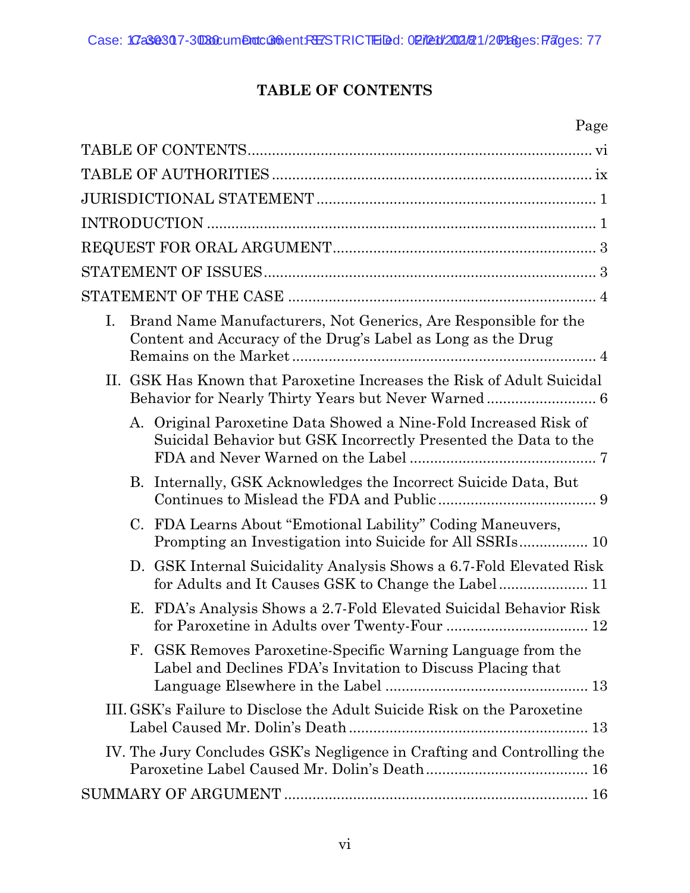# TABLE OF CONTENTS

| | Page |
|---|---|
| TABLE OF CONTENTS | vi |
| TABLE OF AUTHORITIES | ix |
| JURISDICTIONAL STATEMENT | 1 |
| INTRODUCTION | 1 |
| REQUEST FOR ORAL ARGUMENT | 3 |
| STATEMENT OF ISSUES | 3 |
| STATEMENT OF THE CASE | 4 |
| I. Brand Name Manufacturers, Not Generics, Are Responsible for the Content and Accuracy of the Drug's Label as Long as the Drug Remains on the Market | 4 |
| II. GSK Has Known that Paroxetine Increases the Risk of Adult Suicidal Behavior for Nearly Thirty Years but Never Warned | 6 |
| A. Original Paroxetine Data Showed a Nine-Fold Increased Risk of Suicidal Behavior but GSK Incorrectly Presented the Data to the FDA and Never Warned on the Label | 7 |
| B. Internally, GSK Acknowledges the Incorrect Suicide Data, But Continues to Mislead the FDA and Public | 9 |
| C. FDA Learns About "Emotional Lability" Coding Maneuvers, Prompting an Investigation into Suicide for All SSRIs | 10 |
| D. GSK Internal Suicidality Analysis Shows a 6.7-Fold Elevated Risk for Adults and It Causes GSK to Change the Label | 11 |
| E. FDA's Analysis Shows a 2.7-Fold Elevated Suicidal Behavior Risk for Paroxetine in Adults over Twenty-Four | 12 |
| F. GSK Removes Paroxetine-Specific Warning Language from the Label and Declines FDA's Invitation to Discuss Placing that Language Elsewhere in the Label | 13 |
| III. GSK's Failure to Disclose the Adult Suicide Risk on the Paroxetine Label Caused Mr. Dolin's Death | 13 |
| IV. The Jury Concludes GSK's Negligence in Crafting and Controlling the Paroxetine Label Caused Mr. Dolin's Death | 16 |
| SUMMARY OF ARGUMENT | 16 |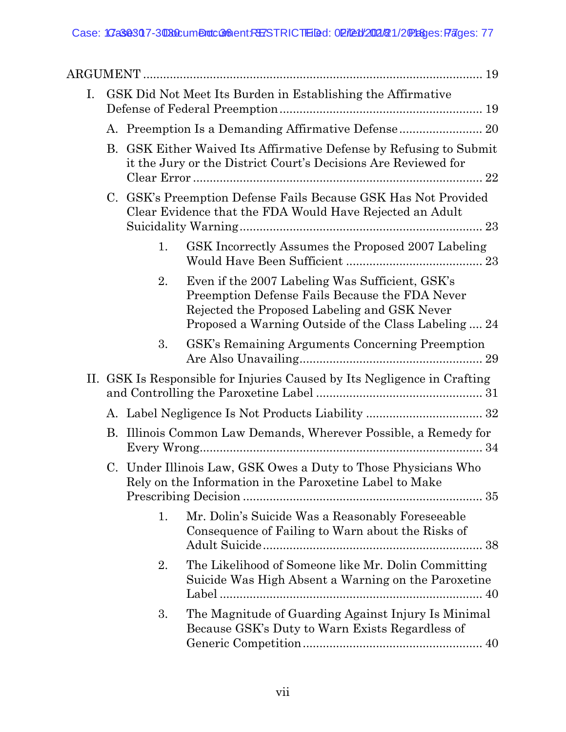ARGUMENT ........................................................................................ 19

I. GSK Did Not Meet Its Burden in Establishing the Affirmative Defense of Federal Preemption ............................................................ 19

A. Preemption Is a Demanding Affirmative Defense ........................ 20

B. GSK Either Waived Its Affirmative Defense by Refusing to Submit it the Jury or the District Court's Decisions Are Reviewed for Clear Error ...................................................................................... 22

C. GSK's Preemption Defense Fails Because GSK Has Not Provided Clear Evidence that the FDA Would Have Rejected an Adult Suicidality Warning ........................................................................ 23

1. GSK Incorrectly Assumes the Proposed 2007 Labeling Would Have Been Sufficient ......................................... 23

2. Even if the 2007 Labeling Was Sufficient, GSK's Preemption Defense Fails Because the FDA Never Rejected the Proposed Labeling and GSK Never Proposed a Warning Outside of the Class Labeling .... 24

3. GSK's Remaining Arguments Concerning Preemption Are Also Unavailing....................................................... 29

II. GSK Is Responsible for Injuries Caused by Its Negligence in Crafting and Controlling the Paroxetine Label ................................................. 31

A. Label Negligence Is Not Products Liability ................................... 32

B. Illinois Common Law Demands, Wherever Possible, a Remedy for Every Wrong..................................................................................... 34

C. Under Illinois Law, GSK Owes a Duty to Those Physicians Who Rely on the Information in the Paroxetine Label to Make Prescribing Decision ........................................................................ 35

1. Mr. Dolin's Suicide Was a Reasonably Foreseeable Consequence of Failing to Warn about the Risks of Adult Suicide.................................................................. 38

2. The Likelihood of Someone like Mr. Dolin Committing Suicide Was High Absent a Warning on the Paroxetine Label ............................................................................... 40

3. The Magnitude of Guarding Against Injury Is Minimal Because GSK's Duty to Warn Exists Regardless of Generic Competition ...................................................... 40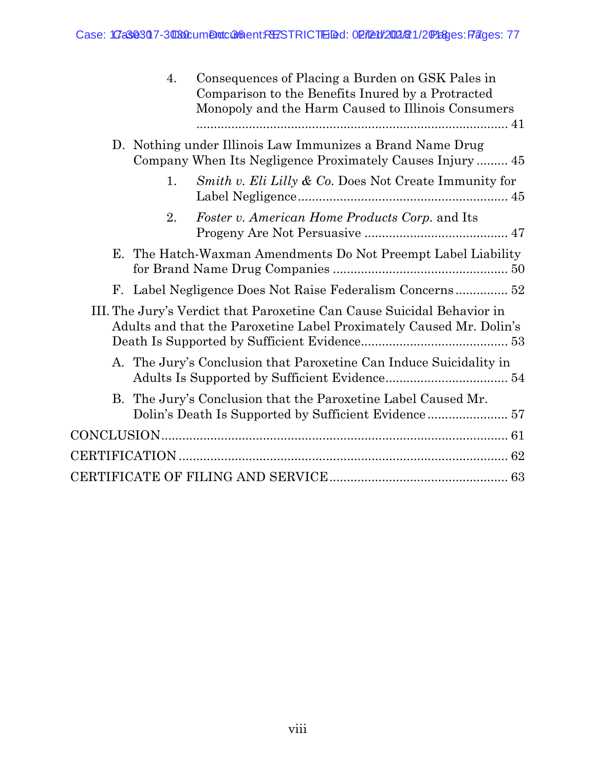4. Consequences of Placing a Burden on GSK Pales in Comparison to the Benefits Inured by a Protracted Monopoly and the Harm Caused to Illinois Consumers .......................................................................................... 41

D. Nothing under Illinois Law Immunizes a Brand Name Drug Company When Its Negligence Proximately Causes Injury ......... 45

1. *Smith v. Eli Lilly & Co.* Does Not Create Immunity for Label Negligence ........................................................... 45

2. *Foster v. American Home Products Corp.* and Its Progeny Are Not Persuasive ......................................... 47

E. The Hatch-Waxman Amendments Do Not Preempt Label Liability for Brand Name Drug Companies .................................................. 50

F. Label Negligence Does Not Raise Federalism Concerns ............... 52

III. The Jury's Verdict that Paroxetine Can Cause Suicidal Behavior in Adults and that the Paroxetine Label Proximately Caused Mr. Dolin's Death Is Supported by Sufficient Evidence.......................................... 53

A. The Jury's Conclusion that Paroxetine Can Induce Suicidality in Adults Is Supported by Sufficient Evidence................................... 54

B. The Jury's Conclusion that the Paroxetine Label Caused Mr. Dolin's Death Is Supported by Sufficient Evidence ....................... 57

CONCLUSION.................................................................................................... 61

CERTIFICATION .............................................................................................. 62

CERTIFICATE OF FILING AND SERVICE.................................................... 63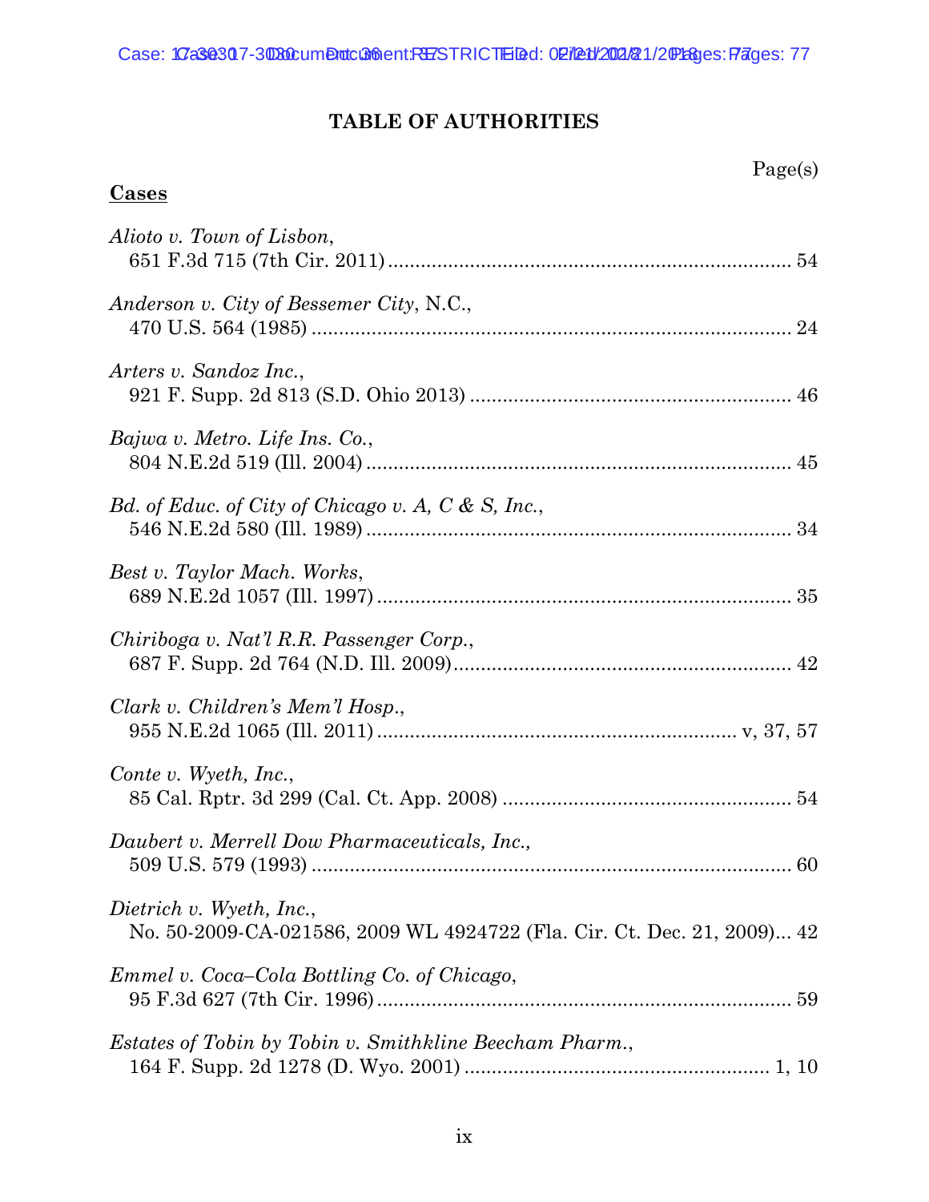# TABLE OF AUTHORITIES

Page(s)

**Cases**

*Alioto v. Town of Lisbon*,
651 F.3d 715 (7th Cir. 2011) ........................................................................ 54

*Anderson v. City of Bessemer City*, N.C.,
470 U.S. 564 (1985) ....................................................................................... 24

*Arters v. Sandoz Inc.*,
921 F. Supp. 2d 813 (S.D. Ohio 2013) .......................................................... 46

*Bajwa v. Metro. Life Ins. Co.*,
804 N.E.2d 519 (Ill. 2004) ............................................................................ 45

*Bd. of Educ. of City of Chicago v. A, C & S, Inc.*,
546 N.E.2d 580 (Ill. 1989) ............................................................................ 34

*Best v. Taylor Mach. Works*,
689 N.E.2d 1057 (Ill. 1997) .......................................................................... 35

*Chiriboga v. Nat'l R.R. Passenger Corp.*,
687 F. Supp. 2d 764 (N.D. Ill. 2009) ............................................................ 42

*Clark v. Children's Mem'l Hosp.*,
955 N.E.2d 1065 (Ill. 2011) ................................................................ v, 37, 57

*Conte v. Wyeth, Inc.*,
85 Cal. Rptr. 3d 299 (Cal. Ct. App. 2008) .................................................... 54

*Daubert v. Merrell Dow Pharmaceuticals, Inc.*,
509 U.S. 579 (1993) ....................................................................................... 60

*Dietrich v. Wyeth, Inc.*,
No. 50-2009-CA-021586, 2009 WL 4924722 (Fla. Cir. Ct. Dec. 21, 2009)... 42

*Emmel v. Coca–Cola Bottling Co. of Chicago*,
95 F.3d 627 (7th Cir. 1996) .......................................................................... 59

*Estates of Tobin by Tobin v. Smithkline Beecham Pharm.*,
164 F. Supp. 2d 1278 (D. Wyo. 2001) ....................................................... 1, 10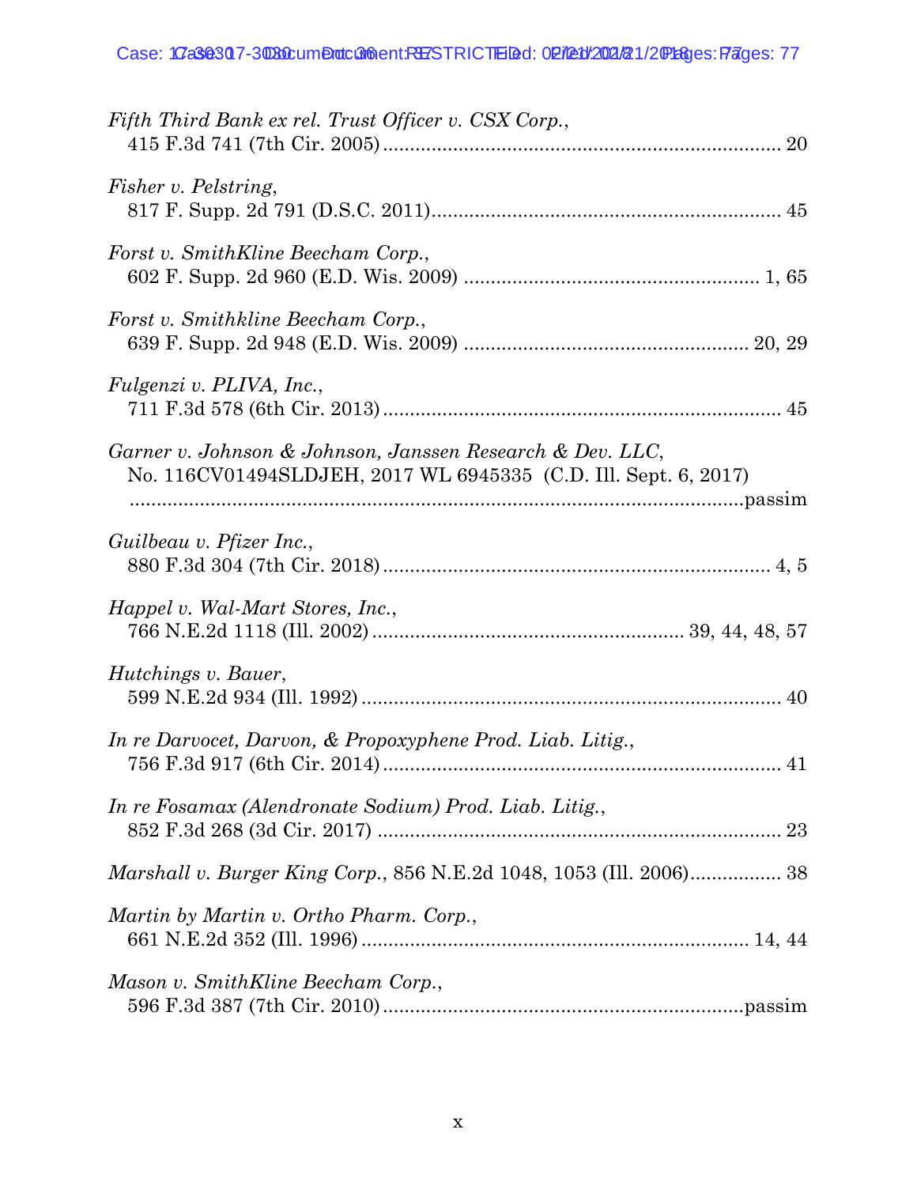*Fifth Third Bank ex rel. Trust Officer v. CSX Corp.*,
415 F.3d 741 (7th Cir. 2005) ........................................................................ 20

*Fisher v. Pelstring*,
817 F. Supp. 2d 791 (D.S.C. 2011) ................................................................ 45

*Forst v. SmithKline Beecham Corp.*,
602 F. Supp. 2d 960 (E.D. Wis. 2009) ...................................................... 1, 65

*Forst v. Smithkline Beecham Corp.*,
639 F. Supp. 2d 948 (E.D. Wis. 2009) .................................................... 20, 29

*Fulgenzi v. PLIVA, Inc.*,
711 F.3d 578 (6th Cir. 2013) ........................................................................ 45

*Garner v. Johnson & Johnson, Janssen Research & Dev. LLC*,
No. 116CV01494SLDJEH, 2017 WL 6945335 (C.D. Ill. Sept. 6, 2017)
...................................................................................................................passim

*Guilbeau v. Pfizer Inc.*,
880 F.3d 304 (7th Cir. 2018) ...................................................................... 4, 5

*Happel v. Wal-Mart Stores, Inc.*,
766 N.E.2d 1118 (Ill. 2002) ........................................................ 39, 44, 48, 57

*Hutchings v. Bauer*,
599 N.E.2d 934 (Ill. 1992) ............................................................................ 40

*In re Darvocet, Darvon, & Propoxyphene Prod. Liab. Litig.*,
756 F.3d 917 (6th Cir. 2014) ........................................................................ 41

*In re Fosamax (Alendronate Sodium) Prod. Liab. Litig.*,
852 F.3d 268 (3d Cir. 2017) ......................................................................... 23

*Marshall v. Burger King Corp.*, 856 N.E.2d 1048, 1053 (Ill. 2006)................. 38

*Martin by Martin v. Ortho Pharm. Corp.*,
661 N.E.2d 352 (Ill. 1996) ...................................................................... 14, 44

*Mason v. SmithKline Beecham Corp.*,
596 F.3d 387 (7th Cir. 2010) ...................................................................passim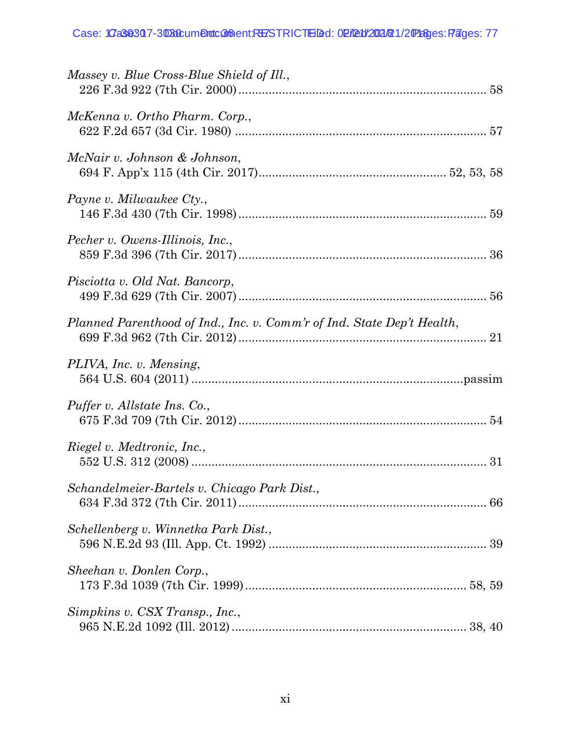*Massey v. Blue Cross-Blue Shield of Ill.*,
226 F.3d 922 (7th Cir. 2000) .......................................................................... 58

*McKenna v. Ortho Pharm. Corp.*,
622 F.2d 657 (3d Cir. 1980) ........................................................................... 57

*McNair v. Johnson & Johnson*,
694 F. App'x 115 (4th Cir. 2017)....................................................... 52, 53, 58

*Payne v. Milwaukee Cty.*,
146 F.3d 430 (7th Cir. 1998) .......................................................................... 59

*Pecher v. Owens-Illinois, Inc.*,
859 F.3d 396 (7th Cir. 2017) .......................................................................... 36

*Pisciotta v. Old Nat. Bancorp*,
499 F.3d 629 (7th Cir. 2007) .......................................................................... 56

*Planned Parenthood of Ind., Inc. v. Comm'r of Ind. State Dep't Health*,
699 F.3d 962 (7th Cir. 2012) .......................................................................... 21

*PLIVA, Inc. v. Mensing*,
564 U.S. 604 (2011) ..................................................................................passim

*Puffer v. Allstate Ins. Co.*,
675 F.3d 709 (7th Cir. 2012) .......................................................................... 54

*Riegel v. Medtronic, Inc.*,
552 U.S. 312 (2008) ........................................................................................ 31

*Schandelmeier-Bartels v. Chicago Park Dist.*,
634 F.3d 372 (7th Cir. 2011) .......................................................................... 66

*Schellenberg v. Winnetka Park Dist.*,
596 N.E.2d 93 (Ill. App. Ct. 1992) ................................................................. 39

*Sheehan v. Donlen Corp.*,
173 F.3d 1039 (7th Cir. 1999) .................................................................. 58, 59

*Simpkins v. CSX Transp., Inc.*,
965 N.E.2d 1092 (Ill. 2012) ...................................................................... 38, 40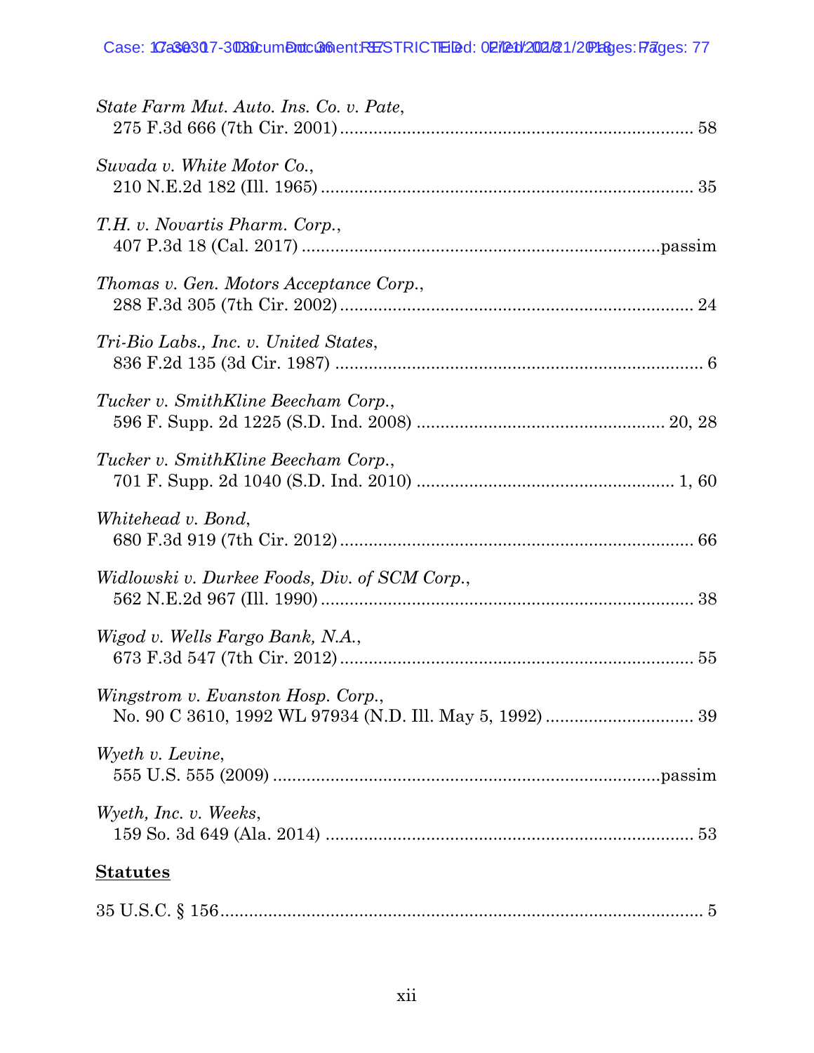*State Farm Mut. Auto. Ins. Co. v. Pate*,
275 F.3d 666 (7th Cir. 2001) ........................................................................ 58

*Suvada v. White Motor Co.*,
210 N.E.2d 182 (Ill. 1965) ............................................................................ 35

*T.H. v. Novartis Pharm. Corp.*,
407 P.3d 18 (Cal. 2017) ...........................................................................passim

*Thomas v. Gen. Motors Acceptance Corp.*,
288 F.3d 305 (7th Cir. 2002) ........................................................................ 24

*Tri-Bio Labs., Inc. v. United States*,
836 F.2d 135 (3d Cir. 1987) ............................................................................ 6

*Tucker v. SmithKline Beecham Corp.*,
596 F. Supp. 2d 1225 (S.D. Ind. 2008) ................................................. 20, 28

*Tucker v. SmithKline Beecham Corp.*,
701 F. Supp. 2d 1040 (S.D. Ind. 2010) ..................................................... 1, 60

*Whitehead v. Bond*,
680 F.3d 919 (7th Cir. 2012) ........................................................................ 66

*Widlowski v. Durkee Foods, Div. of SCM Corp.*,
562 N.E.2d 967 (Ill. 1990) ............................................................................ 38

*Wigod v. Wells Fargo Bank, N.A.*,
673 F.3d 547 (7th Cir. 2012) ........................................................................ 55

*Wingstrom v. Evanston Hosp. Corp.*,
No. 90 C 3610, 1992 WL 97934 (N.D. Ill. May 5, 1992) ............................. 39

*Wyeth v. Levine*,
555 U.S. 555 (2009) ...............................................................................passim

*Wyeth, Inc. v. Weeks*,
159 So. 3d 649 (Ala. 2014) ............................................................................ 53

**Statutes**

35 U.S.C. § 156 .................................................................................................. 5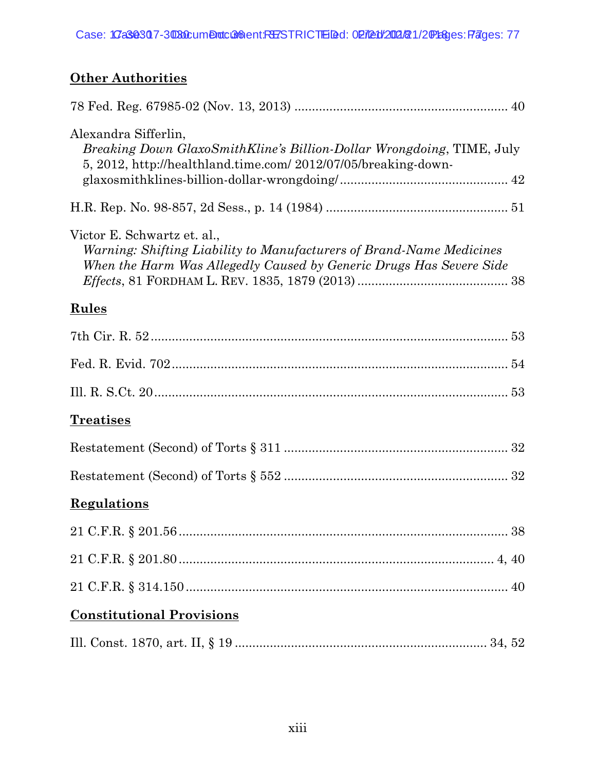**Other Authorities**

78 Fed. Reg. 67985-02 (Nov. 13, 2013) ............................................................ 40

Alexandra Sifferlin,
*Breaking Down GlaxoSmithKline's Billion-Dollar Wrongdoing*, TIME, July 5, 2012, http://healthland.time.com/ 2012/07/05/breaking-down-glaxosmithklines-billion-dollar-wrongdoing/ ................................................ 42

H.R. Rep. No. 98-857, 2d Sess., p. 14 (1984) .................................................... 51

Victor E. Schwartz et. al.,
*Warning: Shifting Liability to Manufacturers of Brand-Name Medicines When the Harm Was Allegedly Caused by Generic Drugs Has Severe Side Effects*, 81 FORDHAM L. REV. 1835, 1879 (2013) ........................................... 38

**Rules**

7th Cir. R. 52 ..................................................................................................... 53

Fed. R. Evid. 702 ............................................................................................... 54

Ill. R. S.Ct. 20 ..................................................................................................... 53

**Treatises**

Restatement (Second) of Torts § 311 ................................................................ 32

Restatement (Second) of Torts § 552 ................................................................ 32

**Regulations**

21 C.F.R. § 201.56 .............................................................................................. 38

21 C.F.R. § 201.80 ........................................................................................ 4, 40

21 C.F.R. § 314.150 ............................................................................................ 40

**Constitutional Provisions**

Ill. Const. 1870, art. II, § 19 ........................................................................ 34, 52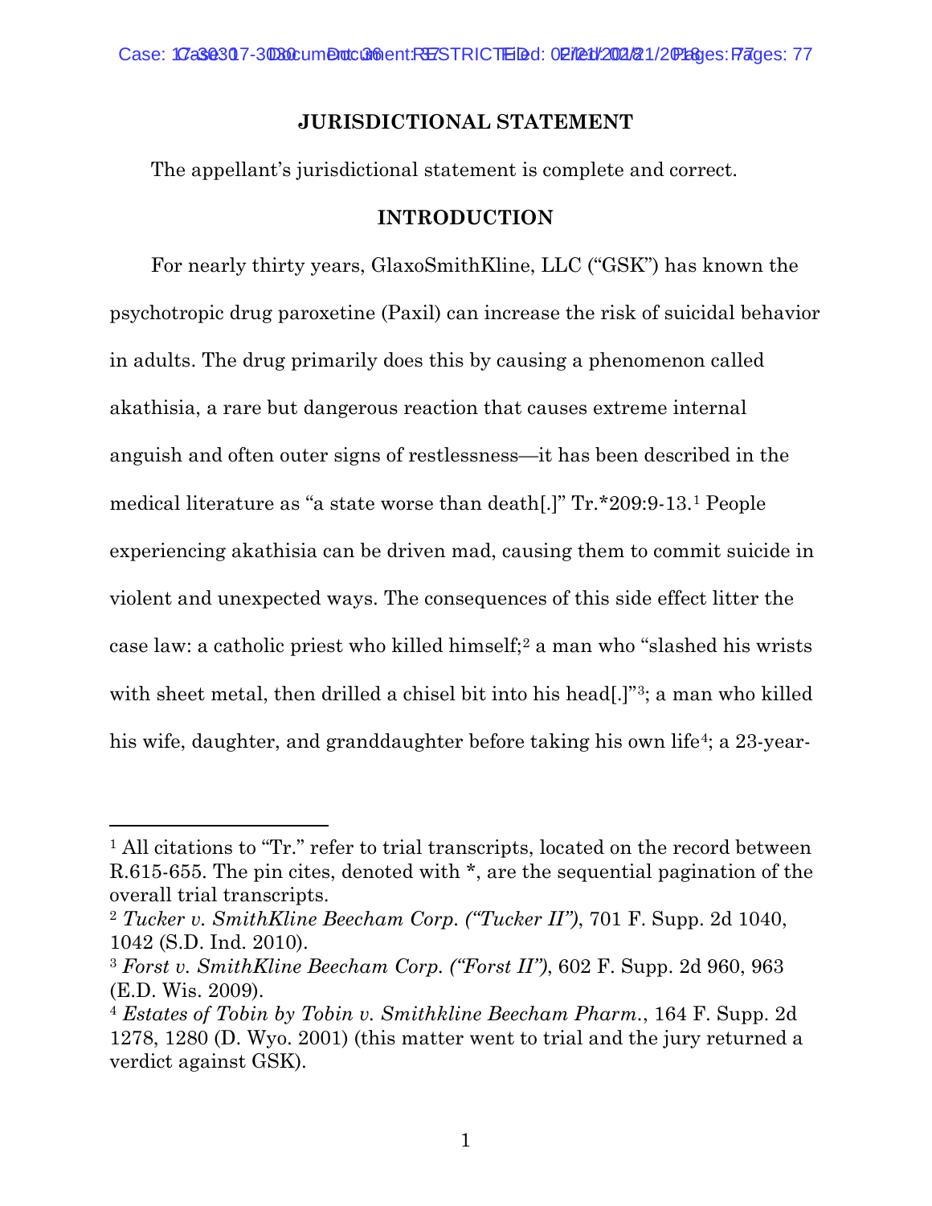## JURISDICTIONAL STATEMENT

The appellant's jurisdictional statement is complete and correct.

## INTRODUCTION

For nearly thirty years, GlaxoSmithKline, LLC ("GSK") has known the psychotropic drug paroxetine (Paxil) can increase the risk of suicidal behavior in adults. The drug primarily does this by causing a phenomenon called akathisia, a rare but dangerous reaction that causes extreme internal anguish and often outer signs of restlessness—it has been described in the medical literature as "a state worse than death[.]" Tr.*209:9-13.[1] People experiencing akathisia can be driven mad, causing them to commit suicide in violent and unexpected ways. The consequences of this side effect litter the case law: a catholic priest who killed himself;[2] a man who "slashed his wrists with sheet metal, then drilled a chisel bit into his head[.]"[3]; a man who killed his wife, daughter, and granddaughter before taking his own life[4]; a 23-year-

---

[1] All citations to "Tr." refer to trial transcripts, located on the record between R.615-655. The pin cites, denoted with *, are the sequential pagination of the overall trial transcripts.

[2] *Tucker v. SmithKline Beecham Corp. ("Tucker II")*, 701 F. Supp. 2d 1040, 1042 (S.D. Ind. 2010).

[3] *Forst v. SmithKline Beecham Corp. ("Forst II")*, 602 F. Supp. 2d 960, 963 (E.D. Wis. 2009).

[4] *Estates of Tobin by Tobin v. Smithkline Beecham Pharm.*, 164 F. Supp. 2d 1278, 1280 (D. Wyo. 2001) (this matter went to trial and the jury returned a verdict against GSK).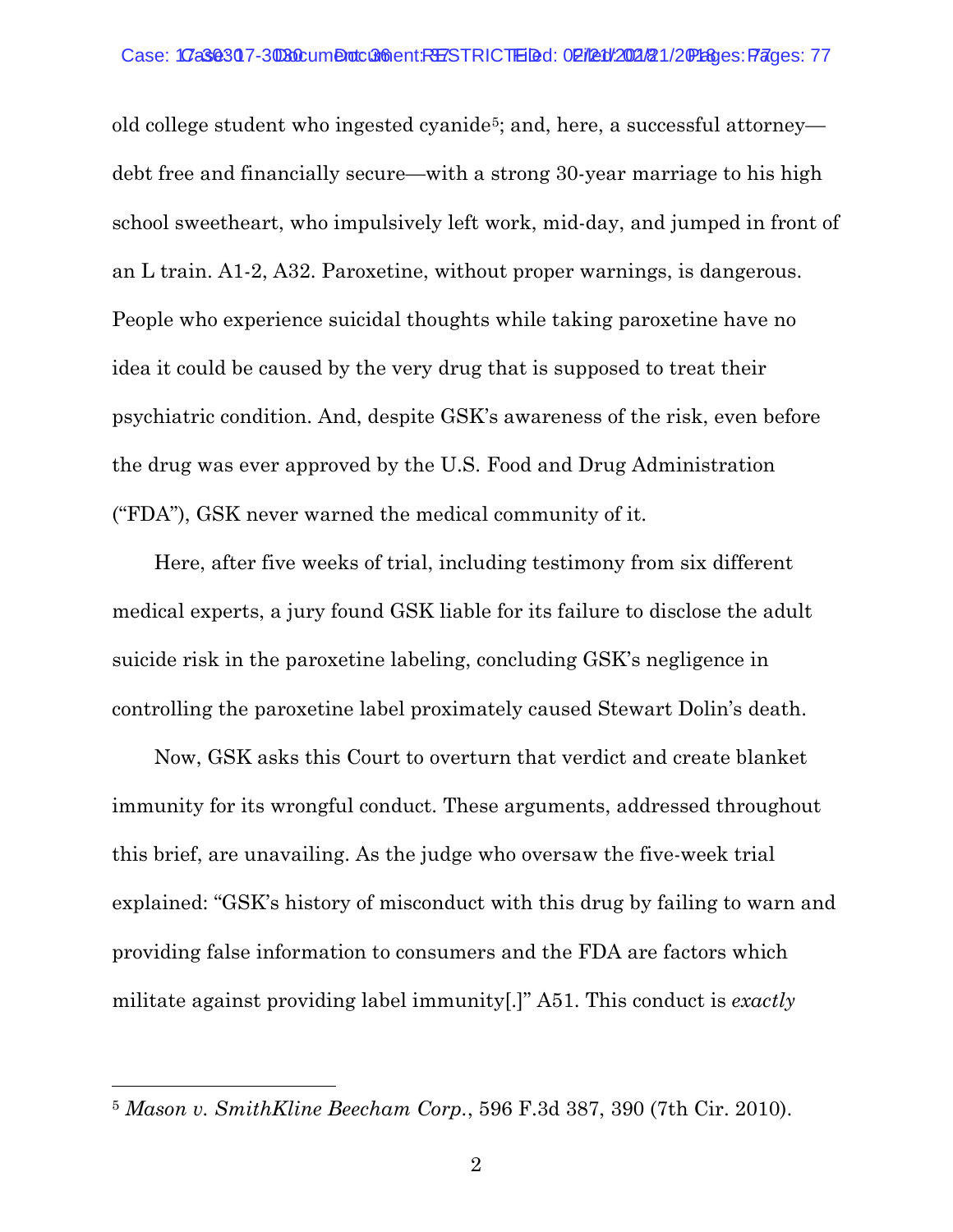old college student who ingested cyanide[5]; and, here, a successful attorney—debt free and financially secure—with a strong 30-year marriage to his high school sweetheart, who impulsively left work, mid-day, and jumped in front of an L train. A1-2, A32. Paroxetine, without proper warnings, is dangerous. People who experience suicidal thoughts while taking paroxetine have no idea it could be caused by the very drug that is supposed to treat their psychiatric condition. And, despite GSK's awareness of the risk, even before the drug was ever approved by the U.S. Food and Drug Administration ("FDA"), GSK never warned the medical community of it.

Here, after five weeks of trial, including testimony from six different medical experts, a jury found GSK liable for its failure to disclose the adult suicide risk in the paroxetine labeling, concluding GSK's negligence in controlling the paroxetine label proximately caused Stewart Dolin's death.

Now, GSK asks this Court to overturn that verdict and create blanket immunity for its wrongful conduct. These arguments, addressed throughout this brief, are unavailing. As the judge who oversaw the five-week trial explained: "GSK's history of misconduct with this drug by failing to warn and providing false information to consumers and the FDA are factors which militate against providing label immunity[.]" A51. This conduct is *exactly*

---

[5] *Mason v. SmithKline Beecham Corp.*, 596 F.3d 387, 390 (7th Cir. 2010).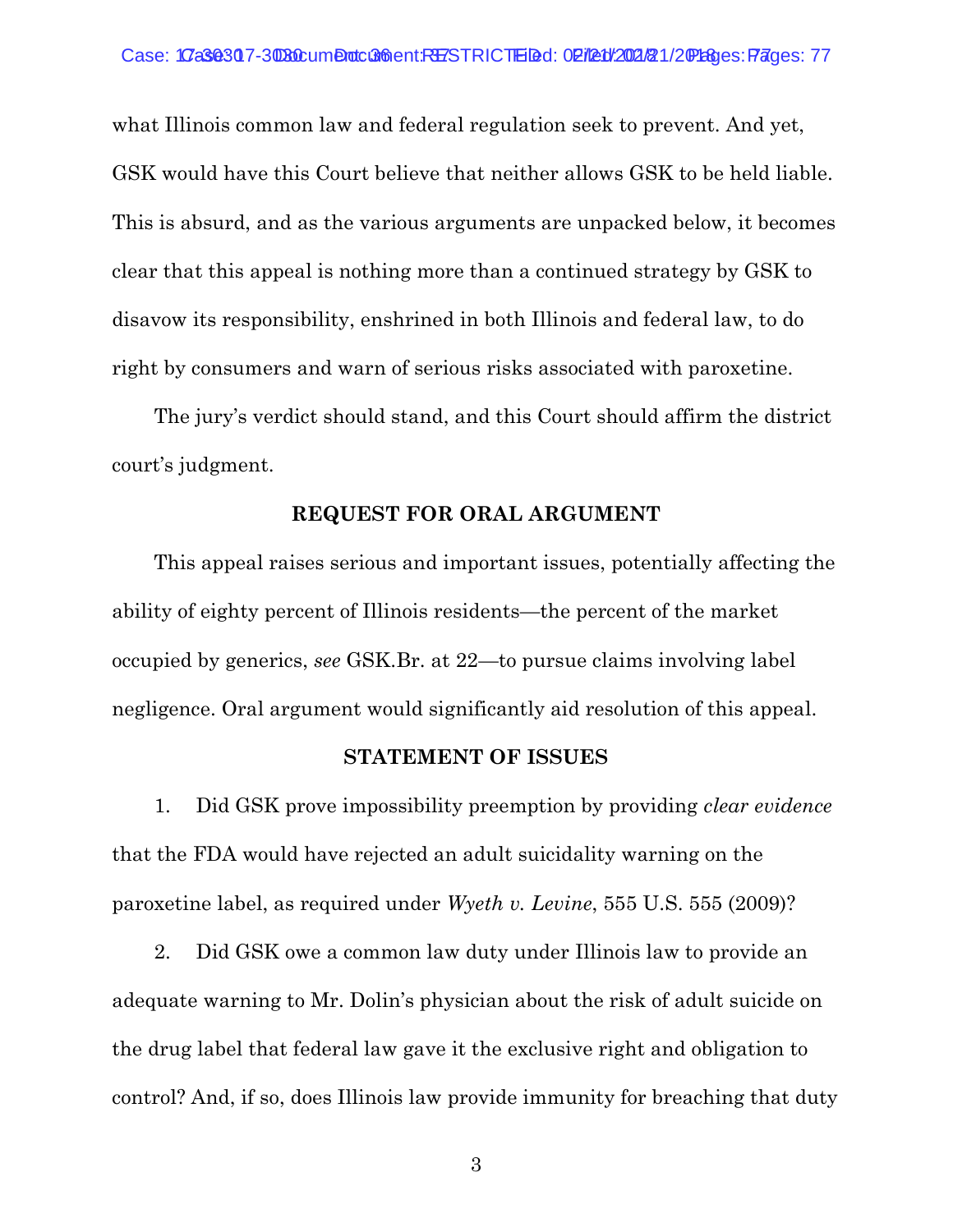what Illinois common law and federal regulation seek to prevent. And yet, GSK would have this Court believe that neither allows GSK to be held liable. This is absurd, and as the various arguments are unpacked below, it becomes clear that this appeal is nothing more than a continued strategy by GSK to disavow its responsibility, enshrined in both Illinois and federal law, to do right by consumers and warn of serious risks associated with paroxetine.

The jury's verdict should stand, and this Court should affirm the district court's judgment.

## REQUEST FOR ORAL ARGUMENT

This appeal raises serious and important issues, potentially affecting the ability of eighty percent of Illinois residents—the percent of the market occupied by generics, *see* GSK.Br. at 22—to pursue claims involving label negligence. Oral argument would significantly aid resolution of this appeal.

## STATEMENT OF ISSUES

1. Did GSK prove impossibility preemption by providing *clear evidence* that the FDA would have rejected an adult suicidality warning on the paroxetine label, as required under *Wyeth v. Levine*, 555 U.S. 555 (2009)?

2. Did GSK owe a common law duty under Illinois law to provide an adequate warning to Mr. Dolin's physician about the risk of adult suicide on the drug label that federal law gave it the exclusive right and obligation to control? And, if so, does Illinois law provide immunity for breaching that duty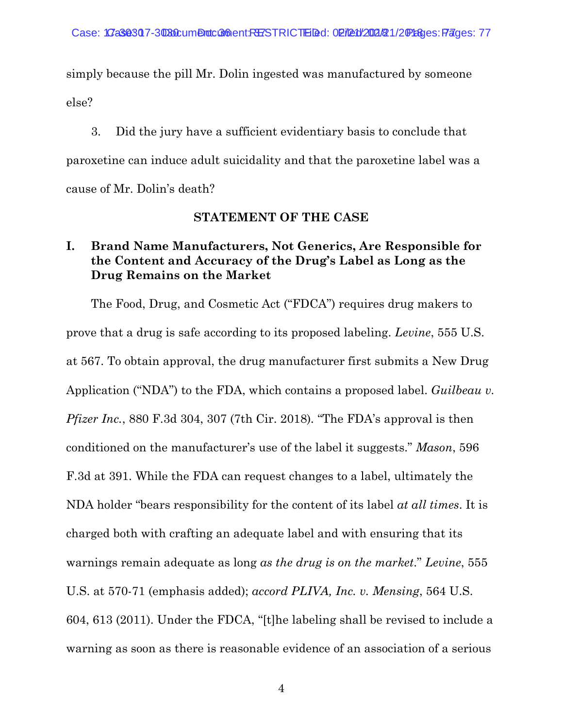simply because the pill Mr. Dolin ingested was manufactured by someone else?

3. Did the jury have a sufficient evidentiary basis to conclude that paroxetine can induce adult suicidality and that the paroxetine label was a cause of Mr. Dolin's death?

## STATEMENT OF THE CASE

### I. Brand Name Manufacturers, Not Generics, Are Responsible for the Content and Accuracy of the Drug's Label as Long as the Drug Remains on the Market

The Food, Drug, and Cosmetic Act ("FDCA") requires drug makers to prove that a drug is safe according to its proposed labeling. *Levine*, 555 U.S. at 567. To obtain approval, the drug manufacturer first submits a New Drug Application ("NDA") to the FDA, which contains a proposed label. *Guilbeau v. Pfizer Inc.*, 880 F.3d 304, 307 (7th Cir. 2018). "The FDA's approval is then conditioned on the manufacturer's use of the label it suggests." *Mason*, 596 F.3d at 391. While the FDA can request changes to a label, ultimately the NDA holder "bears responsibility for the content of its label *at all times*. It is charged both with crafting an adequate label and with ensuring that its warnings remain adequate as long *as the drug is on the market*." *Levine*, 555 U.S. at 570-71 (emphasis added); *accord PLIVA, Inc. v. Mensing*, 564 U.S. 604, 613 (2011). Under the FDCA, "[t]he labeling shall be revised to include a warning as soon as there is reasonable evidence of an association of a serious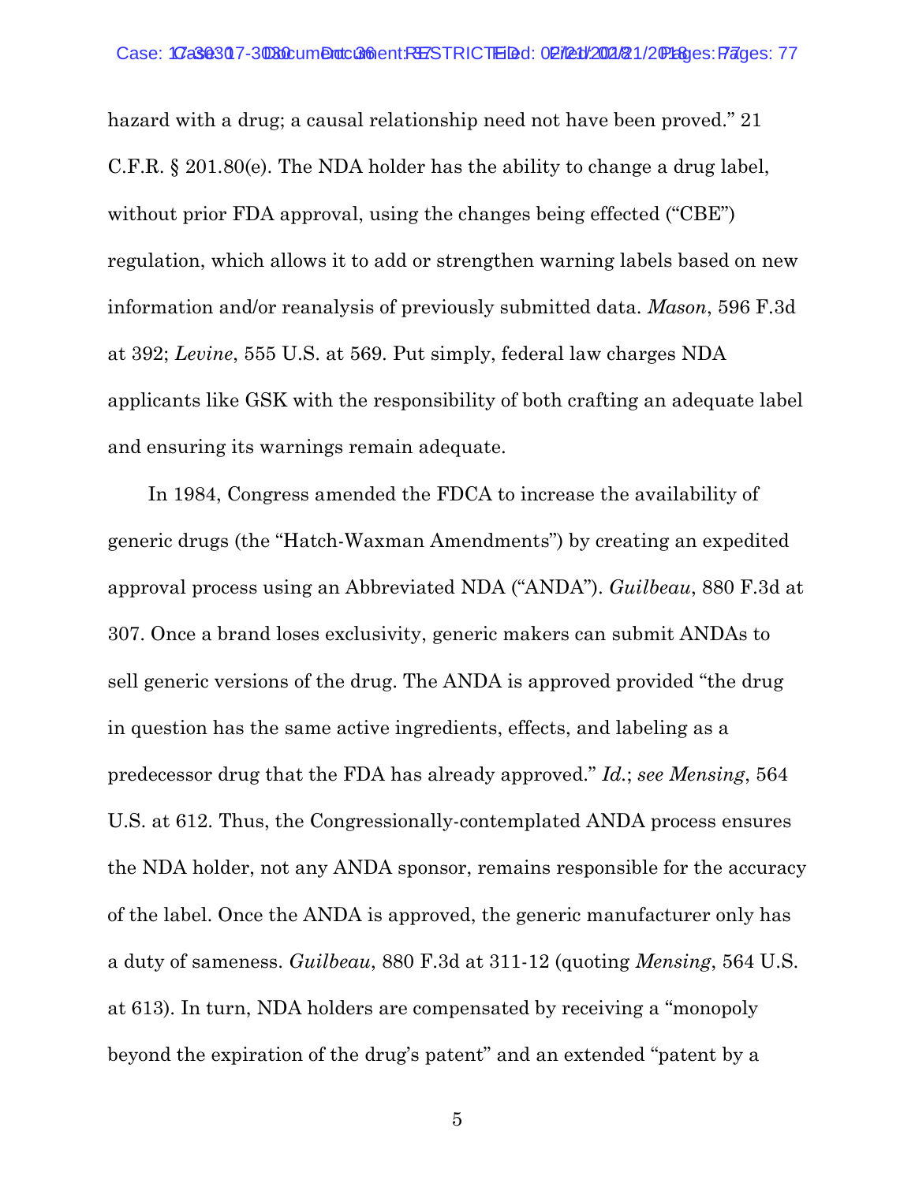hazard with a drug; a causal relationship need not have been proved." 21 C.F.R. § 201.80(e). The NDA holder has the ability to change a drug label, without prior FDA approval, using the changes being effected ("CBE") regulation, which allows it to add or strengthen warning labels based on new information and/or reanalysis of previously submitted data. *Mason*, 596 F.3d at 392; *Levine*, 555 U.S. at 569. Put simply, federal law charges NDA applicants like GSK with the responsibility of both crafting an adequate label and ensuring its warnings remain adequate.

In 1984, Congress amended the FDCA to increase the availability of generic drugs (the "Hatch-Waxman Amendments") by creating an expedited approval process using an Abbreviated NDA ("ANDA"). *Guilbeau*, 880 F.3d at 307. Once a brand loses exclusivity, generic makers can submit ANDAs to sell generic versions of the drug. The ANDA is approved provided "the drug in question has the same active ingredients, effects, and labeling as a predecessor drug that the FDA has already approved." *Id.*; *see Mensing*, 564 U.S. at 612. Thus, the Congressionally-contemplated ANDA process ensures the NDA holder, not any ANDA sponsor, remains responsible for the accuracy of the label. Once the ANDA is approved, the generic manufacturer only has a duty of sameness. *Guilbeau*, 880 F.3d at 311-12 (quoting *Mensing*, 564 U.S. at 613). In turn, NDA holders are compensated by receiving a "monopoly beyond the expiration of the drug's patent" and an extended "patent by a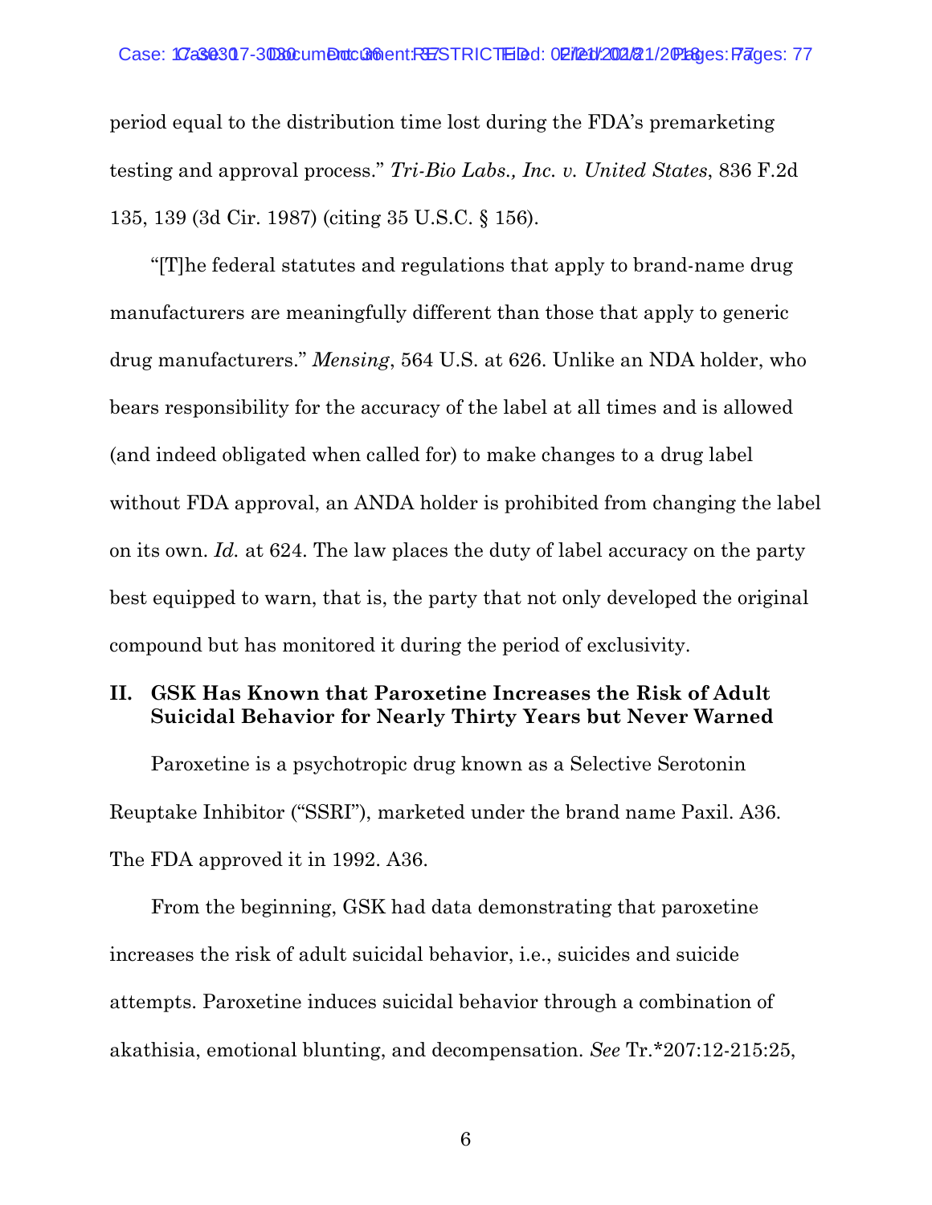period equal to the distribution time lost during the FDA's premarketing testing and approval process." *Tri-Bio Labs., Inc. v. United States*, 836 F.2d 135, 139 (3d Cir. 1987) (citing 35 U.S.C. § 156).

"[T]he federal statutes and regulations that apply to brand-name drug manufacturers are meaningfully different than those that apply to generic drug manufacturers." *Mensing*, 564 U.S. at 626. Unlike an NDA holder, who bears responsibility for the accuracy of the label at all times and is allowed (and indeed obligated when called for) to make changes to a drug label without FDA approval, an ANDA holder is prohibited from changing the label on its own. *Id.* at 624. The law places the duty of label accuracy on the party best equipped to warn, that is, the party that not only developed the original compound but has monitored it during the period of exclusivity.

## II. GSK Has Known that Paroxetine Increases the Risk of Adult Suicidal Behavior for Nearly Thirty Years but Never Warned

Paroxetine is a psychotropic drug known as a Selective Serotonin Reuptake Inhibitor ("SSRI"), marketed under the brand name Paxil. A36. The FDA approved it in 1992. A36.

From the beginning, GSK had data demonstrating that paroxetine increases the risk of adult suicidal behavior, i.e., suicides and suicide attempts. Paroxetine induces suicidal behavior through a combination of akathisia, emotional blunting, and decompensation. *See* Tr.*207:12-215:25,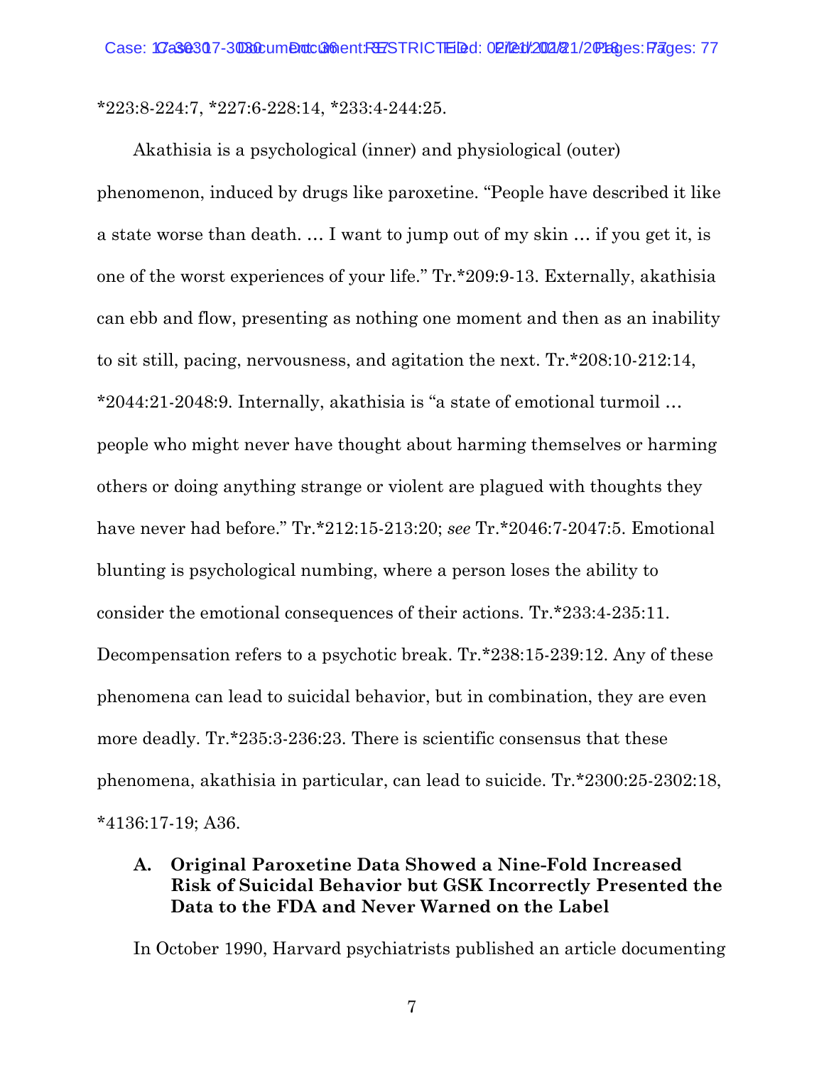*223:8-224:7, *227:6-228:14, *233:4-244:25.

Akathisia is a psychological (inner) and physiological (outer) phenomenon, induced by drugs like paroxetine. "People have described it like a state worse than death. … I want to jump out of my skin … if you get it, is one of the worst experiences of your life." Tr.*209:9-13. Externally, akathisia can ebb and flow, presenting as nothing one moment and then as an inability to sit still, pacing, nervousness, and agitation the next. Tr.*208:10-212:14, *2044:21-2048:9. Internally, akathisia is "a state of emotional turmoil … people who might never have thought about harming themselves or harming others or doing anything strange or violent are plagued with thoughts they have never had before." Tr.*212:15-213:20; *see* Tr.*2046:7-2047:5. Emotional blunting is psychological numbing, where a person loses the ability to consider the emotional consequences of their actions. Tr.*233:4-235:11. Decompensation refers to a psychotic break. Tr.*238:15-239:12. Any of these phenomena can lead to suicidal behavior, but in combination, they are even more deadly. Tr.*235:3-236:23. There is scientific consensus that these phenomena, akathisia in particular, can lead to suicide. Tr.*2300:25-2302:18, *4136:17-19; A36.

### A. Original Paroxetine Data Showed a Nine-Fold Increased Risk of Suicidal Behavior but GSK Incorrectly Presented the Data to the FDA and Never Warned on the Label

In October 1990, Harvard psychiatrists published an article documenting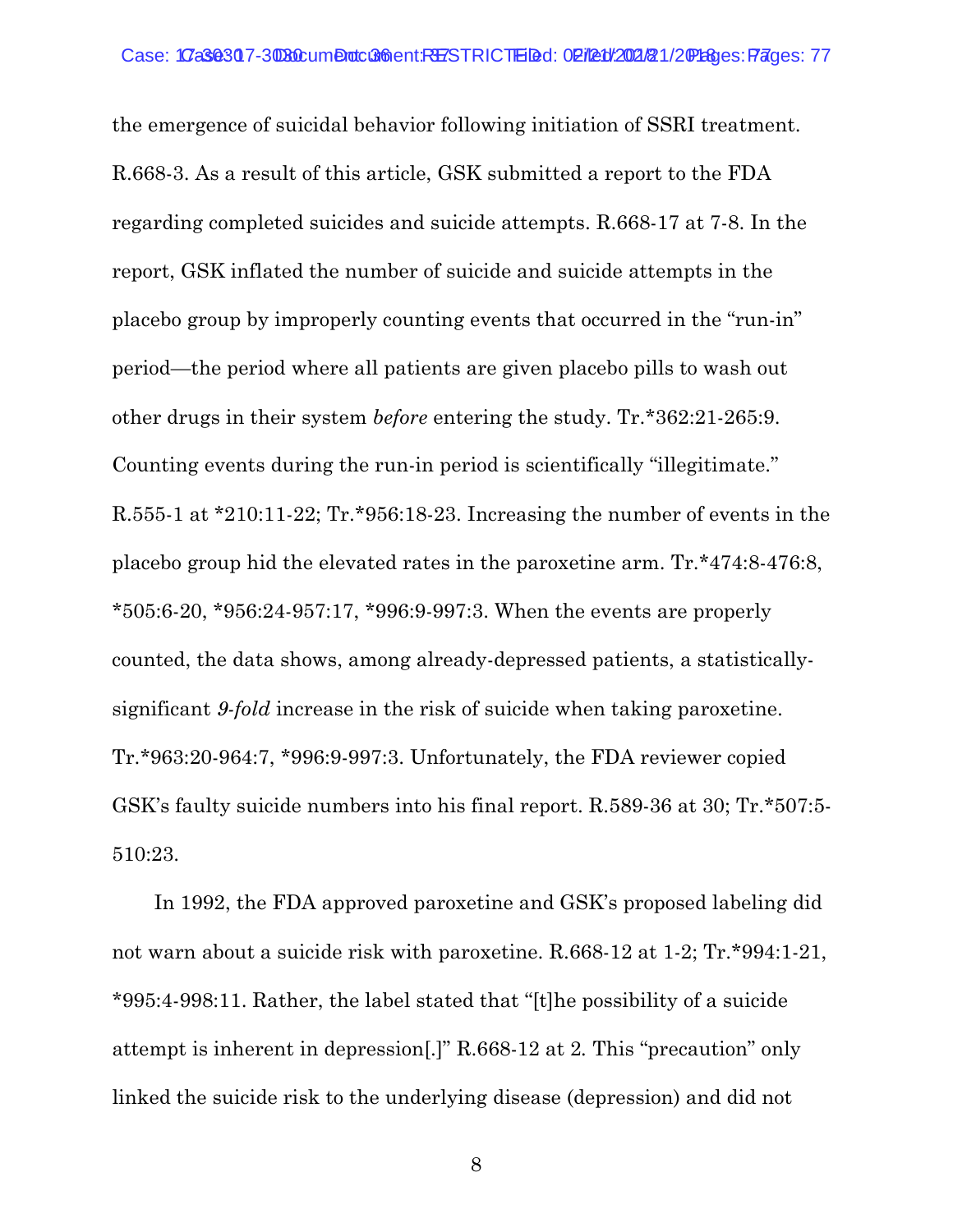the emergence of suicidal behavior following initiation of SSRI treatment. R.668-3. As a result of this article, GSK submitted a report to the FDA regarding completed suicides and suicide attempts. R.668-17 at 7-8. In the report, GSK inflated the number of suicide and suicide attempts in the placebo group by improperly counting events that occurred in the "run-in" period—the period where all patients are given placebo pills to wash out other drugs in their system *before* entering the study. Tr.*362:21-265:9. Counting events during the run-in period is scientifically "illegitimate." R.555-1 at *210:11-22; Tr.*956:18-23. Increasing the number of events in the placebo group hid the elevated rates in the paroxetine arm. Tr.*474:8-476:8, *505:6-20, *956:24-957:17, *996:9-997:3. When the events are properly counted, the data shows, among already-depressed patients, a statistically-significant *9-fold* increase in the risk of suicide when taking paroxetine. Tr.*963:20-964:7, *996:9-997:3. Unfortunately, the FDA reviewer copied GSK's faulty suicide numbers into his final report. R.589-36 at 30; Tr.*507:5-510:23.

In 1992, the FDA approved paroxetine and GSK's proposed labeling did not warn about a suicide risk with paroxetine. R.668-12 at 1-2; Tr.*994:1-21, *995:4-998:11. Rather, the label stated that "[t]he possibility of a suicide attempt is inherent in depression[.]" R.668-12 at 2. This "precaution" only linked the suicide risk to the underlying disease (depression) and did not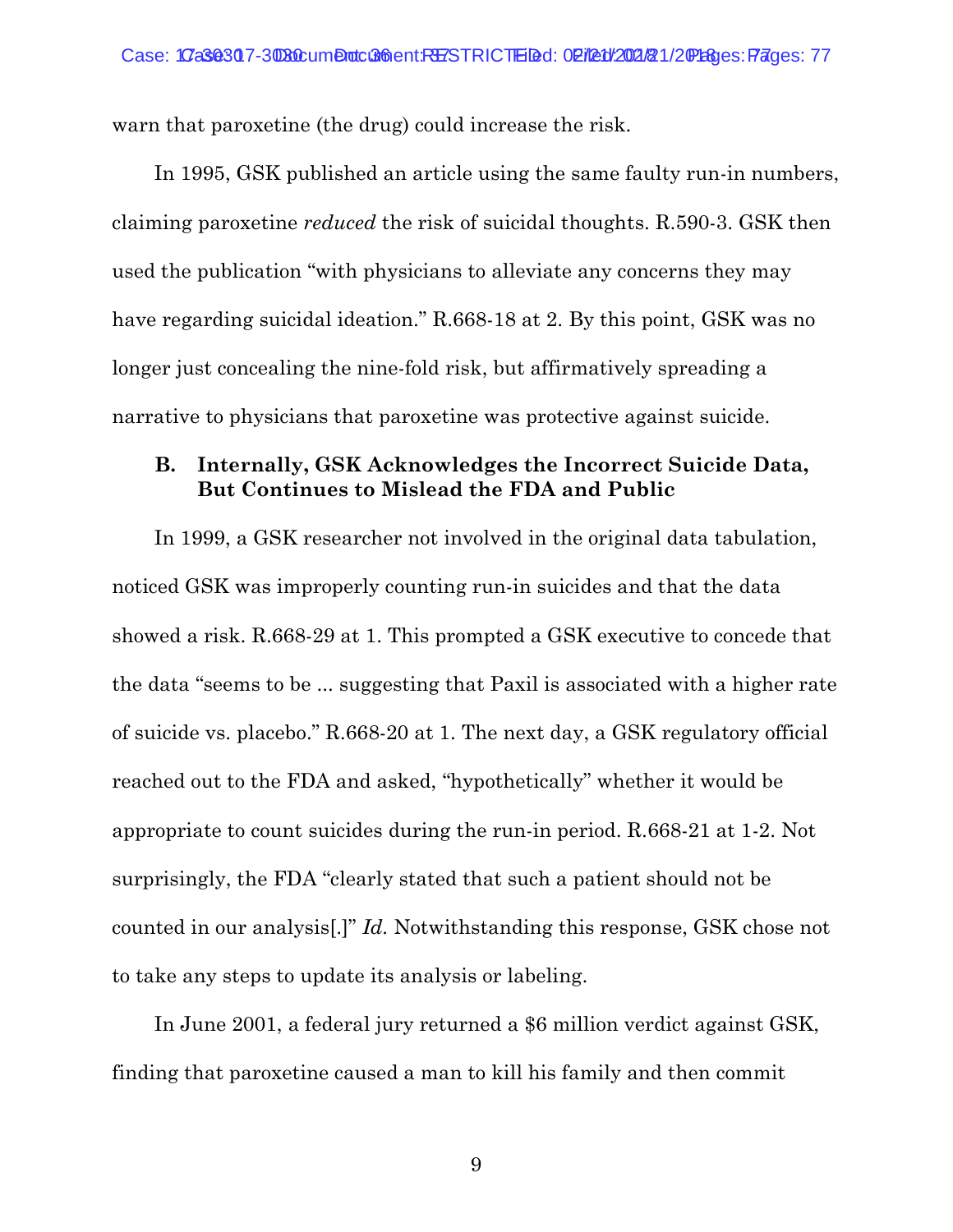warn that paroxetine (the drug) could increase the risk.

In 1995, GSK published an article using the same faulty run-in numbers, claiming paroxetine *reduced* the risk of suicidal thoughts. R.590-3. GSK then used the publication "with physicians to alleviate any concerns they may have regarding suicidal ideation." R.668-18 at 2. By this point, GSK was no longer just concealing the nine-fold risk, but affirmatively spreading a narrative to physicians that paroxetine was protective against suicide.

### B. Internally, GSK Acknowledges the Incorrect Suicide Data, But Continues to Mislead the FDA and Public

In 1999, a GSK researcher not involved in the original data tabulation, noticed GSK was improperly counting run-in suicides and that the data showed a risk. R.668-29 at 1. This prompted a GSK executive to concede that the data "seems to be ... suggesting that Paxil is associated with a higher rate of suicide vs. placebo." R.668-20 at 1. The next day, a GSK regulatory official reached out to the FDA and asked, "hypothetically" whether it would be appropriate to count suicides during the run-in period. R.668-21 at 1-2. Not surprisingly, the FDA "clearly stated that such a patient should not be counted in our analysis[.]" *Id.* Notwithstanding this response, GSK chose not to take any steps to update its analysis or labeling.

In June 2001, a federal jury returned a $6 million verdict against GSK, finding that paroxetine caused a man to kill his family and then commit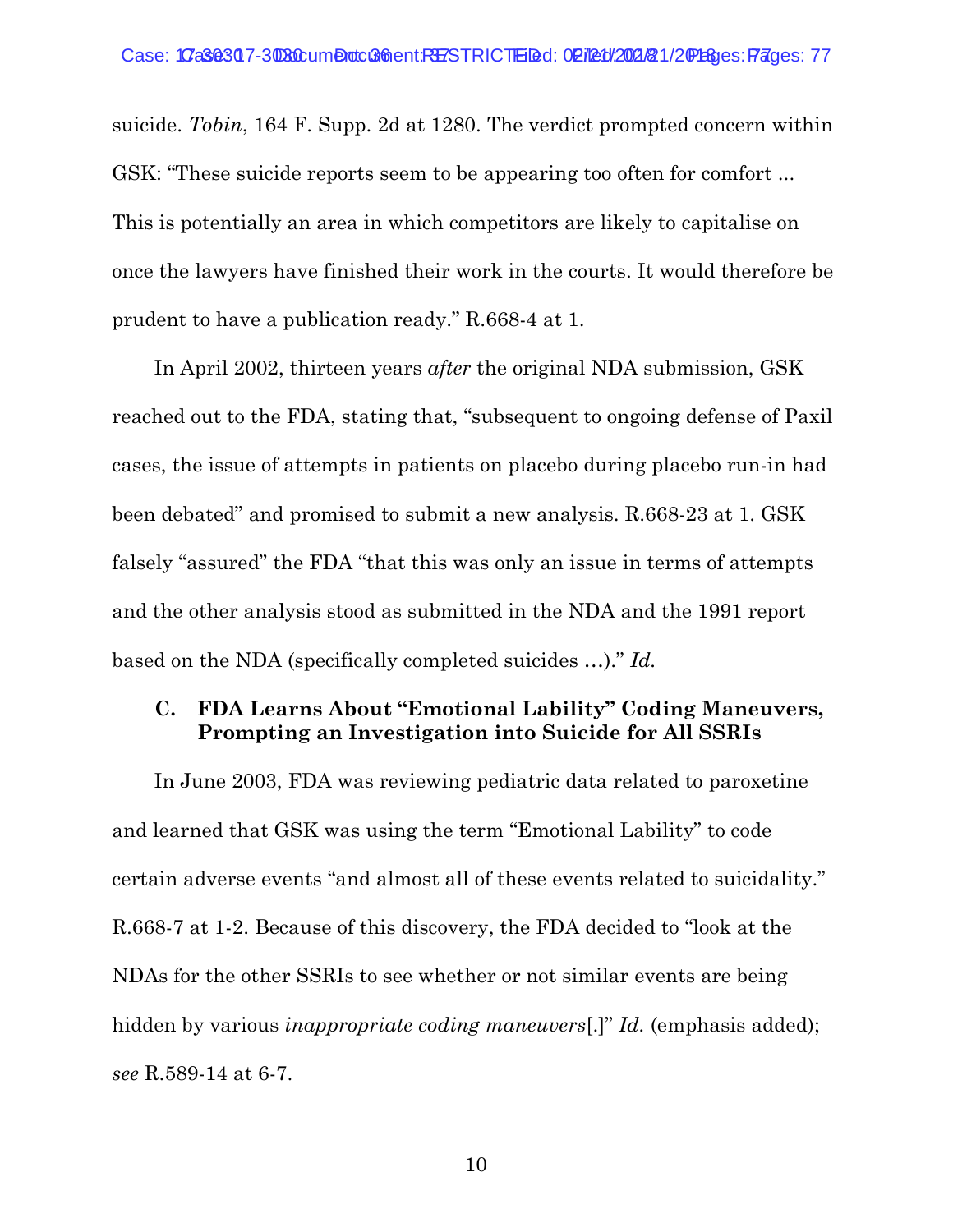suicide. *Tobin*, 164 F. Supp. 2d at 1280. The verdict prompted concern within GSK: "These suicide reports seem to be appearing too often for comfort ... This is potentially an area in which competitors are likely to capitalise on once the lawyers have finished their work in the courts. It would therefore be prudent to have a publication ready." R.668-4 at 1.

In April 2002, thirteen years *after* the original NDA submission, GSK reached out to the FDA, stating that, "subsequent to ongoing defense of Paxil cases, the issue of attempts in patients on placebo during placebo run-in had been debated" and promised to submit a new analysis. R.668-23 at 1. GSK falsely "assured" the FDA "that this was only an issue in terms of attempts and the other analysis stood as submitted in the NDA and the 1991 report based on the NDA (specifically completed suicides …)." *Id.*

### C. FDA Learns About "Emotional Lability" Coding Maneuvers, Prompting an Investigation into Suicide for All SSRIs

In June 2003, FDA was reviewing pediatric data related to paroxetine and learned that GSK was using the term "Emotional Lability" to code certain adverse events "and almost all of these events related to suicidality." R.668-7 at 1-2. Because of this discovery, the FDA decided to "look at the NDAs for the other SSRIs to see whether or not similar events are being hidden by various *inappropriate coding maneuvers*[.]" *Id.* (emphasis added); *see* R.589-14 at 6-7.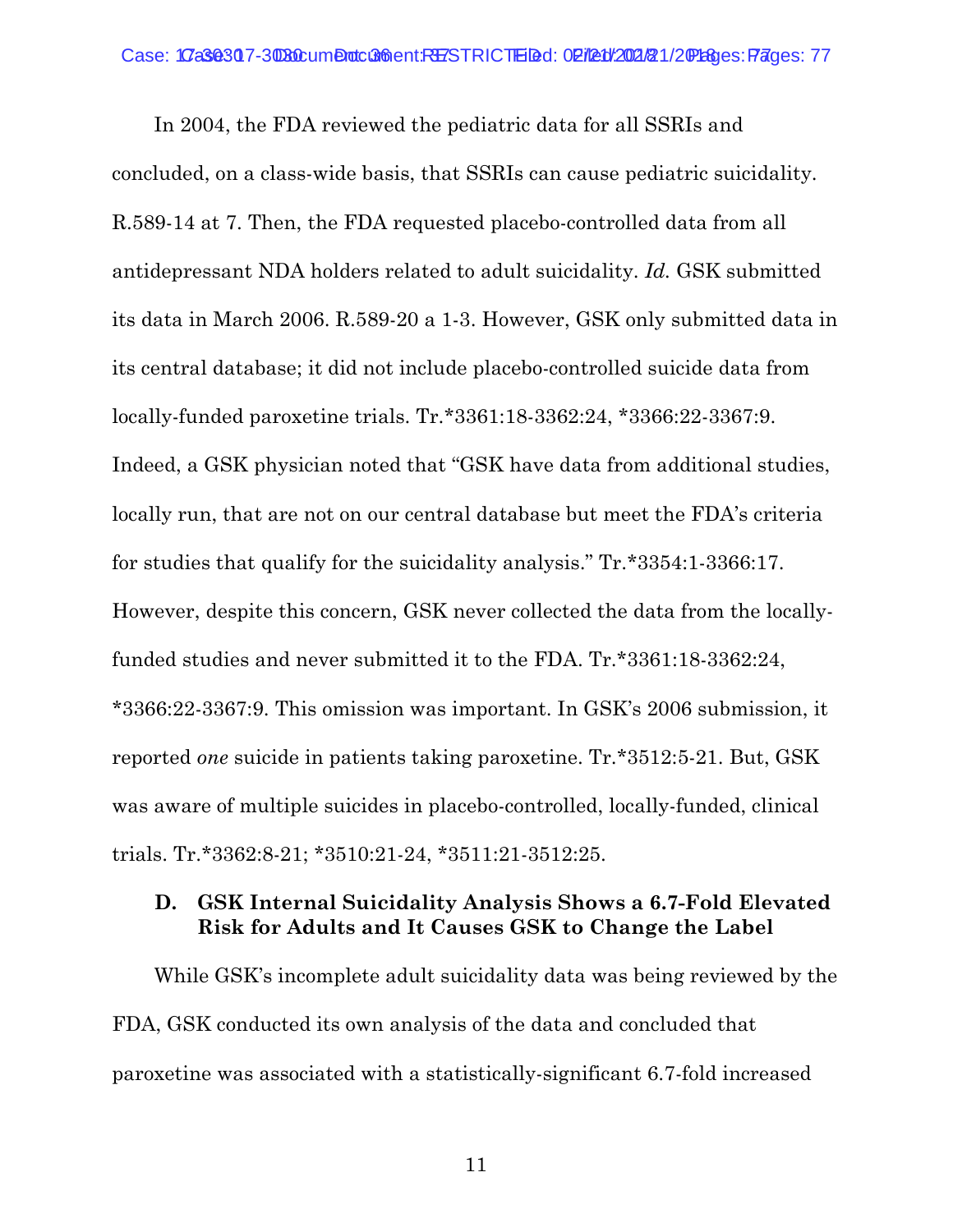In 2004, the FDA reviewed the pediatric data for all SSRIs and concluded, on a class-wide basis, that SSRIs can cause pediatric suicidality. R.589-14 at 7. Then, the FDA requested placebo-controlled data from all antidepressant NDA holders related to adult suicidality. *Id.* GSK submitted its data in March 2006. R.589-20 a 1-3. However, GSK only submitted data in its central database; it did not include placebo-controlled suicide data from locally-funded paroxetine trials. Tr.*3361:18-3362:24, *3366:22-3367:9. Indeed, a GSK physician noted that "GSK have data from additional studies, locally run, that are not on our central database but meet the FDA's criteria for studies that qualify for the suicidality analysis." Tr.*3354:1-3366:17. However, despite this concern, GSK never collected the data from the locally-funded studies and never submitted it to the FDA. Tr.*3361:18-3362:24, *3366:22-3367:9. This omission was important. In GSK's 2006 submission, it reported *one* suicide in patients taking paroxetine. Tr.*3512:5-21. But, GSK was aware of multiple suicides in placebo-controlled, locally-funded, clinical trials. Tr.*3362:8-21; *3510:21-24, *3511:21-3512:25.

### D. GSK Internal Suicidality Analysis Shows a 6.7-Fold Elevated Risk for Adults and It Causes GSK to Change the Label

While GSK's incomplete adult suicidality data was being reviewed by the FDA, GSK conducted its own analysis of the data and concluded that paroxetine was associated with a statistically-significant 6.7-fold increased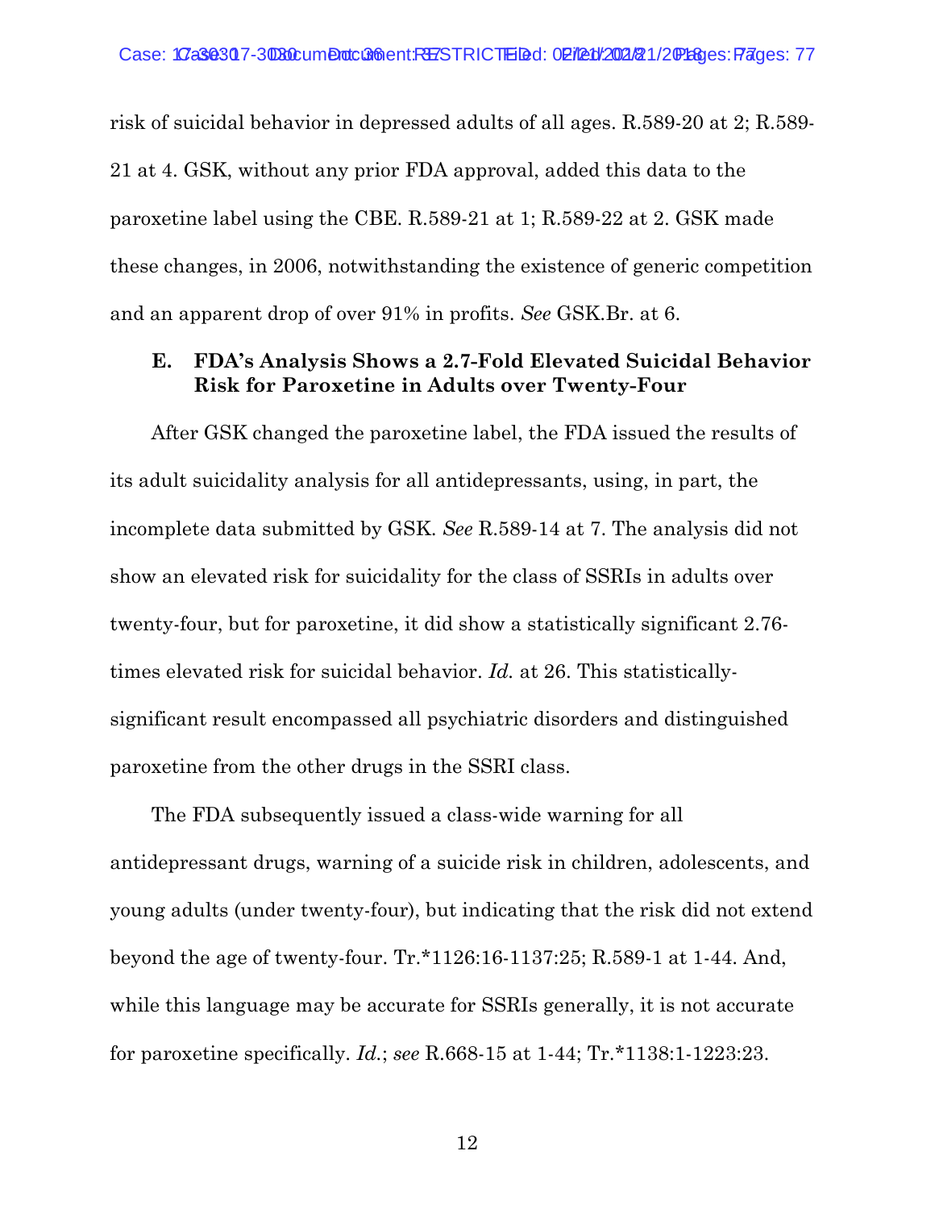risk of suicidal behavior in depressed adults of all ages. R.589-20 at 2; R.589-21 at 4. GSK, without any prior FDA approval, added this data to the paroxetine label using the CBE. R.589-21 at 1; R.589-22 at 2. GSK made these changes, in 2006, notwithstanding the existence of generic competition and an apparent drop of over 91% in profits. *See* GSK.Br. at 6.

### E. FDA's Analysis Shows a 2.7-Fold Elevated Suicidal Behavior Risk for Paroxetine in Adults over Twenty-Four

After GSK changed the paroxetine label, the FDA issued the results of its adult suicidality analysis for all antidepressants, using, in part, the incomplete data submitted by GSK. *See* R.589-14 at 7. The analysis did not show an elevated risk for suicidality for the class of SSRIs in adults over twenty-four, but for paroxetine, it did show a statistically significant 2.76-times elevated risk for suicidal behavior. *Id.* at 26. This statistically-significant result encompassed all psychiatric disorders and distinguished paroxetine from the other drugs in the SSRI class.

The FDA subsequently issued a class-wide warning for all antidepressant drugs, warning of a suicide risk in children, adolescents, and young adults (under twenty-four), but indicating that the risk did not extend beyond the age of twenty-four. Tr.*1126:16-1137:25; R.589-1 at 1-44. And, while this language may be accurate for SSRIs generally, it is not accurate for paroxetine specifically. *Id.*; *see* R.668-15 at 1-44; Tr.*1138:1-1223:23.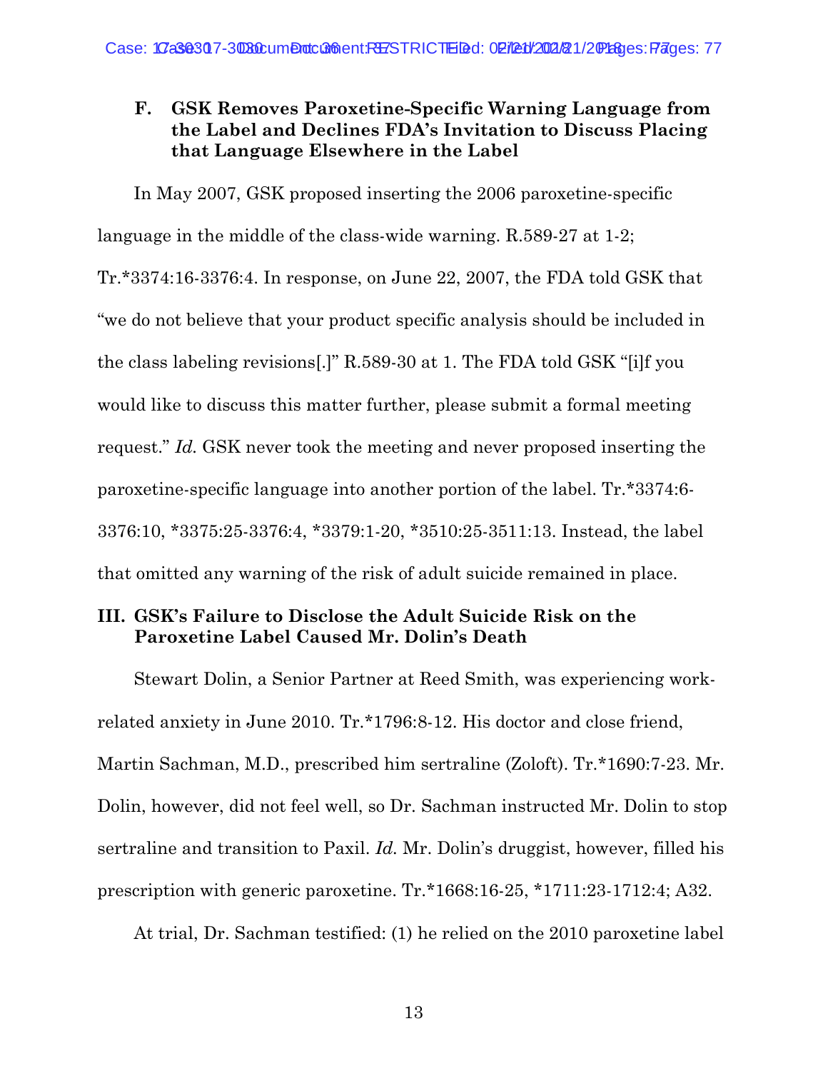### F. GSK Removes Paroxetine-Specific Warning Language from the Label and Declines FDA's Invitation to Discuss Placing that Language Elsewhere in the Label

In May 2007, GSK proposed inserting the 2006 paroxetine-specific language in the middle of the class-wide warning. R.589-27 at 1-2; Tr.*3374:16-3376:4. In response, on June 22, 2007, the FDA told GSK that "we do not believe that your product specific analysis should be included in the class labeling revisions[.]" R.589-30 at 1. The FDA told GSK "[i]f you would like to discuss this matter further, please submit a formal meeting request." *Id.* GSK never took the meeting and never proposed inserting the paroxetine-specific language into another portion of the label. Tr.*3374:6-3376:10, *3375:25-3376:4, *3379:1-20, *3510:25-3511:13. Instead, the label that omitted any warning of the risk of adult suicide remained in place.

## III. GSK's Failure to Disclose the Adult Suicide Risk on the Paroxetine Label Caused Mr. Dolin's Death

Stewart Dolin, a Senior Partner at Reed Smith, was experiencing work-related anxiety in June 2010. Tr.*1796:8-12. His doctor and close friend, Martin Sachman, M.D., prescribed him sertraline (Zoloft). Tr.*1690:7-23. Mr. Dolin, however, did not feel well, so Dr. Sachman instructed Mr. Dolin to stop sertraline and transition to Paxil. *Id.* Mr. Dolin's druggist, however, filled his prescription with generic paroxetine. Tr.*1668:16-25, *1711:23-1712:4; A32.

At trial, Dr. Sachman testified: (1) he relied on the 2010 paroxetine label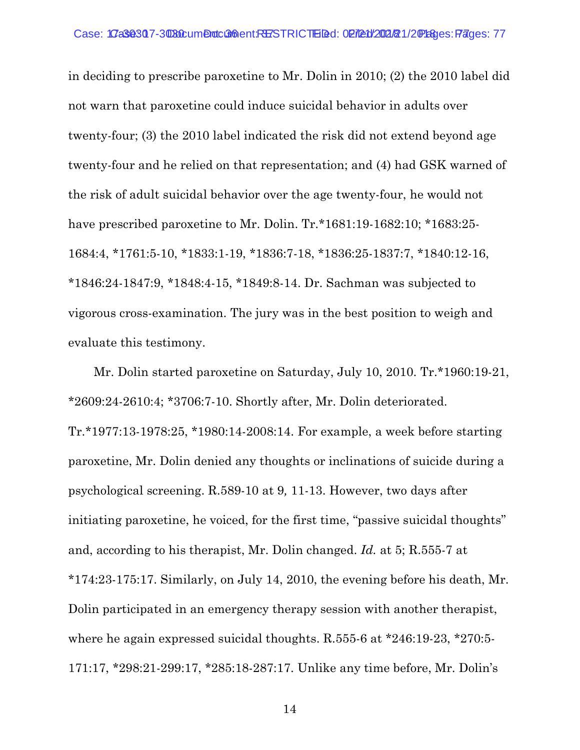in deciding to prescribe paroxetine to Mr. Dolin in 2010; (2) the 2010 label did not warn that paroxetine could induce suicidal behavior in adults over twenty-four; (3) the 2010 label indicated the risk did not extend beyond age twenty-four and he relied on that representation; and (4) had GSK warned of the risk of adult suicidal behavior over the age twenty-four, he would not have prescribed paroxetine to Mr. Dolin. Tr.*1681:19-1682:10; *1683:25-1684:4, *1761:5-10, *1833:1-19, *1836:7-18, *1836:25-1837:7, *1840:12-16, *1846:24-1847:9, *1848:4-15, *1849:8-14. Dr. Sachman was subjected to vigorous cross-examination. The jury was in the best position to weigh and evaluate this testimony.

Mr. Dolin started paroxetine on Saturday, July 10, 2010. Tr.*1960:19-21, *2609:24-2610:4; *3706:7-10. Shortly after, Mr. Dolin deteriorated. Tr.*1977:13-1978:25, *1980:14-2008:14. For example, a week before starting paroxetine, Mr. Dolin denied any thoughts or inclinations of suicide during a psychological screening. R.589-10 at 9*,* 11-13. However, two days after initiating paroxetine, he voiced, for the first time, "passive suicidal thoughts" and, according to his therapist, Mr. Dolin changed. *Id.* at 5; R.555-7 at *174:23-175:17. Similarly, on July 14, 2010, the evening before his death, Mr. Dolin participated in an emergency therapy session with another therapist, where he again expressed suicidal thoughts. R.555-6 at *246:19-23, *270:5-171:17, *298:21-299:17, *285:18-287:17. Unlike any time before, Mr. Dolin's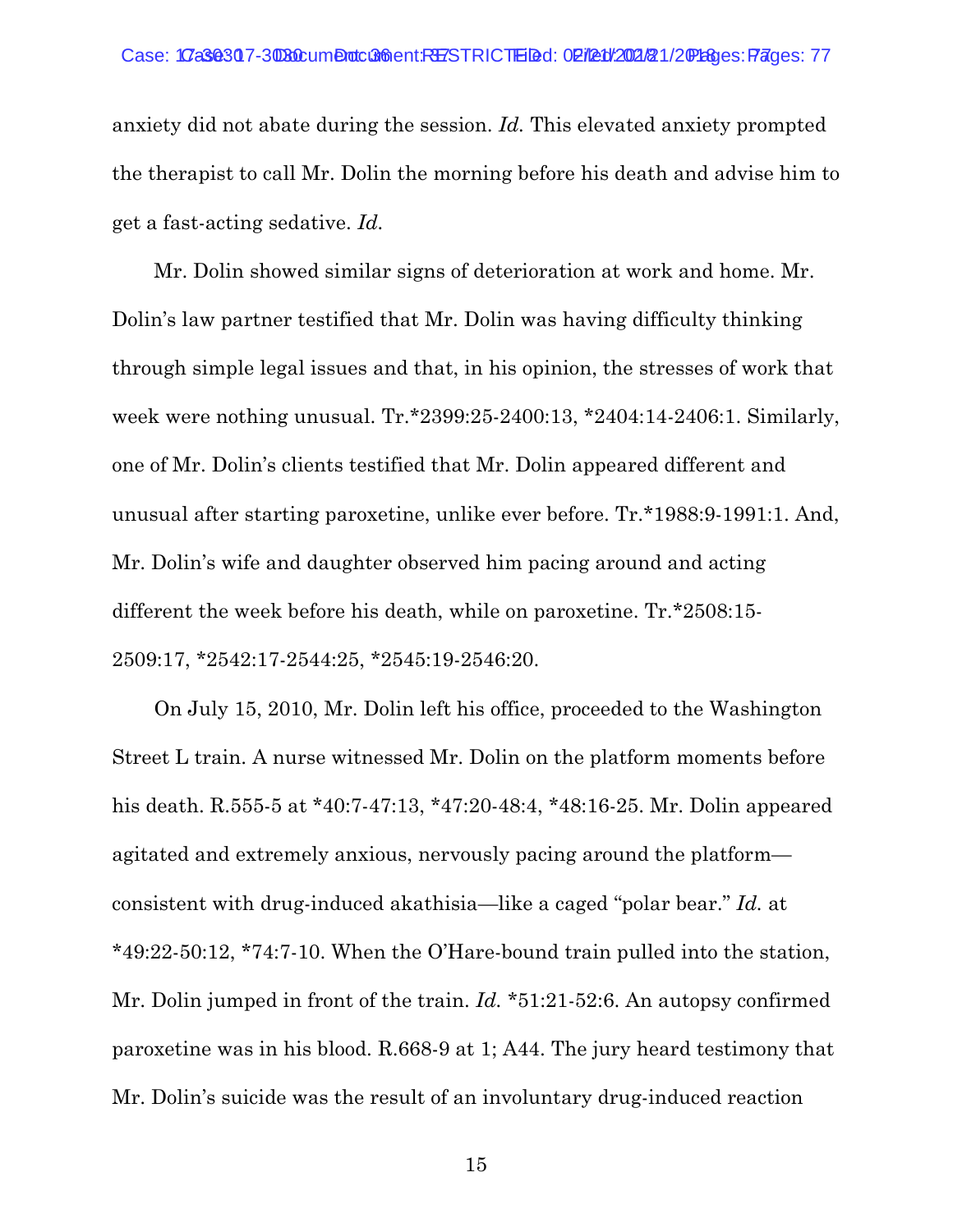anxiety did not abate during the session. *Id.* This elevated anxiety prompted the therapist to call Mr. Dolin the morning before his death and advise him to get a fast-acting sedative. *Id.*

Mr. Dolin showed similar signs of deterioration at work and home. Mr. Dolin's law partner testified that Mr. Dolin was having difficulty thinking through simple legal issues and that, in his opinion, the stresses of work that week were nothing unusual. Tr.*2399:25-2400:13, *2404:14-2406:1. Similarly, one of Mr. Dolin's clients testified that Mr. Dolin appeared different and unusual after starting paroxetine, unlike ever before. Tr.*1988:9-1991:1. And, Mr. Dolin's wife and daughter observed him pacing around and acting different the week before his death, while on paroxetine. Tr.*2508:15-2509:17, *2542:17-2544:25, *2545:19-2546:20.

On July 15, 2010, Mr. Dolin left his office, proceeded to the Washington Street L train. A nurse witnessed Mr. Dolin on the platform moments before his death. R.555-5 at *40:7-47:13, *47:20-48:4, *48:16-25. Mr. Dolin appeared agitated and extremely anxious, nervously pacing around the platform—consistent with drug-induced akathisia—like a caged "polar bear." *Id.* at *49:22-50:12, *74:7-10. When the O'Hare-bound train pulled into the station, Mr. Dolin jumped in front of the train. *Id.* *51:21-52:6. An autopsy confirmed paroxetine was in his blood. R.668-9 at 1; A44. The jury heard testimony that Mr. Dolin's suicide was the result of an involuntary drug-induced reaction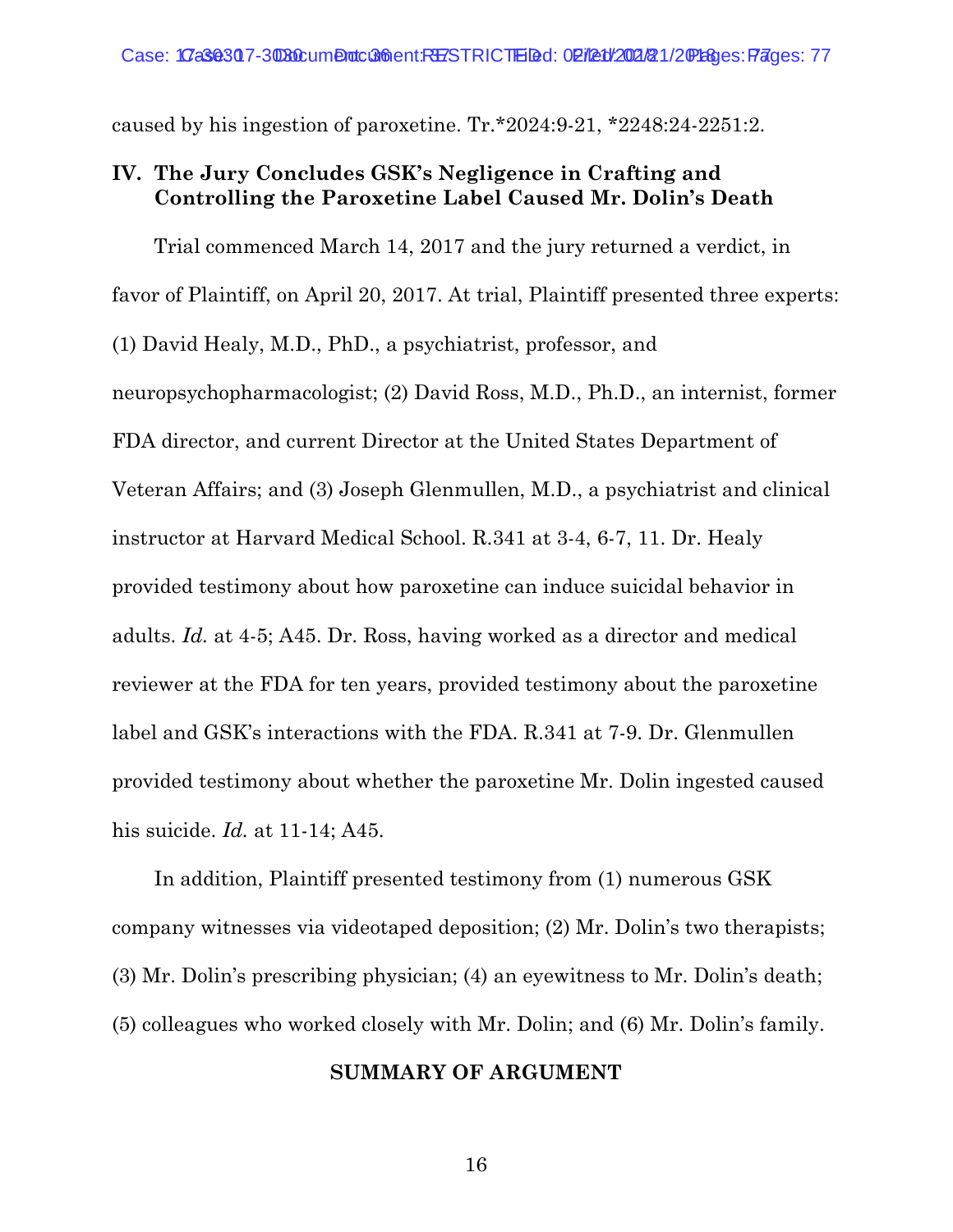caused by his ingestion of paroxetine. Tr.*2024:9-21, *2248:24-2251:2.

## IV. The Jury Concludes GSK's Negligence in Crafting and Controlling the Paroxetine Label Caused Mr. Dolin's Death

Trial commenced March 14, 2017 and the jury returned a verdict, in favor of Plaintiff, on April 20, 2017. At trial, Plaintiff presented three experts: (1) David Healy, M.D., PhD., a psychiatrist, professor, and neuropsychopharmacologist; (2) David Ross, M.D., Ph.D., an internist, former FDA director, and current Director at the United States Department of Veteran Affairs; and (3) Joseph Glenmullen, M.D., a psychiatrist and clinical instructor at Harvard Medical School. R.341 at 3-4, 6-7, 11. Dr. Healy provided testimony about how paroxetine can induce suicidal behavior in adults. *Id.* at 4-5; A45. Dr. Ross, having worked as a director and medical reviewer at the FDA for ten years, provided testimony about the paroxetine label and GSK's interactions with the FDA. R.341 at 7-9. Dr. Glenmullen provided testimony about whether the paroxetine Mr. Dolin ingested caused his suicide. *Id.* at 11-14; A45.

In addition, Plaintiff presented testimony from (1) numerous GSK company witnesses via videotaped deposition; (2) Mr. Dolin's two therapists; (3) Mr. Dolin's prescribing physician; (4) an eyewitness to Mr. Dolin's death; (5) colleagues who worked closely with Mr. Dolin; and (6) Mr. Dolin's family.

## SUMMARY OF ARGUMENT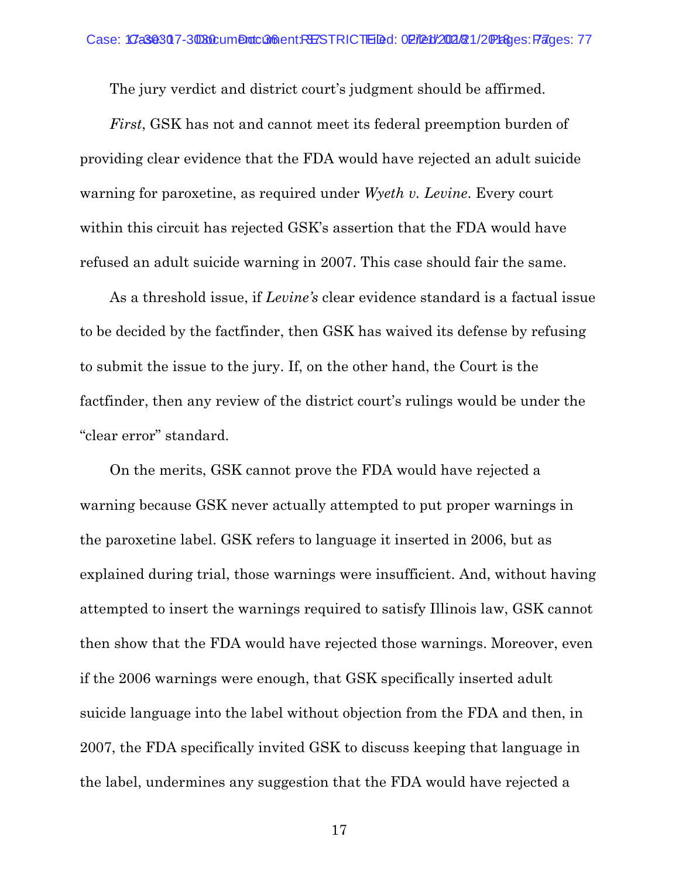The jury verdict and district court's judgment should be affirmed.

*First*, GSK has not and cannot meet its federal preemption burden of providing clear evidence that the FDA would have rejected an adult suicide warning for paroxetine, as required under *Wyeth v. Levine*. Every court within this circuit has rejected GSK's assertion that the FDA would have refused an adult suicide warning in 2007. This case should fair the same.

As a threshold issue, if *Levine's* clear evidence standard is a factual issue to be decided by the factfinder, then GSK has waived its defense by refusing to submit the issue to the jury. If, on the other hand, the Court is the factfinder, then any review of the district court's rulings would be under the "clear error" standard.

On the merits, GSK cannot prove the FDA would have rejected a warning because GSK never actually attempted to put proper warnings in the paroxetine label. GSK refers to language it inserted in 2006, but as explained during trial, those warnings were insufficient. And, without having attempted to insert the warnings required to satisfy Illinois law, GSK cannot then show that the FDA would have rejected those warnings. Moreover, even if the 2006 warnings were enough, that GSK specifically inserted adult suicide language into the label without objection from the FDA and then, in 2007, the FDA specifically invited GSK to discuss keeping that language in the label, undermines any suggestion that the FDA would have rejected a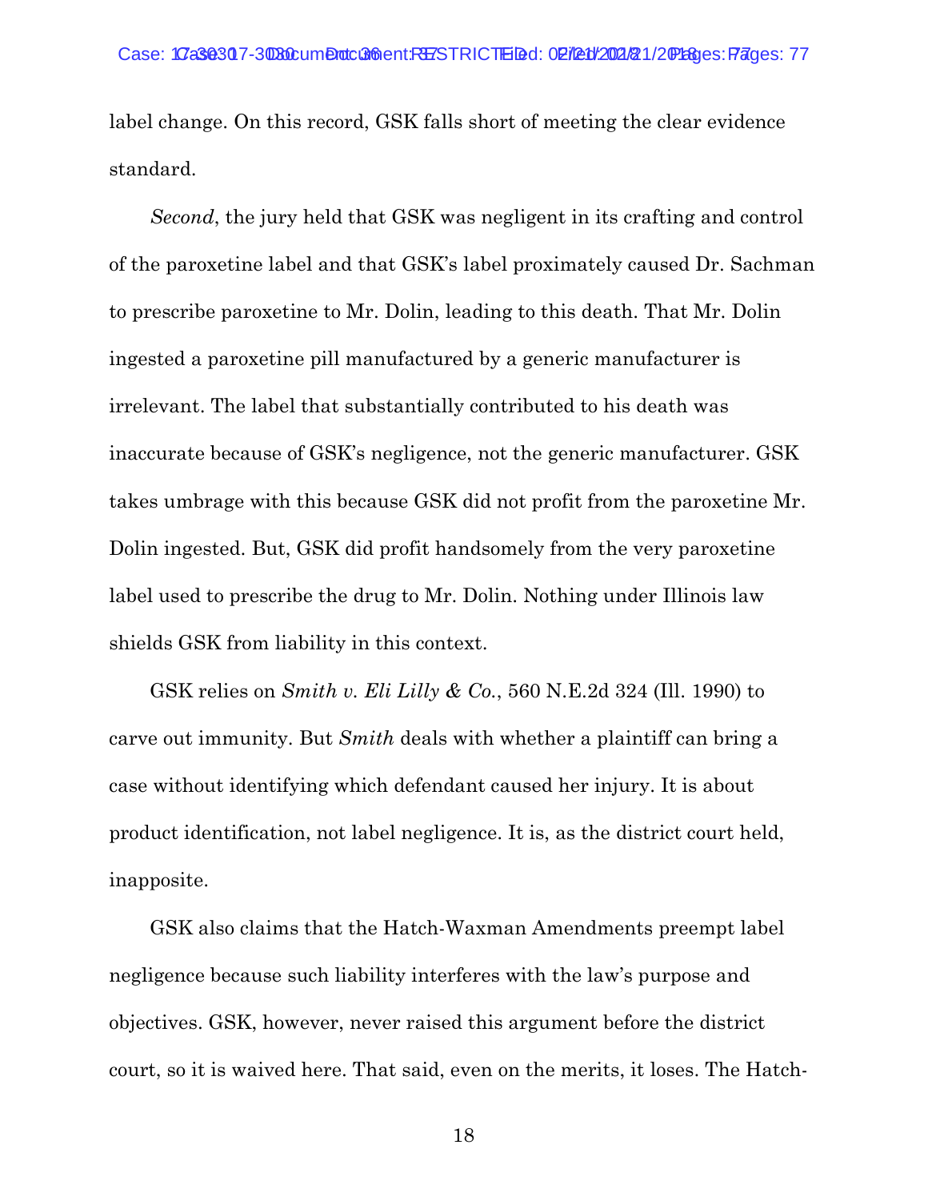label change. On this record, GSK falls short of meeting the clear evidence standard.

*Second*, the jury held that GSK was negligent in its crafting and control of the paroxetine label and that GSK's label proximately caused Dr. Sachman to prescribe paroxetine to Mr. Dolin, leading to this death. That Mr. Dolin ingested a paroxetine pill manufactured by a generic manufacturer is irrelevant. The label that substantially contributed to his death was inaccurate because of GSK's negligence, not the generic manufacturer. GSK takes umbrage with this because GSK did not profit from the paroxetine Mr. Dolin ingested. But, GSK did profit handsomely from the very paroxetine label used to prescribe the drug to Mr. Dolin. Nothing under Illinois law shields GSK from liability in this context.

GSK relies on *Smith v. Eli Lilly & Co.*, 560 N.E.2d 324 (Ill. 1990) to carve out immunity. But *Smith* deals with whether a plaintiff can bring a case without identifying which defendant caused her injury. It is about product identification, not label negligence. It is, as the district court held, inapposite.

GSK also claims that the Hatch-Waxman Amendments preempt label negligence because such liability interferes with the law's purpose and objectives. GSK, however, never raised this argument before the district court, so it is waived here. That said, even on the merits, it loses. The Hatch-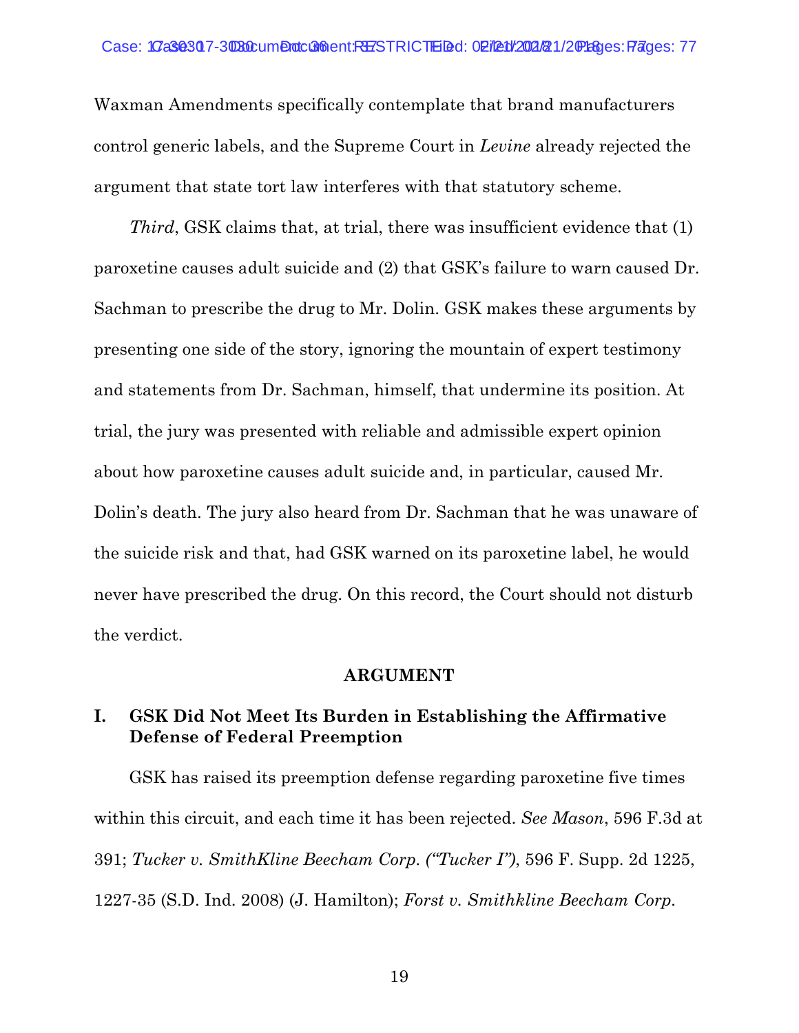Waxman Amendments specifically contemplate that brand manufacturers control generic labels, and the Supreme Court in *Levine* already rejected the argument that state tort law interferes with that statutory scheme.

*Third*, GSK claims that, at trial, there was insufficient evidence that (1) paroxetine causes adult suicide and (2) that GSK's failure to warn caused Dr. Sachman to prescribe the drug to Mr. Dolin. GSK makes these arguments by presenting one side of the story, ignoring the mountain of expert testimony and statements from Dr. Sachman, himself, that undermine its position. At trial, the jury was presented with reliable and admissible expert opinion about how paroxetine causes adult suicide and, in particular, caused Mr. Dolin's death. The jury also heard from Dr. Sachman that he was unaware of the suicide risk and that, had GSK warned on its paroxetine label, he would never have prescribed the drug. On this record, the Court should not disturb the verdict.

## ARGUMENT

### I. GSK Did Not Meet Its Burden in Establishing the Affirmative Defense of Federal Preemption

GSK has raised its preemption defense regarding paroxetine five times within this circuit, and each time it has been rejected. *See Mason*, 596 F.3d at 391; *Tucker v. SmithKline Beecham Corp. ("Tucker I")*, 596 F. Supp. 2d 1225, 1227-35 (S.D. Ind. 2008) (J. Hamilton); *Forst v. Smithkline Beecham Corp.*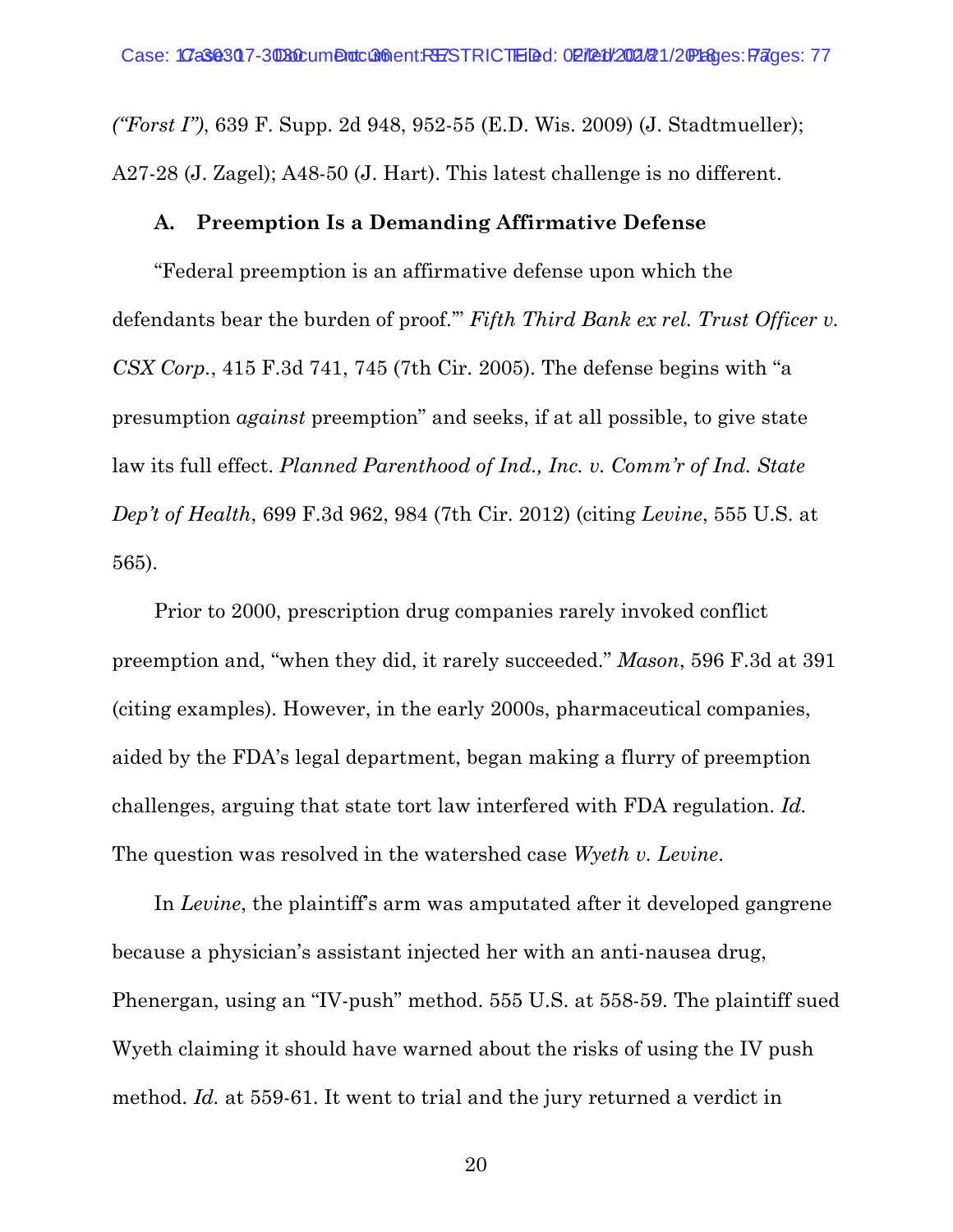*("Forst I")*, 639 F. Supp. 2d 948, 952-55 (E.D. Wis. 2009) (J. Stadtmueller); A27-28 (J. Zagel); A48-50 (J. Hart). This latest challenge is no different.

### A. Preemption Is a Demanding Affirmative Defense

"Federal preemption is an affirmative defense upon which the defendants bear the burden of proof.'" *Fifth Third Bank ex rel. Trust Officer v. CSX Corp.*, 415 F.3d 741, 745 (7th Cir. 2005). The defense begins with "a presumption *against* preemption" and seeks, if at all possible, to give state law its full effect. *Planned Parenthood of Ind., Inc. v. Comm'r of Ind. State Dep't of Health*, 699 F.3d 962, 984 (7th Cir. 2012) (citing *Levine*, 555 U.S. at 565).

Prior to 2000, prescription drug companies rarely invoked conflict preemption and, "when they did, it rarely succeeded." *Mason*, 596 F.3d at 391 (citing examples). However, in the early 2000s, pharmaceutical companies, aided by the FDA's legal department, began making a flurry of preemption challenges, arguing that state tort law interfered with FDA regulation. *Id.* The question was resolved in the watershed case *Wyeth v. Levine*.

In *Levine*, the plaintiff's arm was amputated after it developed gangrene because a physician's assistant injected her with an anti-nausea drug, Phenergan, using an "IV-push" method. 555 U.S. at 558-59. The plaintiff sued Wyeth claiming it should have warned about the risks of using the IV push method. *Id.* at 559-61. It went to trial and the jury returned a verdict in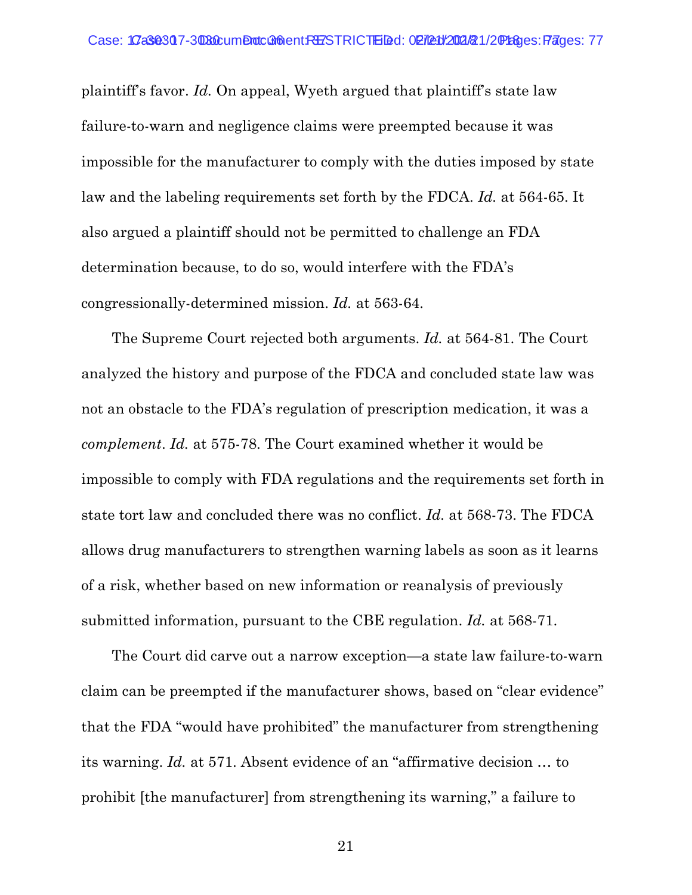plaintiff's favor. *Id.* On appeal, Wyeth argued that plaintiff's state law failure-to-warn and negligence claims were preempted because it was impossible for the manufacturer to comply with the duties imposed by state law and the labeling requirements set forth by the FDCA. *Id.* at 564-65. It also argued a plaintiff should not be permitted to challenge an FDA determination because, to do so, would interfere with the FDA's congressionally-determined mission. *Id.* at 563-64.

The Supreme Court rejected both arguments. *Id.* at 564-81. The Court analyzed the history and purpose of the FDCA and concluded state law was not an obstacle to the FDA's regulation of prescription medication, it was a *complement*. *Id.* at 575-78. The Court examined whether it would be impossible to comply with FDA regulations and the requirements set forth in state tort law and concluded there was no conflict. *Id.* at 568-73. The FDCA allows drug manufacturers to strengthen warning labels as soon as it learns of a risk, whether based on new information or reanalysis of previously submitted information, pursuant to the CBE regulation. *Id.* at 568-71.

The Court did carve out a narrow exception—a state law failure-to-warn claim can be preempted if the manufacturer shows, based on "clear evidence" that the FDA "would have prohibited" the manufacturer from strengthening its warning. *Id.* at 571. Absent evidence of an "affirmative decision … to prohibit [the manufacturer] from strengthening its warning," a failure to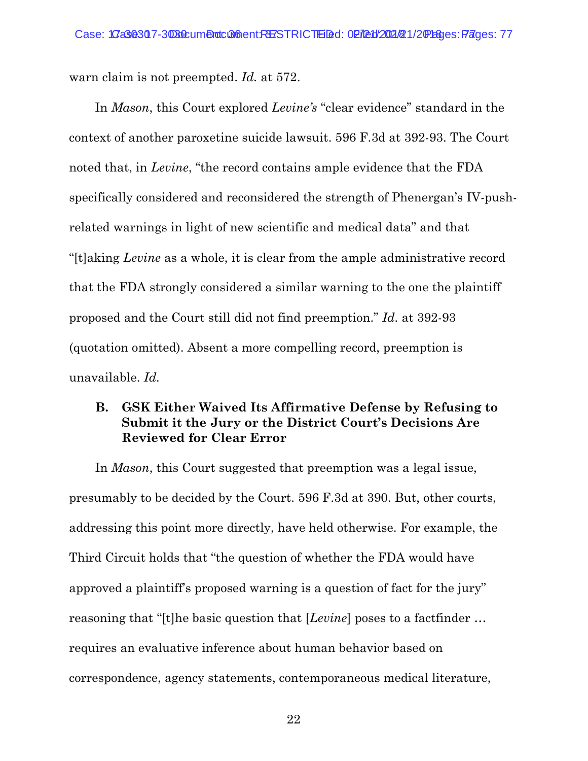warn claim is not preempted. *Id.* at 572.

In *Mason*, this Court explored *Levine's* "clear evidence" standard in the context of another paroxetine suicide lawsuit. 596 F.3d at 392-93. The Court noted that, in *Levine*, "the record contains ample evidence that the FDA specifically considered and reconsidered the strength of Phenergan's IV-push-related warnings in light of new scientific and medical data" and that "[t]aking *Levine* as a whole, it is clear from the ample administrative record that the FDA strongly considered a similar warning to the one the plaintiff proposed and the Court still did not find preemption." *Id.* at 392-93 (quotation omitted). Absent a more compelling record, preemption is unavailable. *Id.*

### B. GSK Either Waived Its Affirmative Defense by Refusing to Submit it the Jury or the District Court's Decisions Are Reviewed for Clear Error

In *Mason*, this Court suggested that preemption was a legal issue, presumably to be decided by the Court. 596 F.3d at 390. But, other courts, addressing this point more directly, have held otherwise. For example, the Third Circuit holds that "the question of whether the FDA would have approved a plaintiff's proposed warning is a question of fact for the jury" reasoning that "[t]he basic question that [*Levine*] poses to a factfinder … requires an evaluative inference about human behavior based on correspondence, agency statements, contemporaneous medical literature,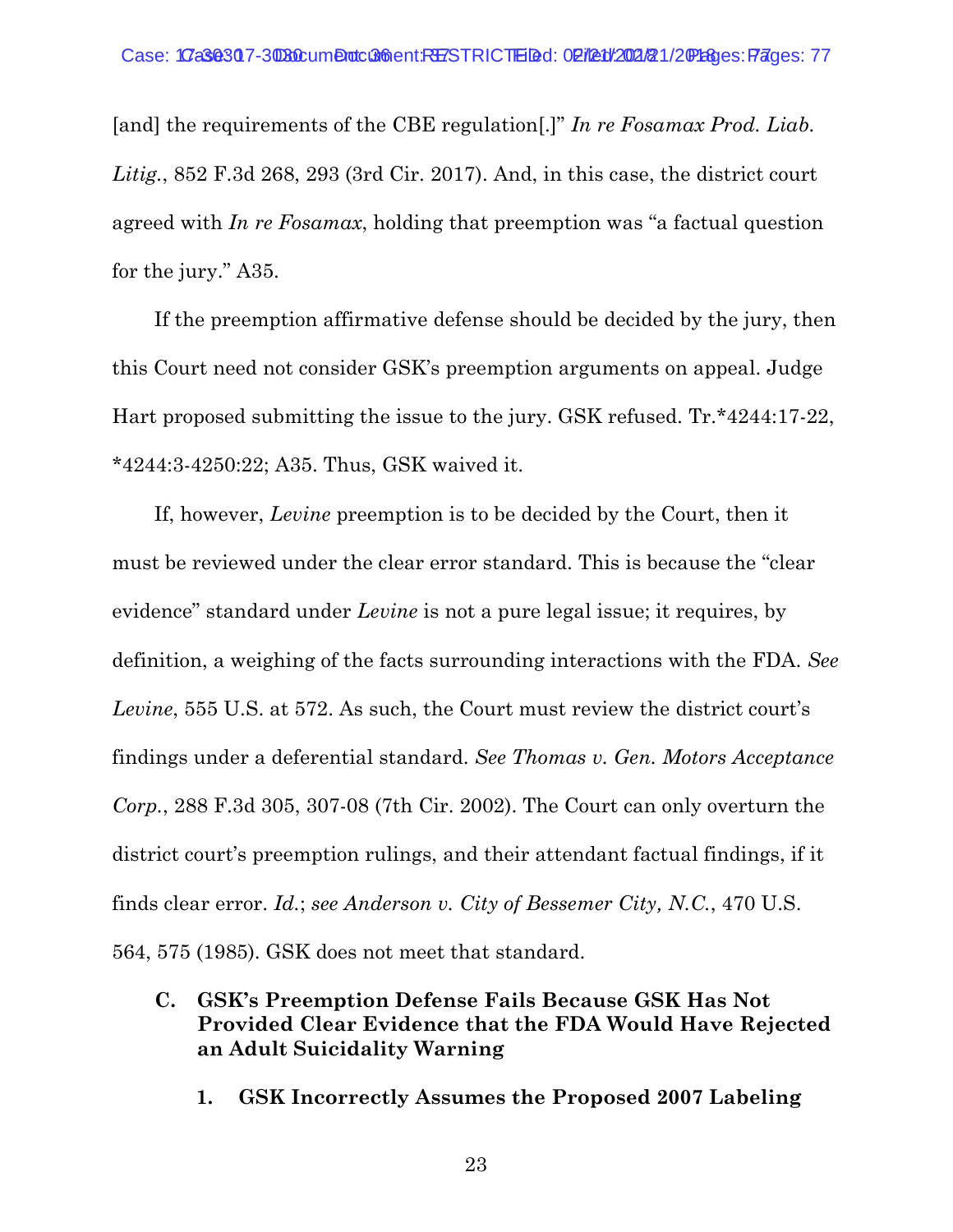[and] the requirements of the CBE regulation[.]" *In re Fosamax Prod. Liab. Litig.*, 852 F.3d 268, 293 (3rd Cir. 2017). And, in this case, the district court agreed with *In re Fosamax*, holding that preemption was "a factual question for the jury." A35.

If the preemption affirmative defense should be decided by the jury, then this Court need not consider GSK's preemption arguments on appeal. Judge Hart proposed submitting the issue to the jury. GSK refused. Tr.*4244:17-22, *4244:3-4250:22; A35. Thus, GSK waived it.

If, however, *Levine* preemption is to be decided by the Court, then it must be reviewed under the clear error standard. This is because the "clear evidence" standard under *Levine* is not a pure legal issue; it requires, by definition, a weighing of the facts surrounding interactions with the FDA. *See Levine*, 555 U.S. at 572. As such, the Court must review the district court's findings under a deferential standard. *See Thomas v. Gen. Motors Acceptance Corp.*, 288 F.3d 305, 307-08 (7th Cir. 2002). The Court can only overturn the district court's preemption rulings, and their attendant factual findings, if it finds clear error. *Id.*; *see Anderson v. City of Bessemer City, N.C.*, 470 U.S. 564, 575 (1985). GSK does not meet that standard.

### C. GSK's Preemption Defense Fails Because GSK Has Not Provided Clear Evidence that the FDA Would Have Rejected an Adult Suicidality Warning

#### 1. GSK Incorrectly Assumes the Proposed 2007 Labeling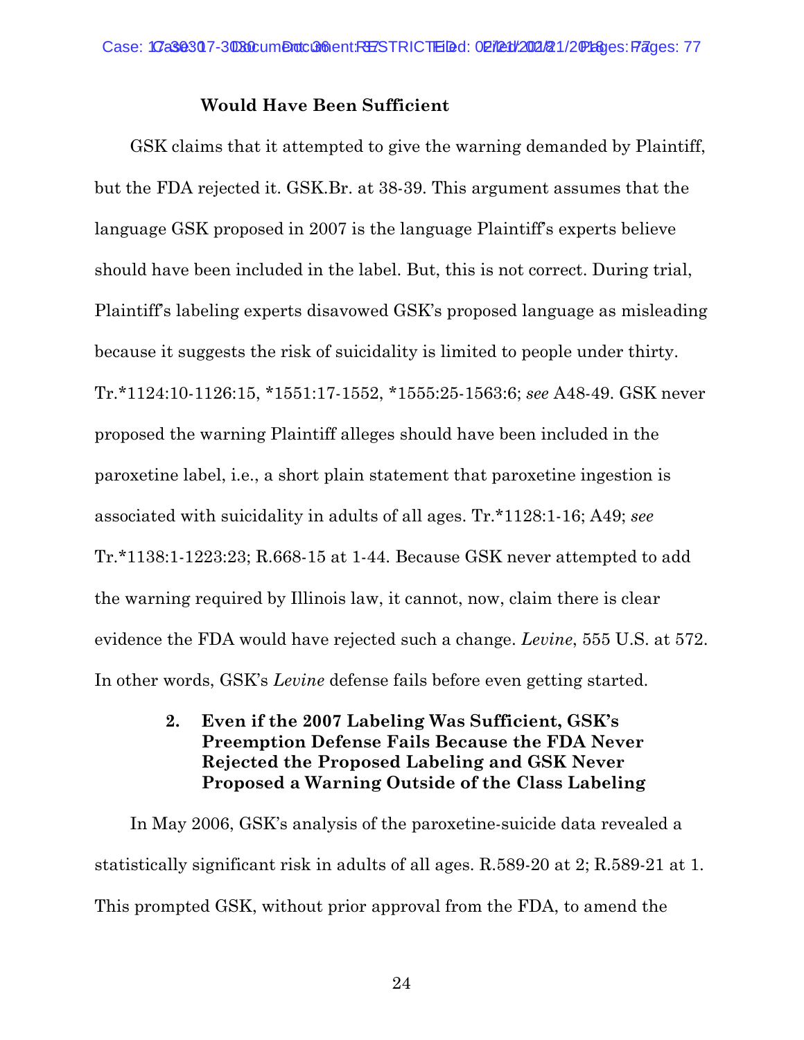**Would Have Been Sufficient**

GSK claims that it attempted to give the warning demanded by Plaintiff, but the FDA rejected it. GSK.Br. at 38-39. This argument assumes that the language GSK proposed in 2007 is the language Plaintiff's experts believe should have been included in the label. But, this is not correct. During trial, Plaintiff's labeling experts disavowed GSK's proposed language as misleading because it suggests the risk of suicidality is limited to people under thirty. Tr.*1124:10-1126:15, *1551:17-1552, *1555:25-1563:6; *see* A48-49. GSK never proposed the warning Plaintiff alleges should have been included in the paroxetine label, i.e., a short plain statement that paroxetine ingestion is associated with suicidality in adults of all ages. Tr.*1128:1-16; A49; *see* Tr.*1138:1-1223:23; R.668-15 at 1-44. Because GSK never attempted to add the warning required by Illinois law, it cannot, now, claim there is clear evidence the FDA would have rejected such a change. *Levine*, 555 U.S. at 572. In other words, GSK's *Levine* defense fails before even getting started.

**2. Even if the 2007 Labeling Was Sufficient, GSK's Preemption Defense Fails Because the FDA Never Rejected the Proposed Labeling and GSK Never Proposed a Warning Outside of the Class Labeling**

In May 2006, GSK's analysis of the paroxetine-suicide data revealed a statistically significant risk in adults of all ages. R.589-20 at 2; R.589-21 at 1. This prompted GSK, without prior approval from the FDA, to amend the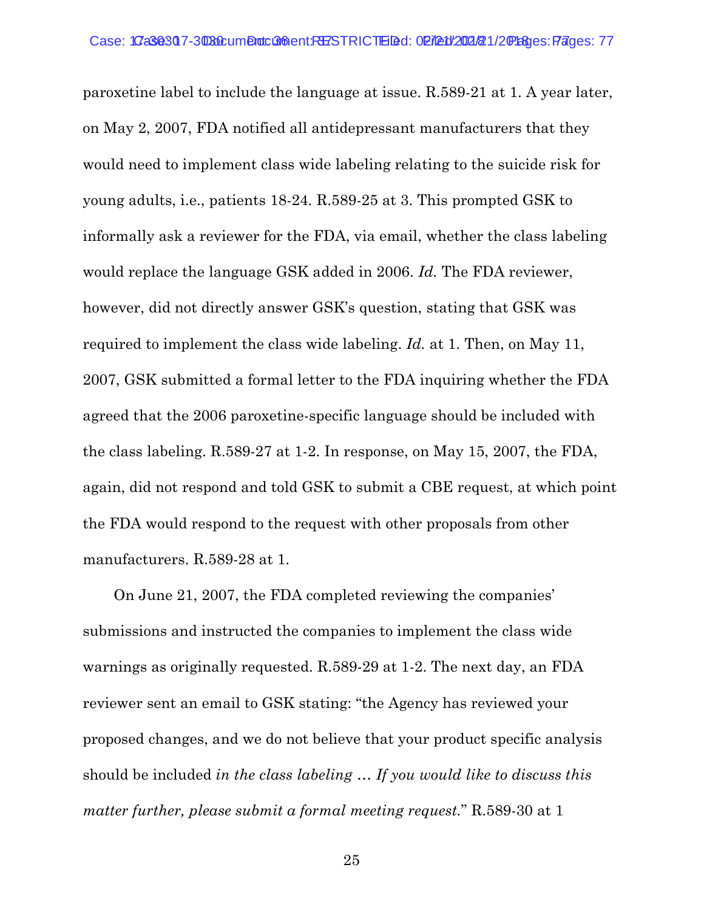paroxetine label to include the language at issue. R.589-21 at 1. A year later, on May 2, 2007, FDA notified all antidepressant manufacturers that they would need to implement class wide labeling relating to the suicide risk for young adults, i.e., patients 18-24. R.589-25 at 3. This prompted GSK to informally ask a reviewer for the FDA, via email, whether the class labeling would replace the language GSK added in 2006. *Id.* The FDA reviewer, however, did not directly answer GSK's question, stating that GSK was required to implement the class wide labeling. *Id.* at 1. Then, on May 11, 2007, GSK submitted a formal letter to the FDA inquiring whether the FDA agreed that the 2006 paroxetine-specific language should be included with the class labeling. R.589-27 at 1-2. In response, on May 15, 2007, the FDA, again, did not respond and told GSK to submit a CBE request, at which point the FDA would respond to the request with other proposals from other manufacturers. R.589-28 at 1.

On June 21, 2007, the FDA completed reviewing the companies' submissions and instructed the companies to implement the class wide warnings as originally requested. R.589-29 at 1-2. The next day, an FDA reviewer sent an email to GSK stating: "the Agency has reviewed your proposed changes, and we do not believe that your product specific analysis should be included *in the class labeling … If you would like to discuss this matter further, please submit a formal meeting request.*" R.589-30 at 1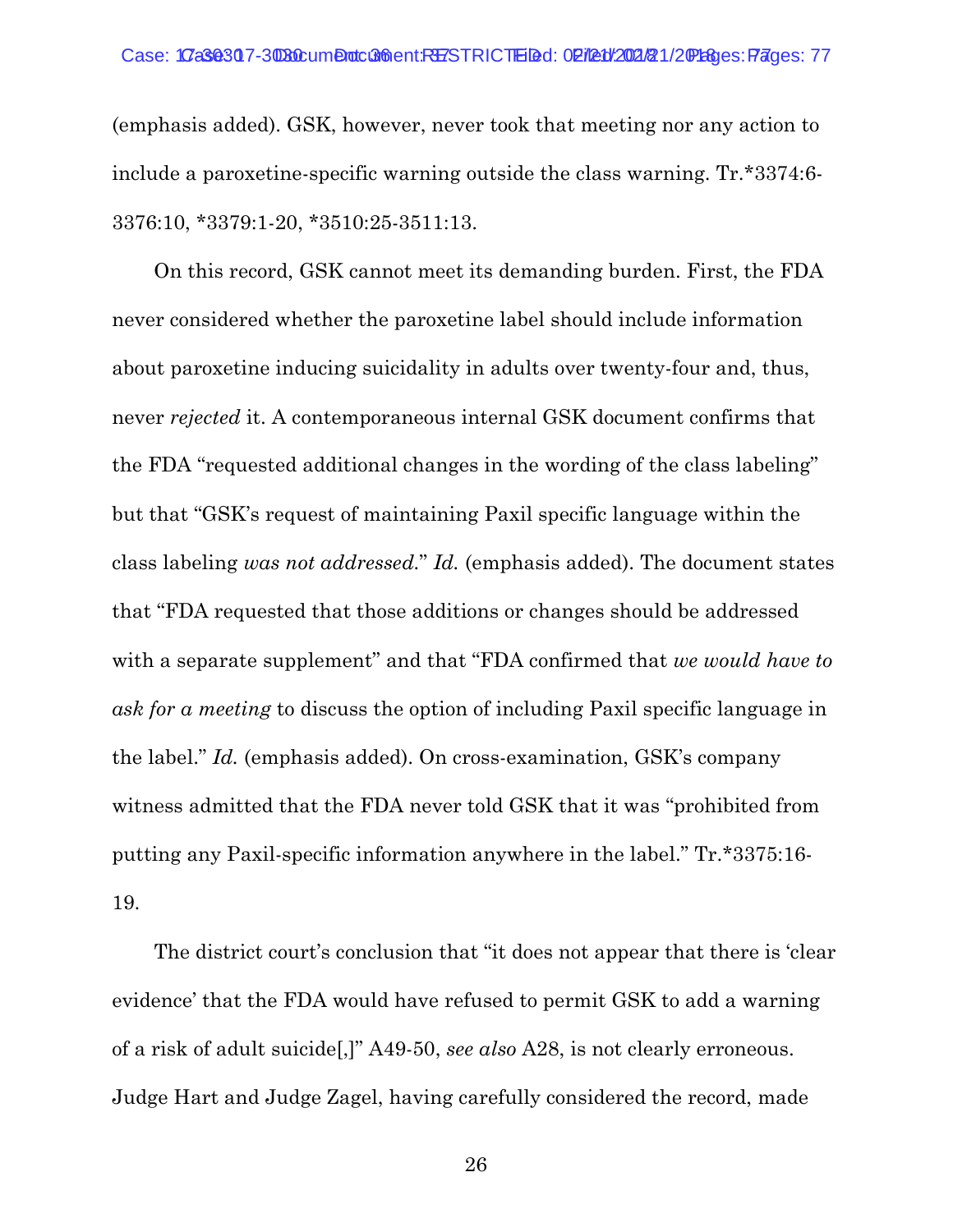(emphasis added). GSK, however, never took that meeting nor any action to include a paroxetine-specific warning outside the class warning. Tr.*3374:6-3376:10, *3379:1-20, *3510:25-3511:13.

On this record, GSK cannot meet its demanding burden. First, the FDA never considered whether the paroxetine label should include information about paroxetine inducing suicidality in adults over twenty-four and, thus, never *rejected* it. A contemporaneous internal GSK document confirms that the FDA "requested additional changes in the wording of the class labeling" but that "GSK's request of maintaining Paxil specific language within the class labeling *was not addressed*." *Id.* (emphasis added). The document states that "FDA requested that those additions or changes should be addressed with a separate supplement" and that "FDA confirmed that *we would have to ask for a meeting* to discuss the option of including Paxil specific language in the label." *Id.* (emphasis added). On cross-examination, GSK's company witness admitted that the FDA never told GSK that it was "prohibited from putting any Paxil-specific information anywhere in the label." Tr.*3375:16-19.

The district court's conclusion that "it does not appear that there is 'clear evidence' that the FDA would have refused to permit GSK to add a warning of a risk of adult suicide[,]" A49-50, *see also* A28, is not clearly erroneous. Judge Hart and Judge Zagel, having carefully considered the record, made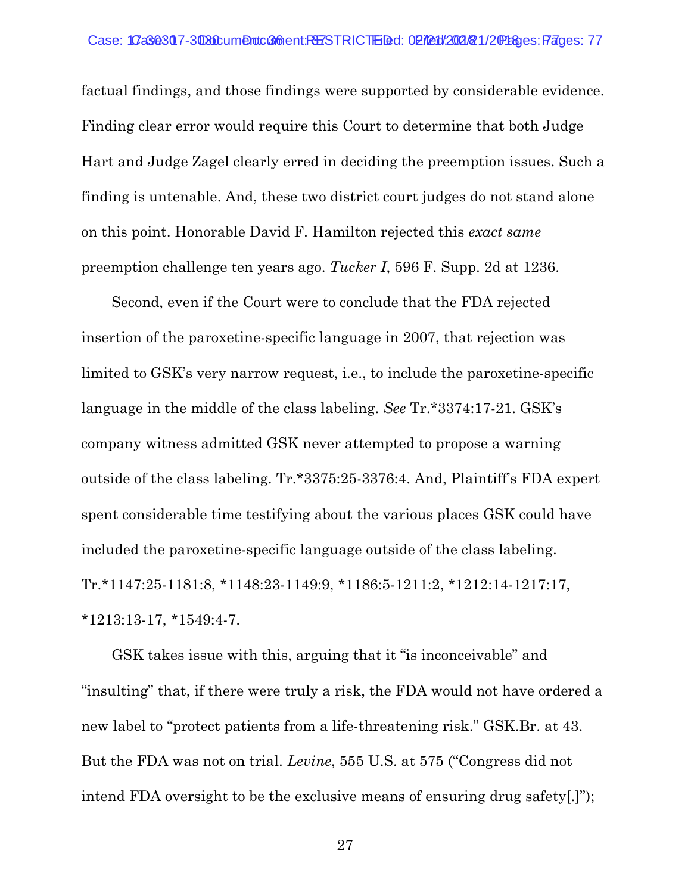factual findings, and those findings were supported by considerable evidence. Finding clear error would require this Court to determine that both Judge Hart and Judge Zagel clearly erred in deciding the preemption issues. Such a finding is untenable. And, these two district court judges do not stand alone on this point. Honorable David F. Hamilton rejected this *exact same* preemption challenge ten years ago. *Tucker I*, 596 F. Supp. 2d at 1236.

Second, even if the Court were to conclude that the FDA rejected insertion of the paroxetine-specific language in 2007, that rejection was limited to GSK's very narrow request, i.e., to include the paroxetine-specific language in the middle of the class labeling. *See* Tr.*3374:17-21. GSK's company witness admitted GSK never attempted to propose a warning outside of the class labeling. Tr.*3375:25-3376:4. And, Plaintiff's FDA expert spent considerable time testifying about the various places GSK could have included the paroxetine-specific language outside of the class labeling. Tr.*1147:25-1181:8, *1148:23-1149:9, *1186:5-1211:2, *1212:14-1217:17, *1213:13-17, *1549:4-7.

GSK takes issue with this, arguing that it "is inconceivable" and "insulting" that, if there were truly a risk, the FDA would not have ordered a new label to "protect patients from a life-threatening risk." GSK.Br. at 43. But the FDA was not on trial. *Levine*, 555 U.S. at 575 ("Congress did not intend FDA oversight to be the exclusive means of ensuring drug safety[.]");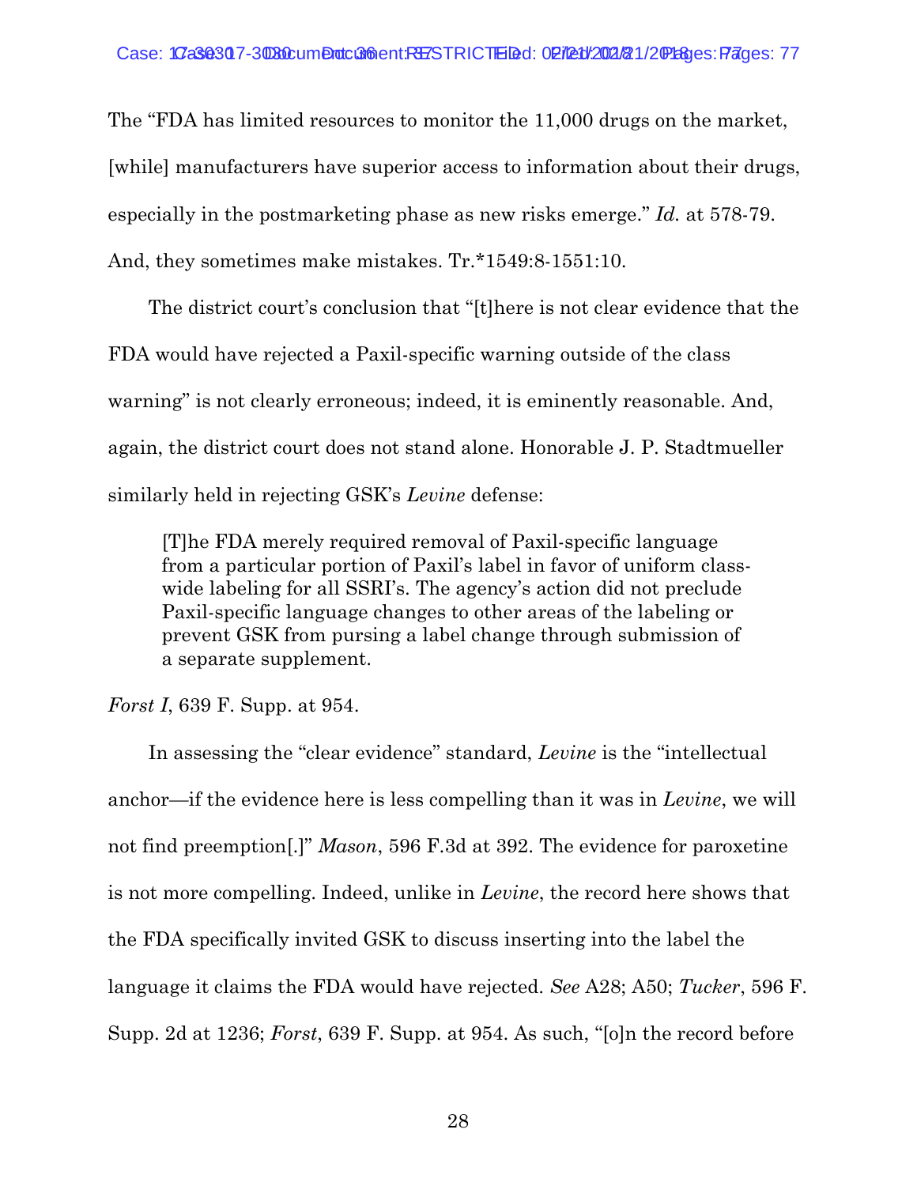The "FDA has limited resources to monitor the 11,000 drugs on the market, [while] manufacturers have superior access to information about their drugs, especially in the postmarketing phase as new risks emerge." *Id.* at 578-79. And, they sometimes make mistakes. Tr.*1549:8-1551:10.

The district court's conclusion that "[t]here is not clear evidence that the FDA would have rejected a Paxil-specific warning outside of the class warning" is not clearly erroneous; indeed, it is eminently reasonable. And, again, the district court does not stand alone. Honorable J. P. Stadtmueller similarly held in rejecting GSK's *Levine* defense:

> [T]he FDA merely required removal of Paxil-specific language from a particular portion of Paxil's label in favor of uniform class-wide labeling for all SSRI's. The agency's action did not preclude Paxil-specific language changes to other areas of the labeling or prevent GSK from pursing a label change through submission of a separate supplement.

*Forst I*, 639 F. Supp. at 954.

In assessing the "clear evidence" standard, *Levine* is the "intellectual anchor—if the evidence here is less compelling than it was in *Levine*, we will not find preemption[.]" *Mason*, 596 F.3d at 392. The evidence for paroxetine is not more compelling. Indeed, unlike in *Levine*, the record here shows that the FDA specifically invited GSK to discuss inserting into the label the language it claims the FDA would have rejected. *See* A28; A50; *Tucker*, 596 F. Supp. 2d at 1236; *Forst*, 639 F. Supp. at 954. As such, "[o]n the record before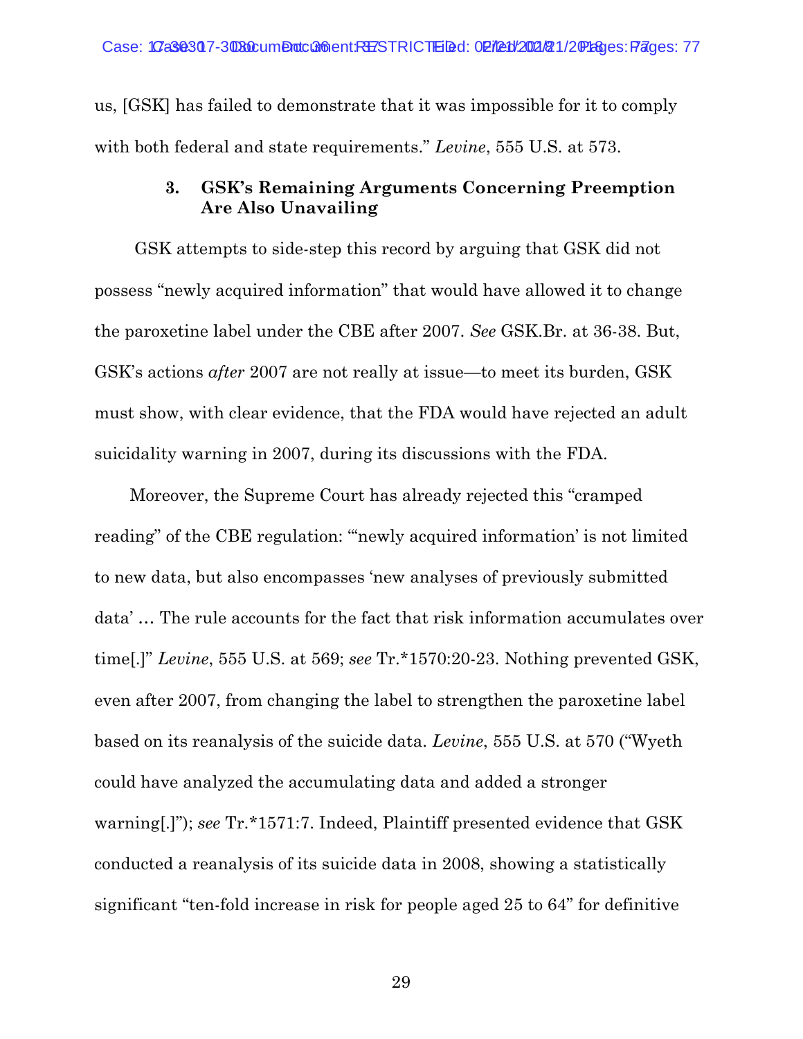us, [GSK] has failed to demonstrate that it was impossible for it to comply with both federal and state requirements." *Levine*, 555 U.S. at 573.

### 3. GSK's Remaining Arguments Concerning Preemption Are Also Unavailing

GSK attempts to side-step this record by arguing that GSK did not possess "newly acquired information" that would have allowed it to change the paroxetine label under the CBE after 2007. *See* GSK.Br. at 36-38. But, GSK's actions *after* 2007 are not really at issue—to meet its burden, GSK must show, with clear evidence, that the FDA would have rejected an adult suicidality warning in 2007, during its discussions with the FDA.

Moreover, the Supreme Court has already rejected this "cramped reading" of the CBE regulation: "'newly acquired information' is not limited to new data, but also encompasses 'new analyses of previously submitted data' … The rule accounts for the fact that risk information accumulates over time[.]" *Levine*, 555 U.S. at 569; *see* Tr.*1570:20-23. Nothing prevented GSK, even after 2007, from changing the label to strengthen the paroxetine label based on its reanalysis of the suicide data. *Levine*, 555 U.S. at 570 ("Wyeth could have analyzed the accumulating data and added a stronger warning[.]"); *see* Tr.*1571:7. Indeed, Plaintiff presented evidence that GSK conducted a reanalysis of its suicide data in 2008, showing a statistically significant "ten-fold increase in risk for people aged 25 to 64" for definitive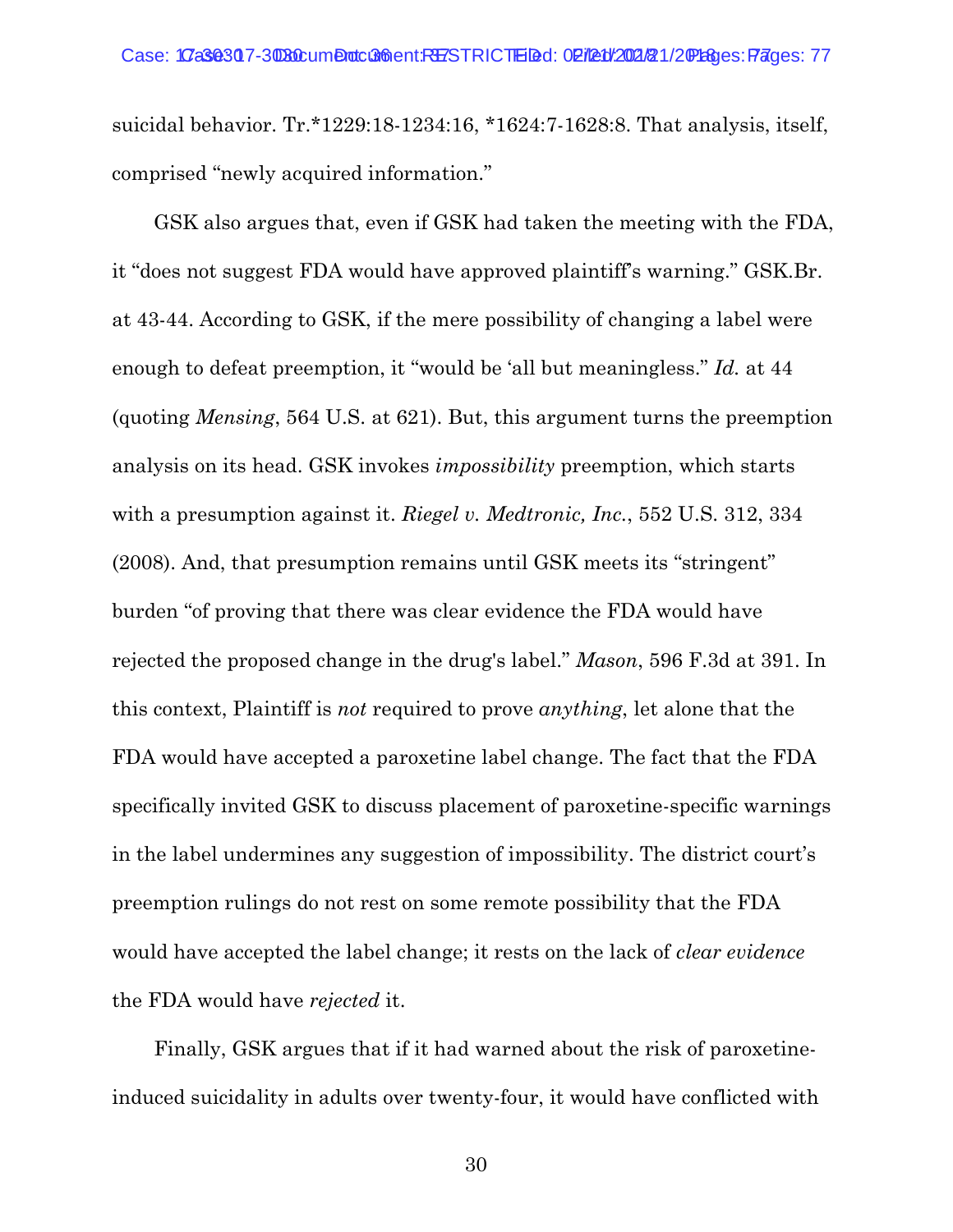suicidal behavior. Tr.*1229:18-1234:16, *1624:7-1628:8. That analysis, itself, comprised "newly acquired information."

GSK also argues that, even if GSK had taken the meeting with the FDA, it "does not suggest FDA would have approved plaintiff's warning." GSK.Br. at 43-44. According to GSK, if the mere possibility of changing a label were enough to defeat preemption, it "would be 'all but meaningless." *Id.* at 44 (quoting *Mensing*, 564 U.S. at 621). But, this argument turns the preemption analysis on its head. GSK invokes *impossibility* preemption, which starts with a presumption against it. *Riegel v. Medtronic, Inc.*, 552 U.S. 312, 334 (2008). And, that presumption remains until GSK meets its "stringent" burden "of proving that there was clear evidence the FDA would have rejected the proposed change in the drug's label." *Mason*, 596 F.3d at 391. In this context, Plaintiff is *not* required to prove *anything*, let alone that the FDA would have accepted a paroxetine label change. The fact that the FDA specifically invited GSK to discuss placement of paroxetine-specific warnings in the label undermines any suggestion of impossibility. The district court's preemption rulings do not rest on some remote possibility that the FDA would have accepted the label change; it rests on the lack of *clear evidence* the FDA would have *rejected* it.

Finally, GSK argues that if it had warned about the risk of paroxetine-induced suicidality in adults over twenty-four, it would have conflicted with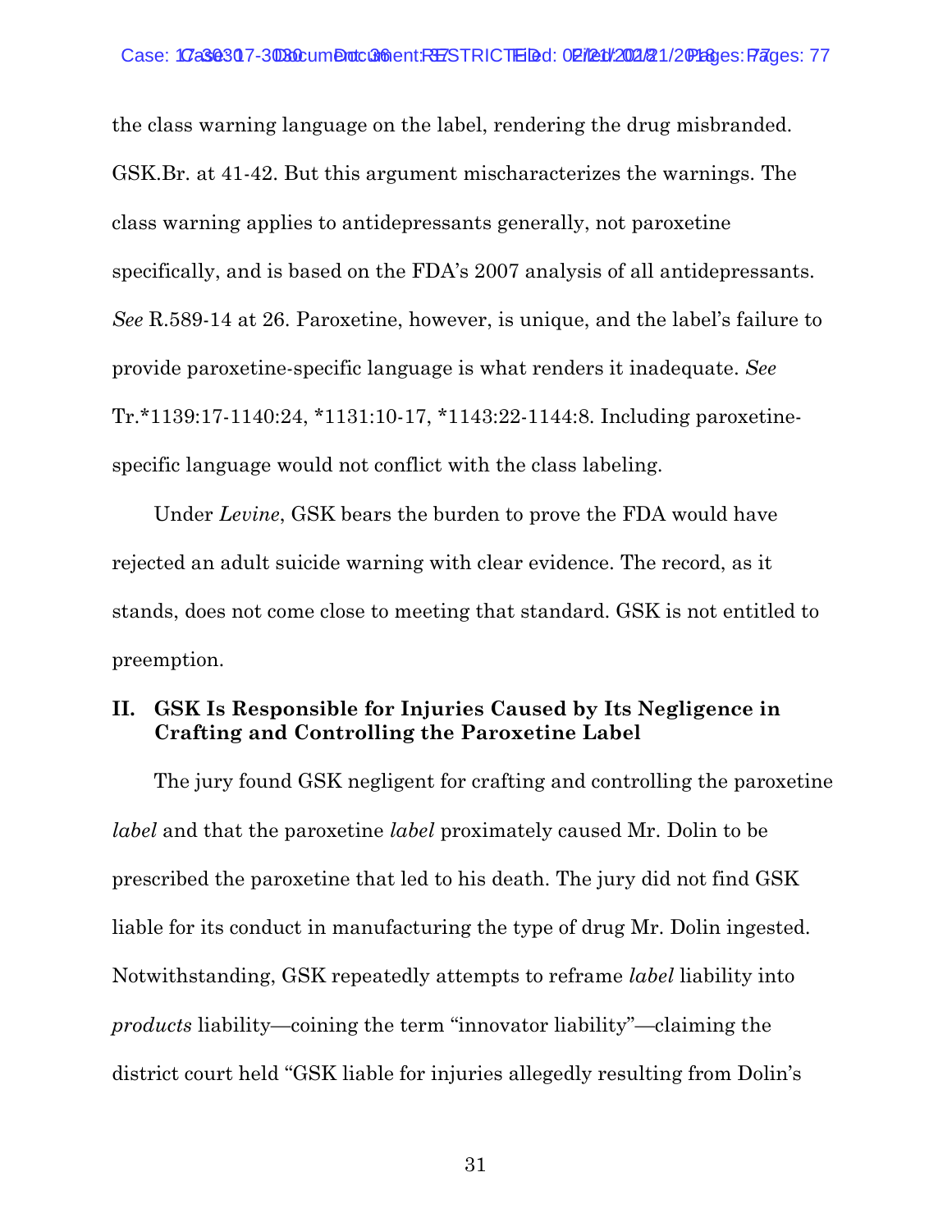the class warning language on the label, rendering the drug misbranded. GSK.Br. at 41-42. But this argument mischaracterizes the warnings. The class warning applies to antidepressants generally, not paroxetine specifically, and is based on the FDA's 2007 analysis of all antidepressants. *See* R.589-14 at 26. Paroxetine, however, is unique, and the label's failure to provide paroxetine-specific language is what renders it inadequate. *See* Tr.*1139:17-1140:24, *1131:10-17, *1143:22-1144:8. Including paroxetine-specific language would not conflict with the class labeling.

Under *Levine*, GSK bears the burden to prove the FDA would have rejected an adult suicide warning with clear evidence. The record, as it stands, does not come close to meeting that standard. GSK is not entitled to preemption.

## II. GSK Is Responsible for Injuries Caused by Its Negligence in Crafting and Controlling the Paroxetine Label

The jury found GSK negligent for crafting and controlling the paroxetine *label* and that the paroxetine *label* proximately caused Mr. Dolin to be prescribed the paroxetine that led to his death. The jury did not find GSK liable for its conduct in manufacturing the type of drug Mr. Dolin ingested. Notwithstanding, GSK repeatedly attempts to reframe *label* liability into *products* liability—coining the term "innovator liability"—claiming the district court held "GSK liable for injuries allegedly resulting from Dolin's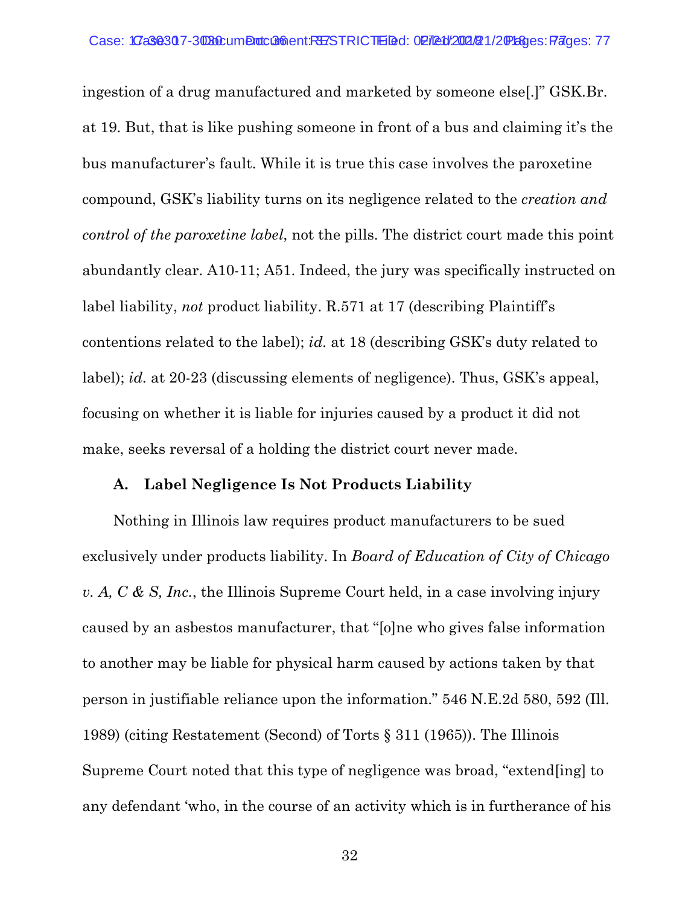ingestion of a drug manufactured and marketed by someone else[.]" GSK.Br. at 19. But, that is like pushing someone in front of a bus and claiming it's the bus manufacturer's fault. While it is true this case involves the paroxetine compound, GSK's liability turns on its negligence related to the *creation and control of the paroxetine label*, not the pills. The district court made this point abundantly clear. A10-11; A51. Indeed, the jury was specifically instructed on label liability, *not* product liability. R.571 at 17 (describing Plaintiff's contentions related to the label); *id.* at 18 (describing GSK's duty related to label); *id.* at 20-23 (discussing elements of negligence). Thus, GSK's appeal, focusing on whether it is liable for injuries caused by a product it did not make, seeks reversal of a holding the district court never made.

**A. Label Negligence Is Not Products Liability**

Nothing in Illinois law requires product manufacturers to be sued exclusively under products liability. In *Board of Education of City of Chicago v. A, C & S, Inc.*, the Illinois Supreme Court held, in a case involving injury caused by an asbestos manufacturer, that "[o]ne who gives false information to another may be liable for physical harm caused by actions taken by that person in justifiable reliance upon the information." 546 N.E.2d 580, 592 (Ill. 1989) (citing Restatement (Second) of Torts § 311 (1965)). The Illinois Supreme Court noted that this type of negligence was broad, "extend[ing] to any defendant 'who, in the course of an activity which is in furtherance of his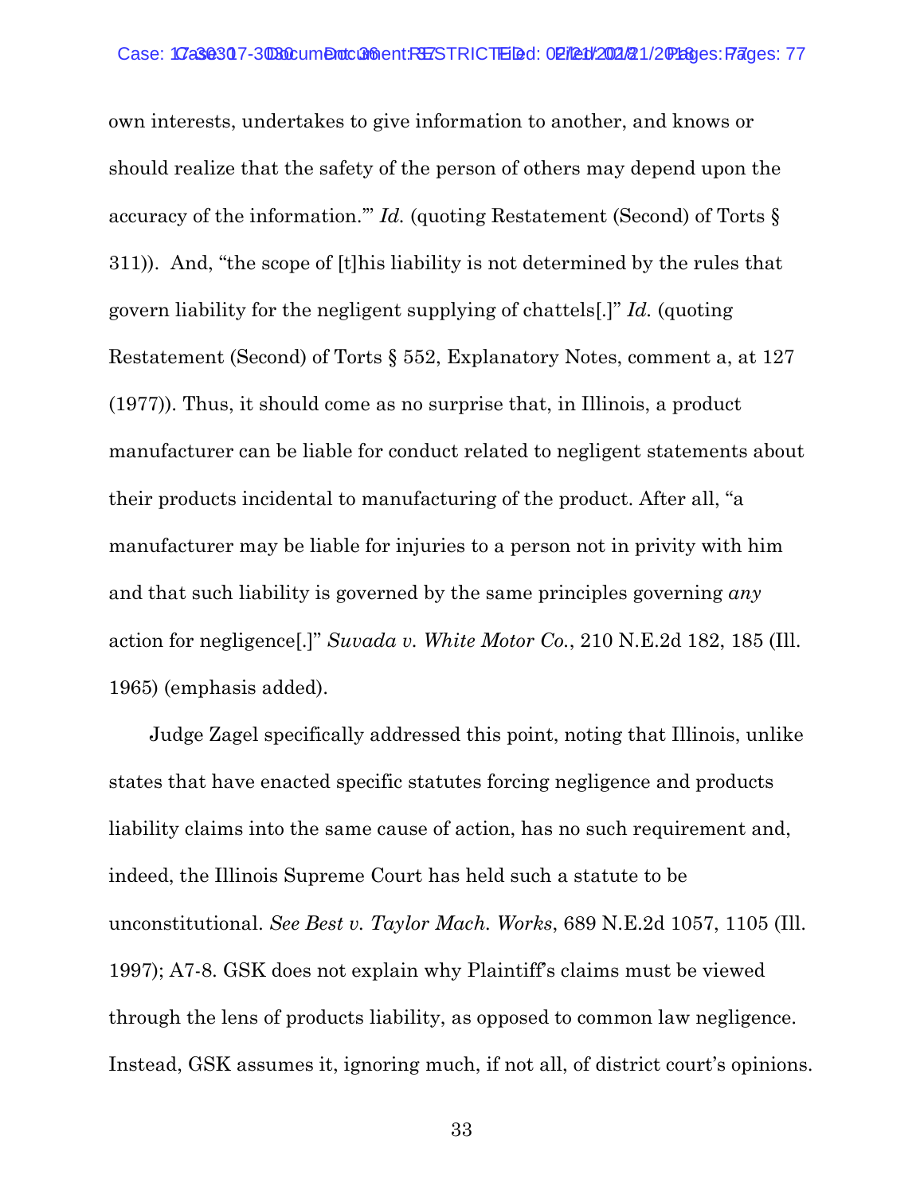own interests, undertakes to give information to another, and knows or should realize that the safety of the person of others may depend upon the accuracy of the information.'" *Id.* (quoting Restatement (Second) of Torts § 311)). And, "the scope of [t]his liability is not determined by the rules that govern liability for the negligent supplying of chattels[.]" *Id.* (quoting Restatement (Second) of Torts § 552, Explanatory Notes, comment a, at 127 (1977)). Thus, it should come as no surprise that, in Illinois, a product manufacturer can be liable for conduct related to negligent statements about their products incidental to manufacturing of the product. After all, "a manufacturer may be liable for injuries to a person not in privity with him and that such liability is governed by the same principles governing *any* action for negligence[.]" *Suvada v. White Motor Co.*, 210 N.E.2d 182, 185 (Ill. 1965) (emphasis added).

Judge Zagel specifically addressed this point, noting that Illinois, unlike states that have enacted specific statutes forcing negligence and products liability claims into the same cause of action, has no such requirement and, indeed, the Illinois Supreme Court has held such a statute to be unconstitutional. *See Best v. Taylor Mach. Works*, 689 N.E.2d 1057, 1105 (Ill. 1997); A7-8. GSK does not explain why Plaintiff's claims must be viewed through the lens of products liability, as opposed to common law negligence. Instead, GSK assumes it, ignoring much, if not all, of district court's opinions.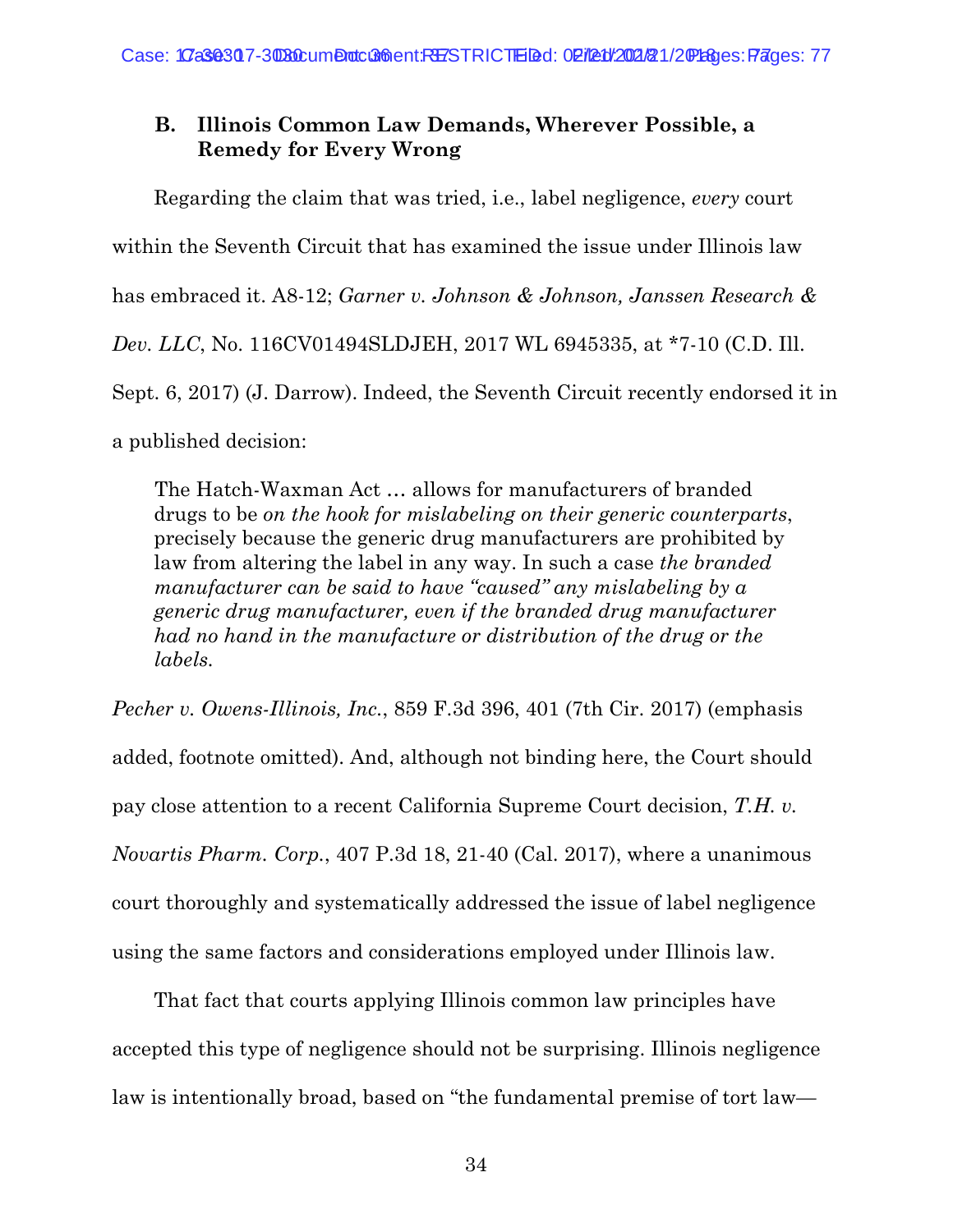### B. Illinois Common Law Demands, Wherever Possible, a Remedy for Every Wrong

Regarding the claim that was tried, i.e., label negligence, *every* court within the Seventh Circuit that has examined the issue under Illinois law has embraced it. A8-12; *Garner v. Johnson & Johnson, Janssen Research & Dev. LLC*, No. 116CV01494SLDJEH, 2017 WL 6945335, at *7-10 (C.D. Ill. Sept. 6, 2017) (J. Darrow). Indeed, the Seventh Circuit recently endorsed it in a published decision:

> The Hatch-Waxman Act … allows for manufacturers of branded drugs to be *on the hook for mislabeling on their generic counterparts*, precisely because the generic drug manufacturers are prohibited by law from altering the label in any way. In such a case *the branded manufacturer can be said to have "caused" any mislabeling by a generic drug manufacturer, even if the branded drug manufacturer had no hand in the manufacture or distribution of the drug or the labels.*

*Pecher v. Owens-Illinois, Inc.*, 859 F.3d 396, 401 (7th Cir. 2017) (emphasis added, footnote omitted). And, although not binding here, the Court should pay close attention to a recent California Supreme Court decision, *T.H. v. Novartis Pharm. Corp.*, 407 P.3d 18, 21-40 (Cal. 2017), where a unanimous court thoroughly and systematically addressed the issue of label negligence using the same factors and considerations employed under Illinois law.

That fact that courts applying Illinois common law principles have accepted this type of negligence should not be surprising. Illinois negligence law is intentionally broad, based on "the fundamental premise of tort law—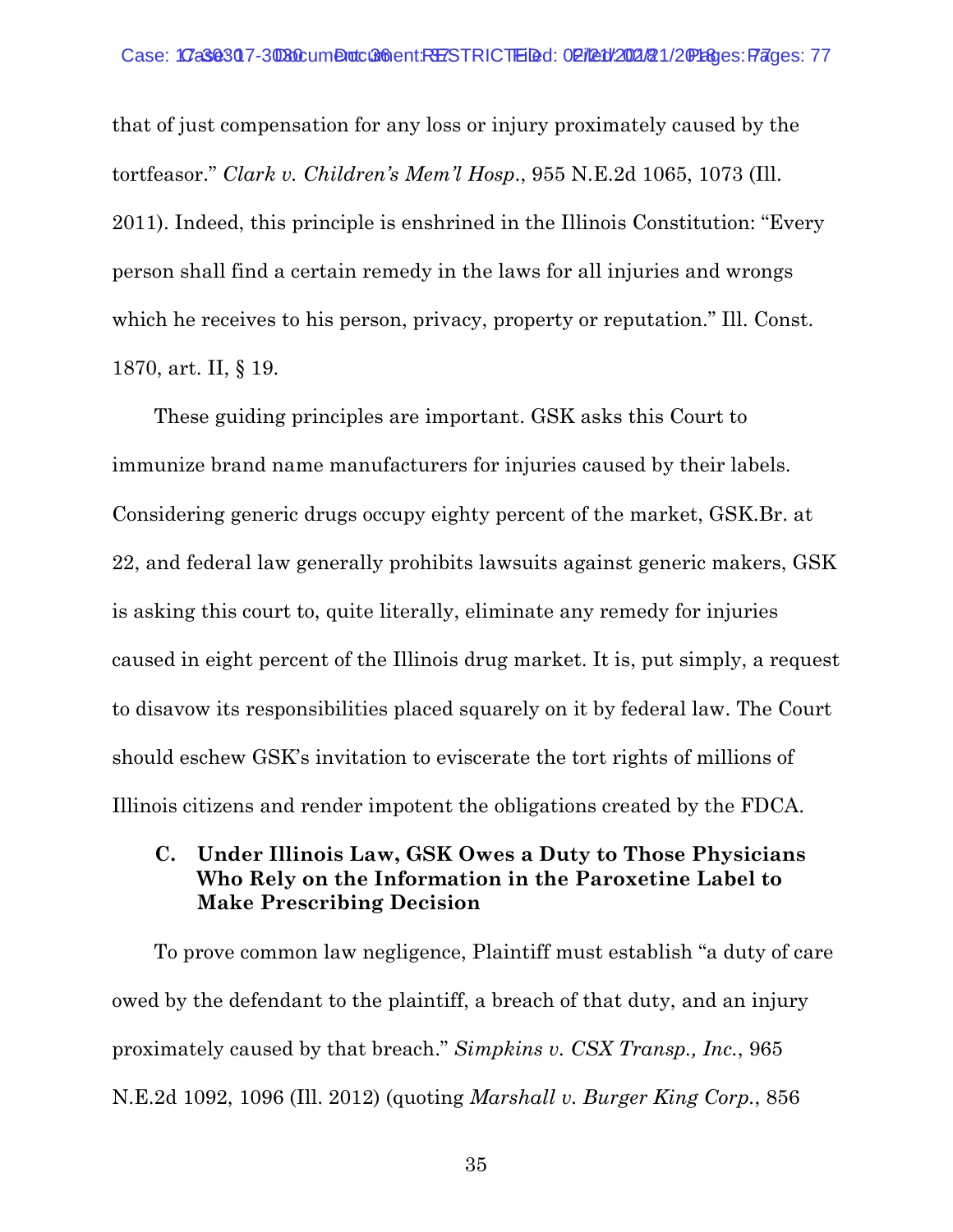that of just compensation for any loss or injury proximately caused by the tortfeasor." *Clark v. Children's Mem'l Hosp.*, 955 N.E.2d 1065, 1073 (Ill. 2011). Indeed, this principle is enshrined in the Illinois Constitution: "Every person shall find a certain remedy in the laws for all injuries and wrongs which he receives to his person, privacy, property or reputation." Ill. Const. 1870, art. II, § 19.

These guiding principles are important. GSK asks this Court to immunize brand name manufacturers for injuries caused by their labels. Considering generic drugs occupy eighty percent of the market, GSK.Br. at 22, and federal law generally prohibits lawsuits against generic makers, GSK is asking this court to, quite literally, eliminate any remedy for injuries caused in eight percent of the Illinois drug market. It is, put simply, a request to disavow its responsibilities placed squarely on it by federal law. The Court should eschew GSK's invitation to eviscerate the tort rights of millions of Illinois citizens and render impotent the obligations created by the FDCA.

### C. Under Illinois Law, GSK Owes a Duty to Those Physicians Who Rely on the Information in the Paroxetine Label to Make Prescribing Decision

To prove common law negligence, Plaintiff must establish "a duty of care owed by the defendant to the plaintiff, a breach of that duty, and an injury proximately caused by that breach." *Simpkins v. CSX Transp., Inc.*, 965 N.E.2d 1092, 1096 (Ill. 2012) (quoting *Marshall v. Burger King Corp.*, 856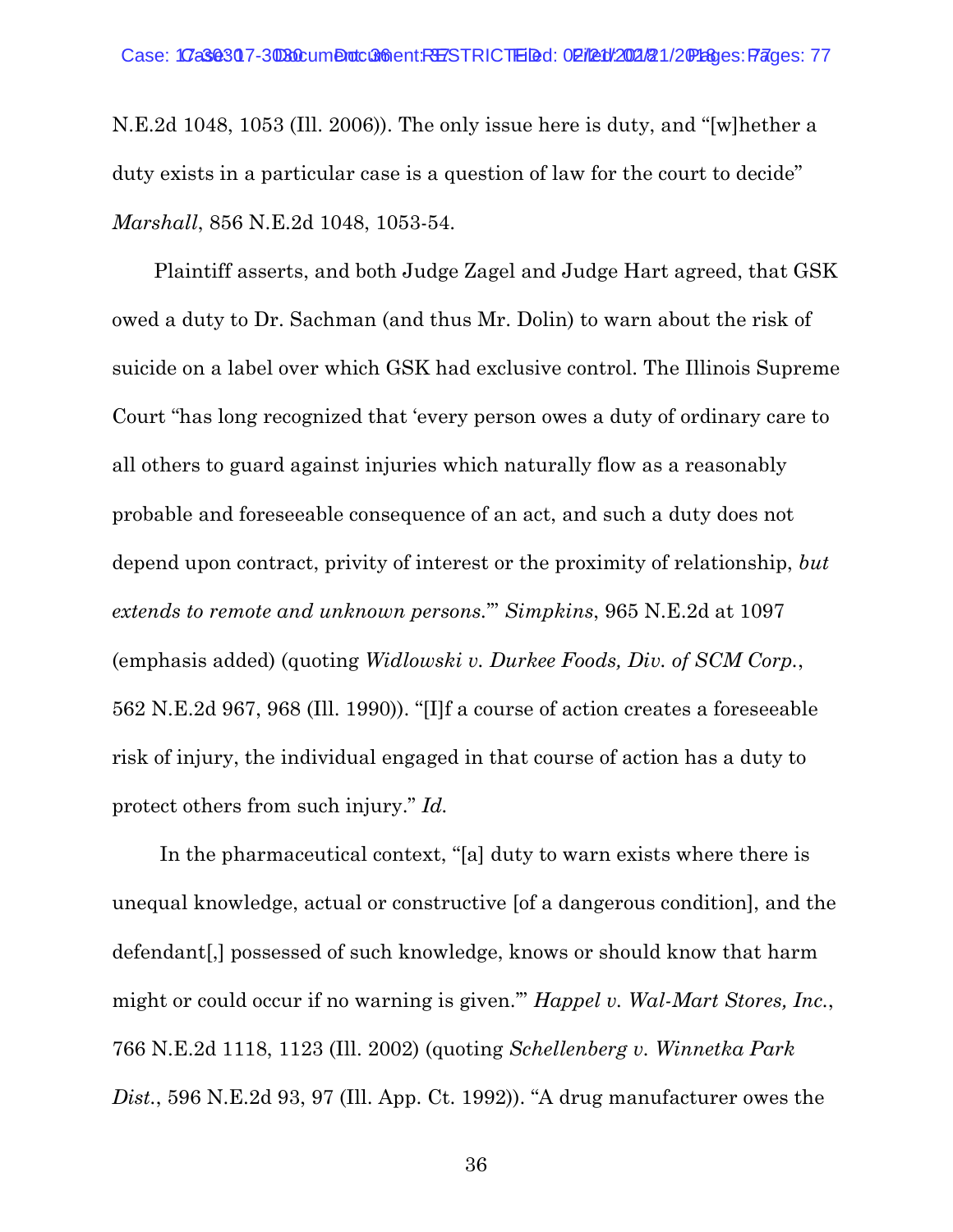N.E.2d 1048, 1053 (Ill. 2006)). The only issue here is duty, and "[w]hether a duty exists in a particular case is a question of law for the court to decide" *Marshall*, 856 N.E.2d 1048, 1053-54.

Plaintiff asserts, and both Judge Zagel and Judge Hart agreed, that GSK owed a duty to Dr. Sachman (and thus Mr. Dolin) to warn about the risk of suicide on a label over which GSK had exclusive control. The Illinois Supreme Court "has long recognized that 'every person owes a duty of ordinary care to all others to guard against injuries which naturally flow as a reasonably probable and foreseeable consequence of an act, and such a duty does not depend upon contract, privity of interest or the proximity of relationship, *but extends to remote and unknown persons*.'" *Simpkins*, 965 N.E.2d at 1097 (emphasis added) (quoting *Widlowski v. Durkee Foods, Div. of SCM Corp.*, 562 N.E.2d 967, 968 (Ill. 1990)). "[I]f a course of action creates a foreseeable risk of injury, the individual engaged in that course of action has a duty to protect others from such injury." *Id.*

In the pharmaceutical context, "[a] duty to warn exists where there is unequal knowledge, actual or constructive [of a dangerous condition], and the defendant[,] possessed of such knowledge, knows or should know that harm might or could occur if no warning is given.'" *Happel v. Wal-Mart Stores, Inc.*, 766 N.E.2d 1118, 1123 (Ill. 2002) (quoting *Schellenberg v. Winnetka Park Dist.*, 596 N.E.2d 93, 97 (Ill. App. Ct. 1992)). "A drug manufacturer owes the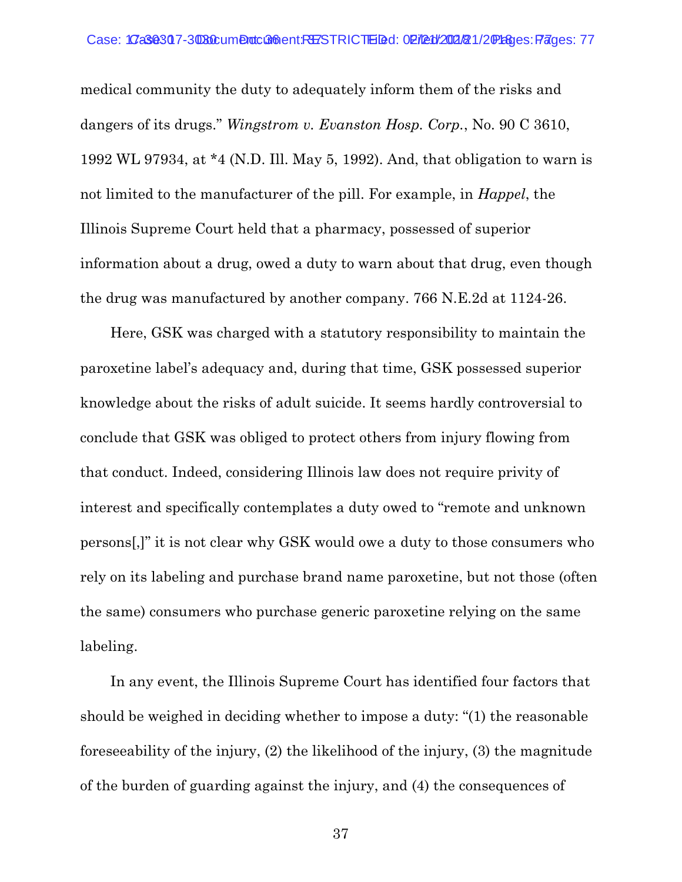medical community the duty to adequately inform them of the risks and dangers of its drugs." *Wingstrom v. Evanston Hosp. Corp.*, No. 90 C 3610, 1992 WL 97934, at *4 (N.D. Ill. May 5, 1992). And, that obligation to warn is not limited to the manufacturer of the pill. For example, in *Happel*, the Illinois Supreme Court held that a pharmacy, possessed of superior information about a drug, owed a duty to warn about that drug, even though the drug was manufactured by another company. 766 N.E.2d at 1124-26.

Here, GSK was charged with a statutory responsibility to maintain the paroxetine label's adequacy and, during that time, GSK possessed superior knowledge about the risks of adult suicide. It seems hardly controversial to conclude that GSK was obliged to protect others from injury flowing from that conduct. Indeed, considering Illinois law does not require privity of interest and specifically contemplates a duty owed to "remote and unknown persons[,]" it is not clear why GSK would owe a duty to those consumers who rely on its labeling and purchase brand name paroxetine, but not those (often the same) consumers who purchase generic paroxetine relying on the same labeling.

In any event, the Illinois Supreme Court has identified four factors that should be weighed in deciding whether to impose a duty: "(1) the reasonable foreseeability of the injury, (2) the likelihood of the injury, (3) the magnitude of the burden of guarding against the injury, and (4) the consequences of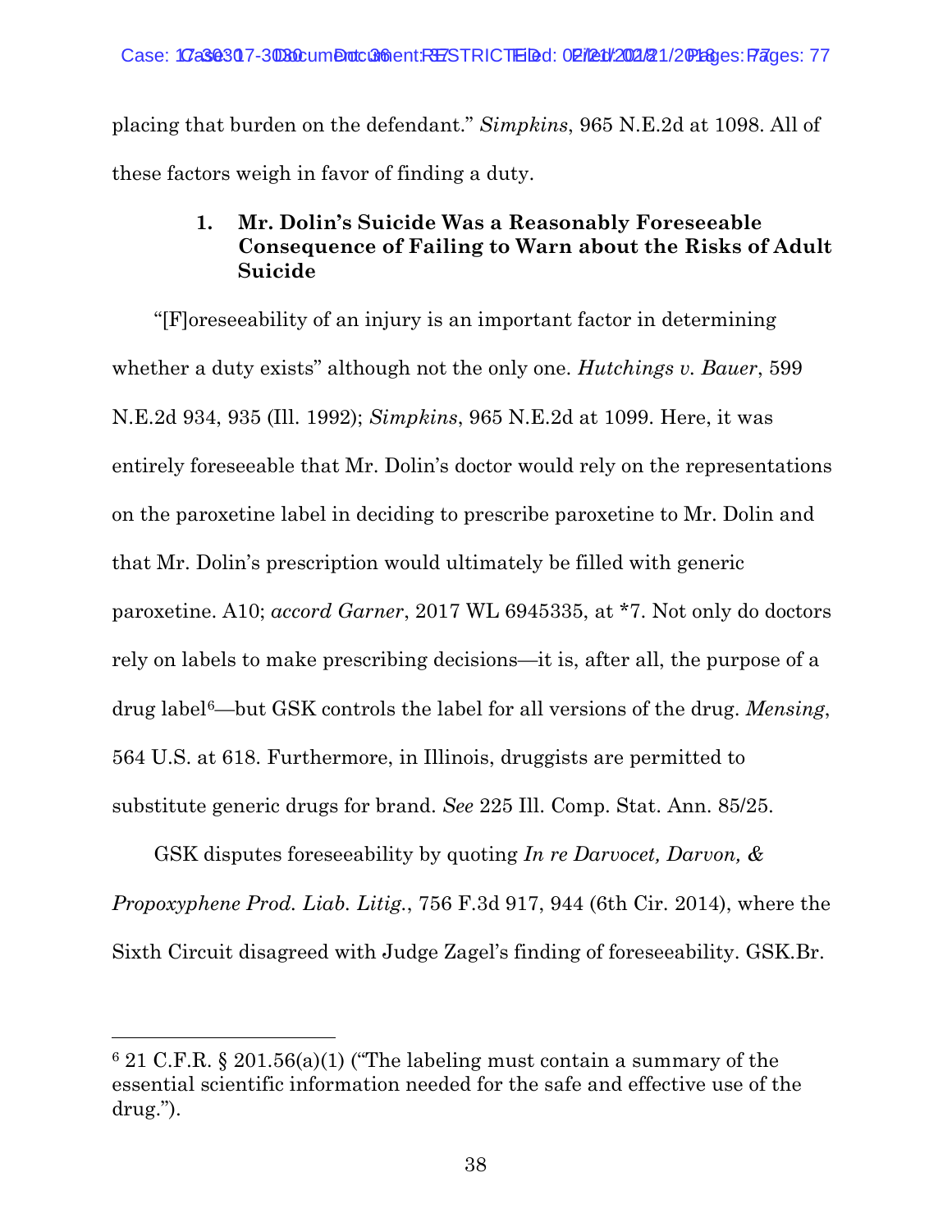placing that burden on the defendant." *Simpkins*, 965 N.E.2d at 1098. All of these factors weigh in favor of finding a duty.

### 1. Mr. Dolin's Suicide Was a Reasonably Foreseeable Consequence of Failing to Warn about the Risks of Adult Suicide

"[F]oreseeability of an injury is an important factor in determining whether a duty exists" although not the only one. *Hutchings v. Bauer*, 599 N.E.2d 934, 935 (Ill. 1992); *Simpkins*, 965 N.E.2d at 1099. Here, it was entirely foreseeable that Mr. Dolin's doctor would rely on the representations on the paroxetine label in deciding to prescribe paroxetine to Mr. Dolin and that Mr. Dolin's prescription would ultimately be filled with generic paroxetine. A10; *accord Garner*, 2017 WL 6945335, at *7. Not only do doctors rely on labels to make prescribing decisions—it is, after all, the purpose of a drug label[6]—but GSK controls the label for all versions of the drug. *Mensing*, 564 U.S. at 618. Furthermore, in Illinois, druggists are permitted to substitute generic drugs for brand. *See* 225 Ill. Comp. Stat. Ann. 85/25.

GSK disputes foreseeability by quoting *In re Darvocet, Darvon, & Propoxyphene Prod. Liab. Litig.*, 756 F.3d 917, 944 (6th Cir. 2014), where the Sixth Circuit disagreed with Judge Zagel's finding of foreseeability. GSK.Br.

[6] 21 C.F.R. § 201.56(a)(1) ("The labeling must contain a summary of the essential scientific information needed for the safe and effective use of the drug.").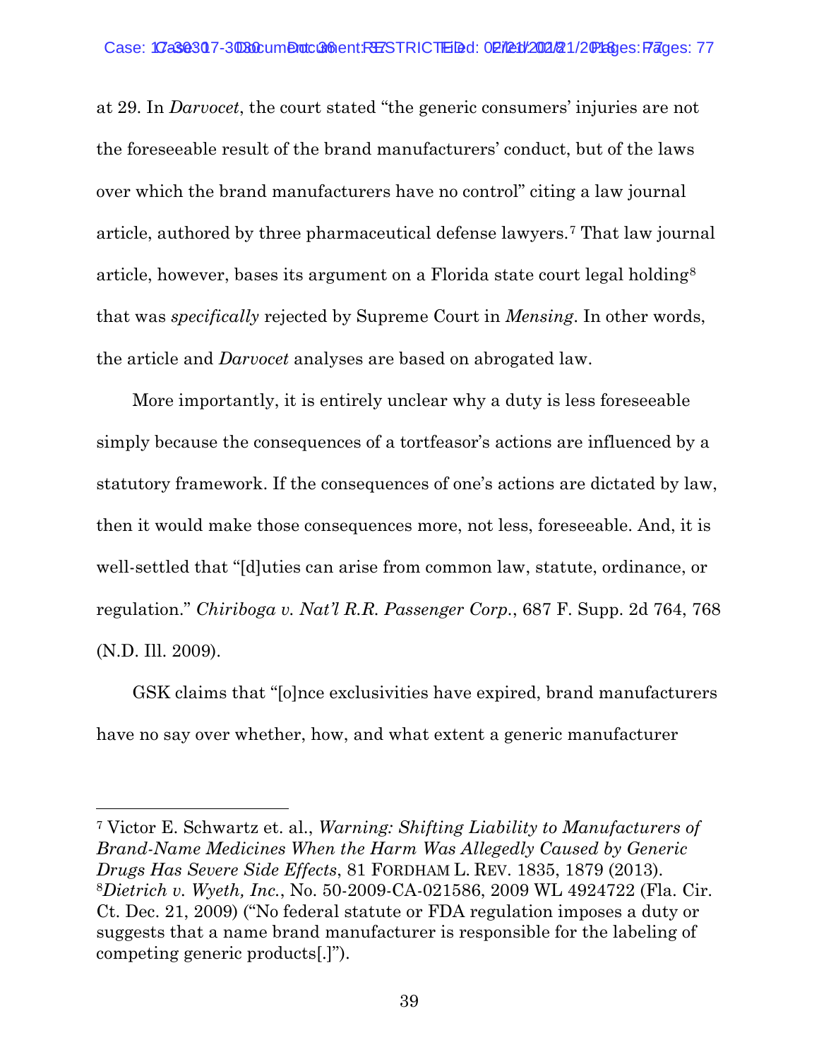at 29. In *Darvocet*, the court stated "the generic consumers' injuries are not the foreseeable result of the brand manufacturers' conduct, but of the laws over which the brand manufacturers have no control" citing a law journal article, authored by three pharmaceutical defense lawyers.[7] That law journal article, however, bases its argument on a Florida state court legal holding[8] that was *specifically* rejected by Supreme Court in *Mensing*. In other words, the article and *Darvocet* analyses are based on abrogated law.

More importantly, it is entirely unclear why a duty is less foreseeable simply because the consequences of a tortfeasor's actions are influenced by a statutory framework. If the consequences of one's actions are dictated by law, then it would make those consequences more, not less, foreseeable. And, it is well-settled that "[d]uties can arise from common law, statute, ordinance, or regulation." *Chiriboga v. Nat'l R.R. Passenger Corp.*, 687 F. Supp. 2d 764, 768 (N.D. Ill. 2009).

GSK claims that "[o]nce exclusivities have expired, brand manufacturers have no say over whether, how, and what extent a generic manufacturer

---

[7] Victor E. Schwartz et. al., *Warning: Shifting Liability to Manufacturers of Brand-Name Medicines When the Harm Was Allegedly Caused by Generic Drugs Has Severe Side Effects*, 81 FORDHAM L. REV. 1835, 1879 (2013).

[8] *Dietrich v. Wyeth, Inc.*, No. 50-2009-CA-021586, 2009 WL 4924722 (Fla. Cir. Ct. Dec. 21, 2009) ("No federal statute or FDA regulation imposes a duty or suggests that a name brand manufacturer is responsible for the labeling of competing generic products[.]").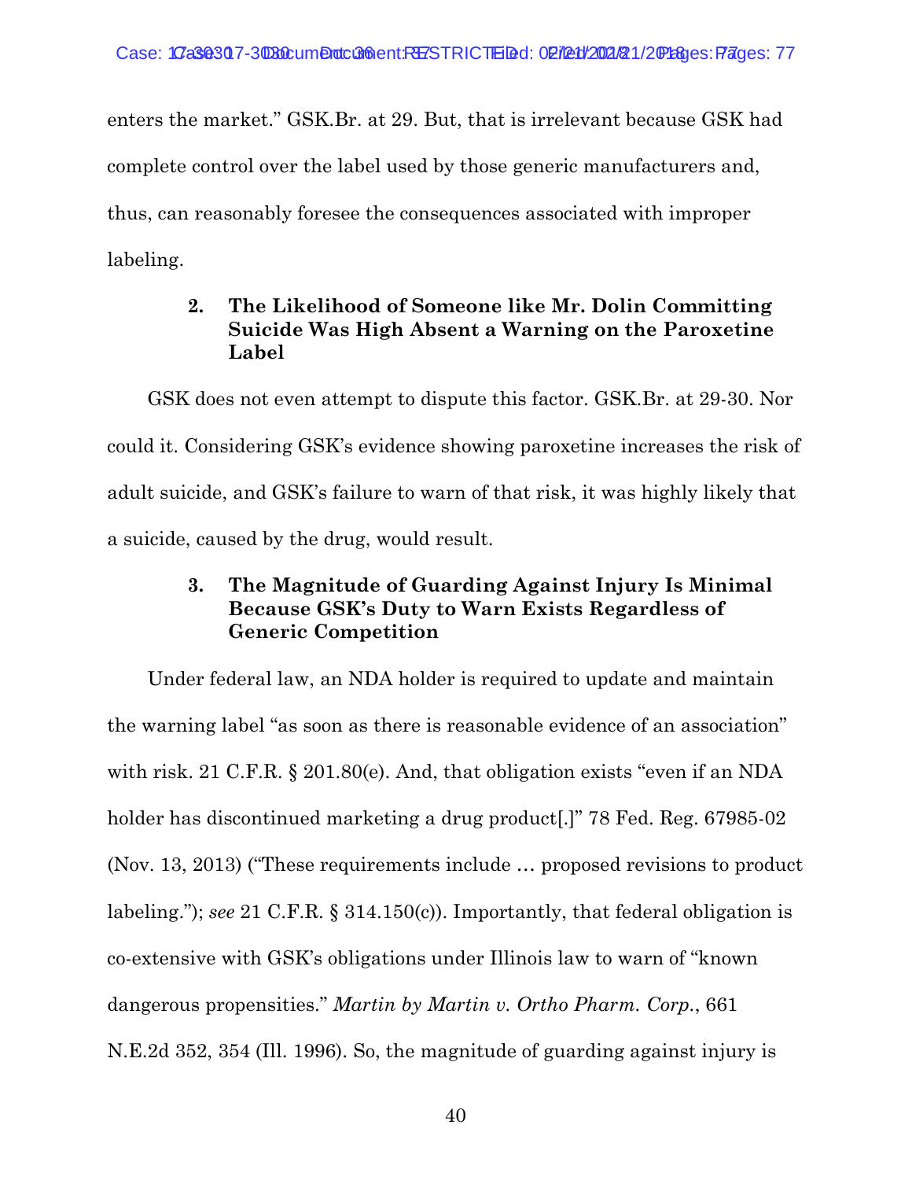enters the market." GSK.Br. at 29. But, that is irrelevant because GSK had complete control over the label used by those generic manufacturers and, thus, can reasonably foresee the consequences associated with improper labeling.

### 2. The Likelihood of Someone like Mr. Dolin Committing Suicide Was High Absent a Warning on the Paroxetine Label

GSK does not even attempt to dispute this factor. GSK.Br. at 29-30. Nor could it. Considering GSK's evidence showing paroxetine increases the risk of adult suicide, and GSK's failure to warn of that risk, it was highly likely that a suicide, caused by the drug, would result.

### 3. The Magnitude of Guarding Against Injury Is Minimal Because GSK's Duty to Warn Exists Regardless of Generic Competition

Under federal law, an NDA holder is required to update and maintain the warning label "as soon as there is reasonable evidence of an association" with risk. 21 C.F.R. § 201.80(e). And, that obligation exists "even if an NDA holder has discontinued marketing a drug product[.]" 78 Fed. Reg. 67985-02 (Nov. 13, 2013) ("These requirements include … proposed revisions to product labeling."); *see* 21 C.F.R. § 314.150(c)). Importantly, that federal obligation is co-extensive with GSK's obligations under Illinois law to warn of "known dangerous propensities." *Martin by Martin v. Ortho Pharm. Corp.*, 661 N.E.2d 352, 354 (Ill. 1996). So, the magnitude of guarding against injury is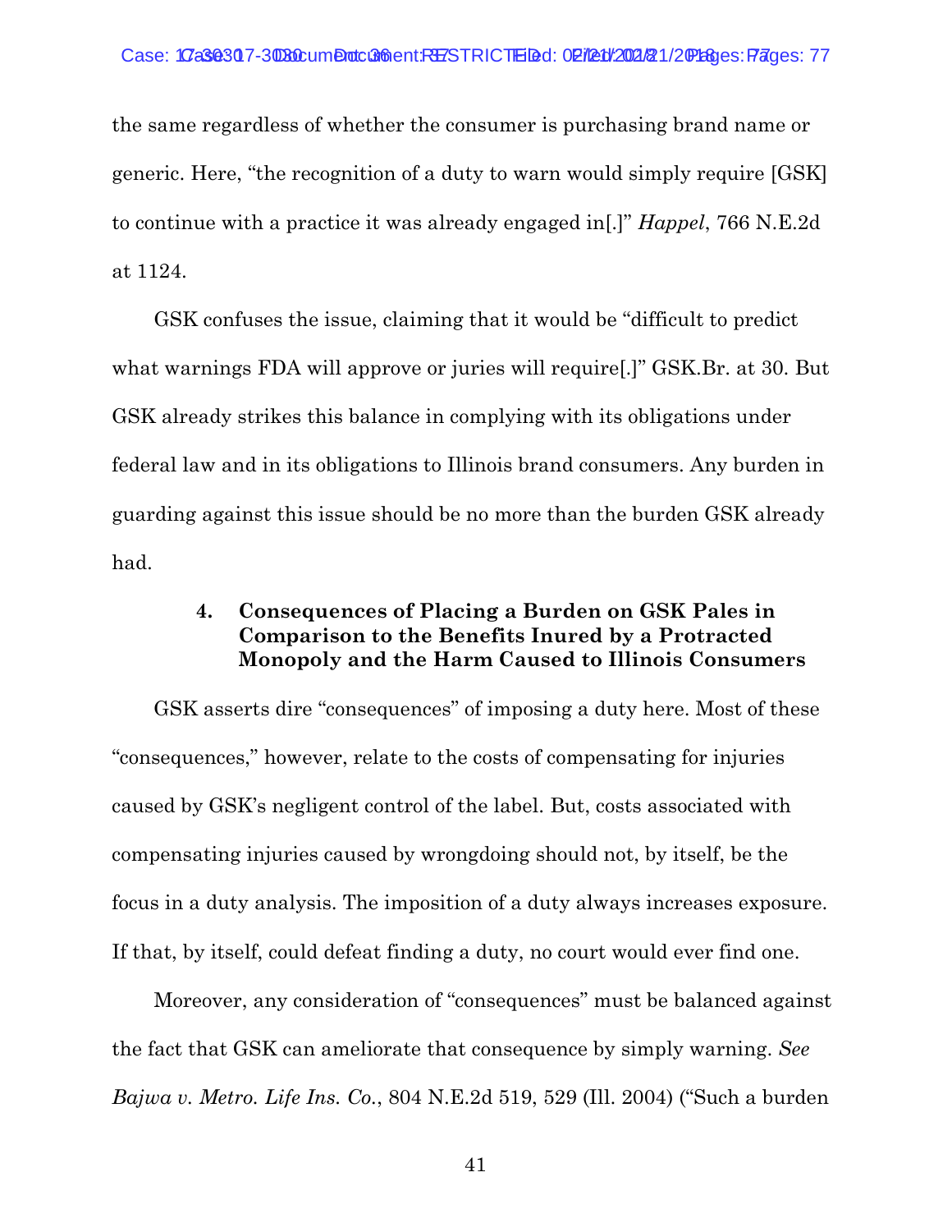the same regardless of whether the consumer is purchasing brand name or generic. Here, "the recognition of a duty to warn would simply require [GSK] to continue with a practice it was already engaged in[.]" *Happel*, 766 N.E.2d at 1124.

GSK confuses the issue, claiming that it would be "difficult to predict what warnings FDA will approve or juries will require[.]" GSK.Br. at 30. But GSK already strikes this balance in complying with its obligations under federal law and in its obligations to Illinois brand consumers. Any burden in guarding against this issue should be no more than the burden GSK already had.

#### 4. Consequences of Placing a Burden on GSK Pales in Comparison to the Benefits Inured by a Protracted Monopoly and the Harm Caused to Illinois Consumers

GSK asserts dire "consequences" of imposing a duty here. Most of these "consequences," however, relate to the costs of compensating for injuries caused by GSK's negligent control of the label. But, costs associated with compensating injuries caused by wrongdoing should not, by itself, be the focus in a duty analysis. The imposition of a duty always increases exposure. If that, by itself, could defeat finding a duty, no court would ever find one.

Moreover, any consideration of "consequences" must be balanced against the fact that GSK can ameliorate that consequence by simply warning. *See Bajwa v. Metro. Life Ins. Co.*, 804 N.E.2d 519, 529 (Ill. 2004) ("Such a burden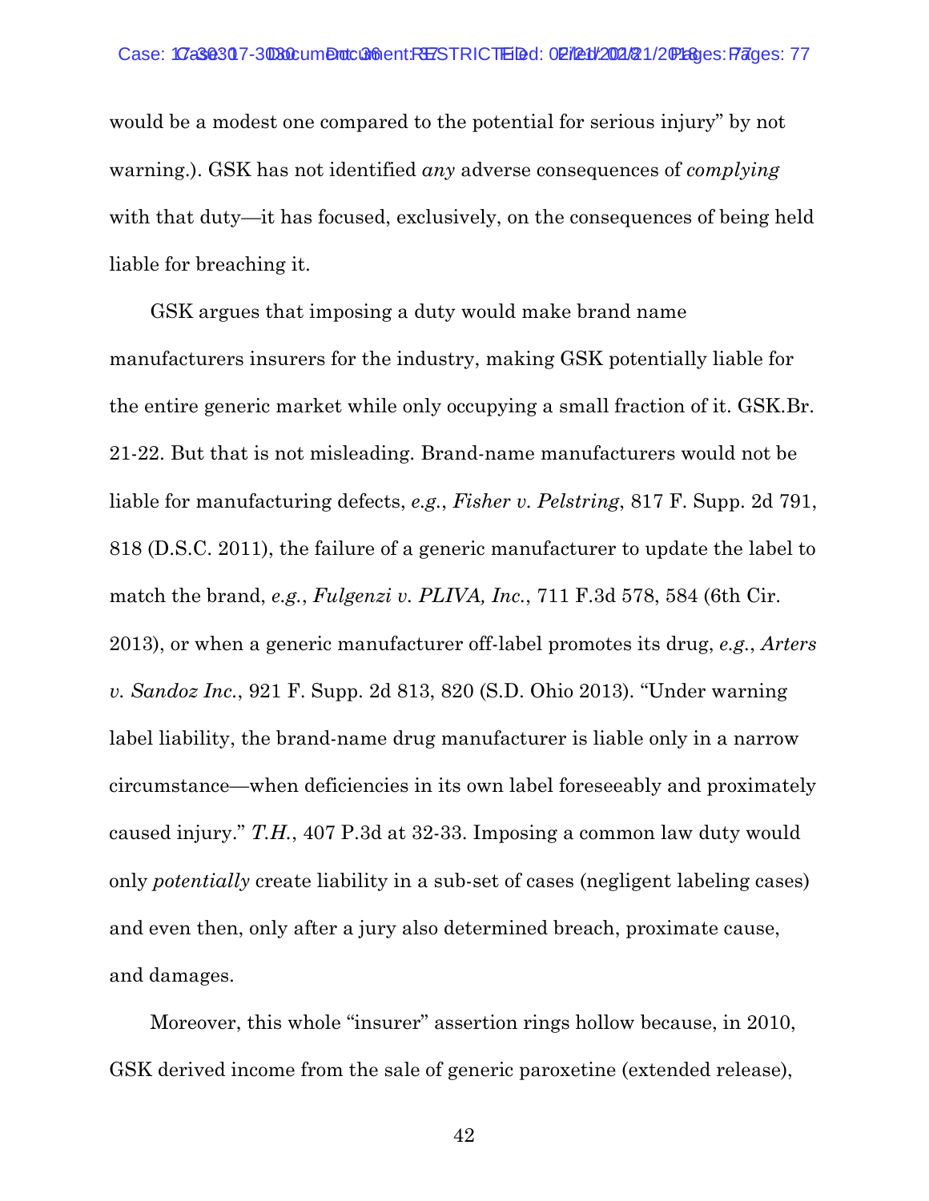would be a modest one compared to the potential for serious injury" by not warning.). GSK has not identified *any* adverse consequences of *complying* with that duty—it has focused, exclusively, on the consequences of being held liable for breaching it.

GSK argues that imposing a duty would make brand name manufacturers insurers for the industry, making GSK potentially liable for the entire generic market while only occupying a small fraction of it. GSK.Br. 21-22. But that is not misleading. Brand-name manufacturers would not be liable for manufacturing defects, *e.g.*, *Fisher v. Pelstring*, 817 F. Supp. 2d 791, 818 (D.S.C. 2011), the failure of a generic manufacturer to update the label to match the brand, *e.g.*, *Fulgenzi v. PLIVA, Inc.*, 711 F.3d 578, 584 (6th Cir. 2013), or when a generic manufacturer off-label promotes its drug, *e.g.*, *Arters v. Sandoz Inc.*, 921 F. Supp. 2d 813, 820 (S.D. Ohio 2013). "Under warning label liability, the brand-name drug manufacturer is liable only in a narrow circumstance—when deficiencies in its own label foreseeably and proximately caused injury." *T.H.*, 407 P.3d at 32-33. Imposing a common law duty would only *potentially* create liability in a sub-set of cases (negligent labeling cases) and even then, only after a jury also determined breach, proximate cause, and damages.

Moreover, this whole "insurer" assertion rings hollow because, in 2010, GSK derived income from the sale of generic paroxetine (extended release),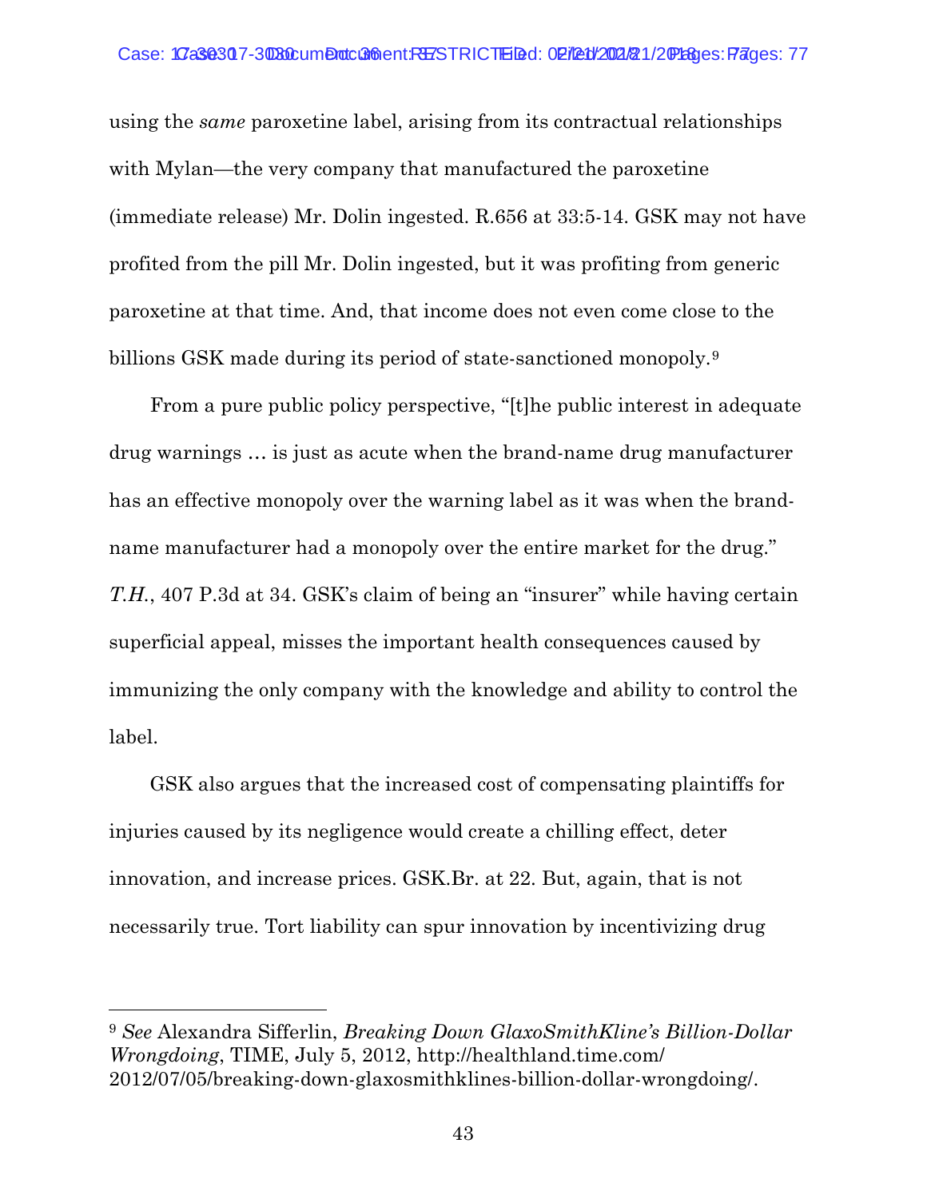using the *same* paroxetine label, arising from its contractual relationships with Mylan—the very company that manufactured the paroxetine (immediate release) Mr. Dolin ingested. R.656 at 33:5-14. GSK may not have profited from the pill Mr. Dolin ingested, but it was profiting from generic paroxetine at that time. And, that income does not even come close to the billions GSK made during its period of state-sanctioned monopoly.[9]

From a pure public policy perspective, "[t]he public interest in adequate drug warnings … is just as acute when the brand-name drug manufacturer has an effective monopoly over the warning label as it was when the brand-name manufacturer had a monopoly over the entire market for the drug." *T.H.*, 407 P.3d at 34. GSK's claim of being an "insurer" while having certain superficial appeal, misses the important health consequences caused by immunizing the only company with the knowledge and ability to control the label.

GSK also argues that the increased cost of compensating plaintiffs for injuries caused by its negligence would create a chilling effect, deter innovation, and increase prices. GSK.Br. at 22. But, again, that is not necessarily true. Tort liability can spur innovation by incentivizing drug

---

[9] *See* Alexandra Sifferlin, *Breaking Down GlaxoSmithKline's Billion-Dollar Wrongdoing*, TIME, July 5, 2012, http://healthland.time.com/2012/07/05/breaking-down-glaxosmithklines-billion-dollar-wrongdoing/.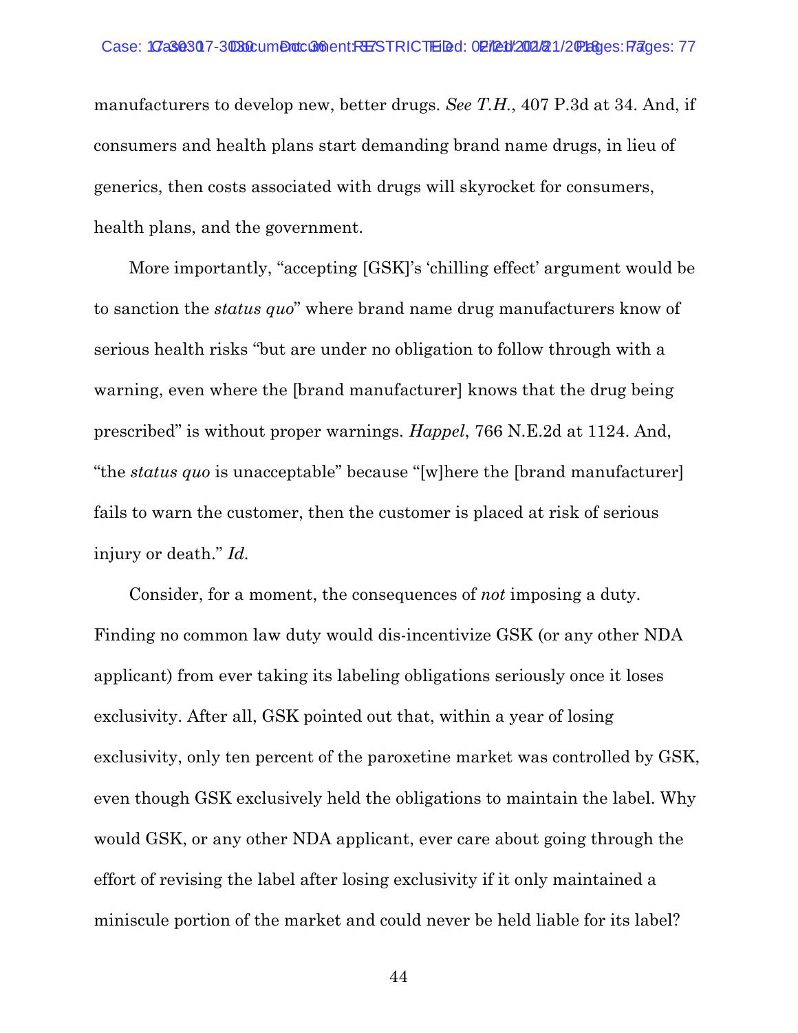manufacturers to develop new, better drugs. *See T.H.*, 407 P.3d at 34. And, if consumers and health plans start demanding brand name drugs, in lieu of generics, then costs associated with drugs will skyrocket for consumers, health plans, and the government.

More importantly, "accepting [GSK]'s 'chilling effect' argument would be to sanction the *status quo*" where brand name drug manufacturers know of serious health risks "but are under no obligation to follow through with a warning, even where the [brand manufacturer] knows that the drug being prescribed" is without proper warnings. *Happel*, 766 N.E.2d at 1124. And, "the *status quo* is unacceptable" because "[w]here the [brand manufacturer] fails to warn the customer, then the customer is placed at risk of serious injury or death." *Id.*

Consider, for a moment, the consequences of *not* imposing a duty. Finding no common law duty would dis-incentivize GSK (or any other NDA applicant) from ever taking its labeling obligations seriously once it loses exclusivity. After all, GSK pointed out that, within a year of losing exclusivity, only ten percent of the paroxetine market was controlled by GSK, even though GSK exclusively held the obligations to maintain the label. Why would GSK, or any other NDA applicant, ever care about going through the effort of revising the label after losing exclusivity if it only maintained a miniscule portion of the market and could never be held liable for its label?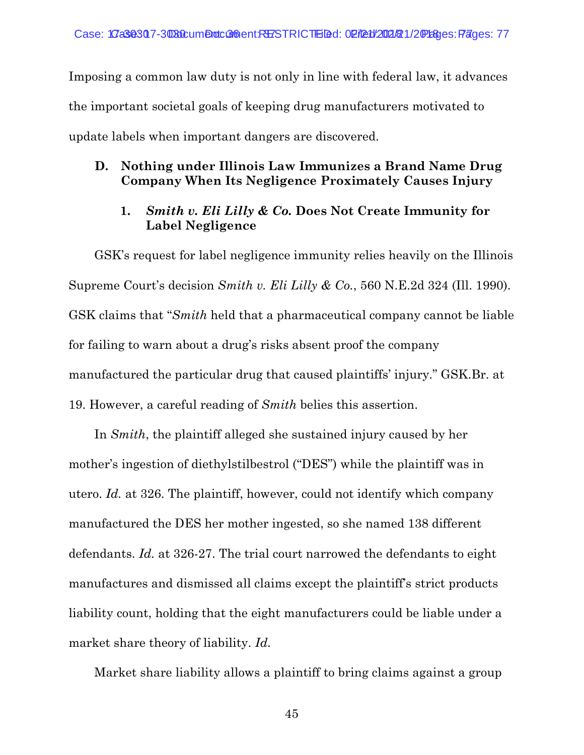Imposing a common law duty is not only in line with federal law, it advances the important societal goals of keeping drug manufacturers motivated to update labels when important dangers are discovered.

### D. Nothing under Illinois Law Immunizes a Brand Name Drug Company When Its Negligence Proximately Causes Injury

#### 1. *Smith v. Eli Lilly & Co.* Does Not Create Immunity for Label Negligence

GSK's request for label negligence immunity relies heavily on the Illinois Supreme Court's decision *Smith v. Eli Lilly & Co.*, 560 N.E.2d 324 (Ill. 1990). GSK claims that "*Smith* held that a pharmaceutical company cannot be liable for failing to warn about a drug's risks absent proof the company manufactured the particular drug that caused plaintiffs' injury." GSK.Br. at 19. However, a careful reading of *Smith* belies this assertion.

In *Smith*, the plaintiff alleged she sustained injury caused by her mother's ingestion of diethylstilbestrol ("DES") while the plaintiff was in utero. *Id.* at 326. The plaintiff, however, could not identify which company manufactured the DES her mother ingested, so she named 138 different defendants. *Id.* at 326-27. The trial court narrowed the defendants to eight manufactures and dismissed all claims except the plaintiff's strict products liability count, holding that the eight manufacturers could be liable under a market share theory of liability. *Id.*

Market share liability allows a plaintiff to bring claims against a group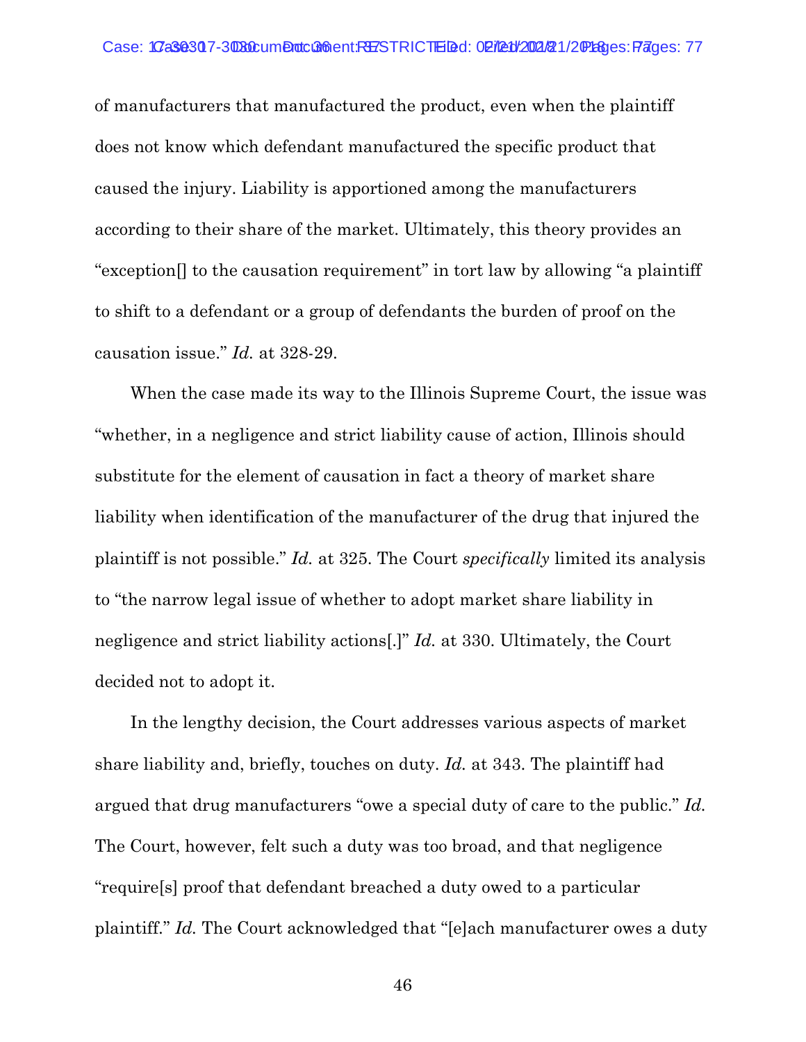of manufacturers that manufactured the product, even when the plaintiff does not know which defendant manufactured the specific product that caused the injury. Liability is apportioned among the manufacturers according to their share of the market. Ultimately, this theory provides an "exception[] to the causation requirement" in tort law by allowing "a plaintiff to shift to a defendant or a group of defendants the burden of proof on the causation issue." *Id.* at 328-29.

When the case made its way to the Illinois Supreme Court, the issue was "whether, in a negligence and strict liability cause of action, Illinois should substitute for the element of causation in fact a theory of market share liability when identification of the manufacturer of the drug that injured the plaintiff is not possible." *Id.* at 325. The Court *specifically* limited its analysis to "the narrow legal issue of whether to adopt market share liability in negligence and strict liability actions[.]" *Id.* at 330. Ultimately, the Court decided not to adopt it.

In the lengthy decision, the Court addresses various aspects of market share liability and, briefly, touches on duty. *Id.* at 343. The plaintiff had argued that drug manufacturers "owe a special duty of care to the public." *Id.* The Court, however, felt such a duty was too broad, and that negligence "require[s] proof that defendant breached a duty owed to a particular plaintiff." *Id.* The Court acknowledged that "[e]ach manufacturer owes a duty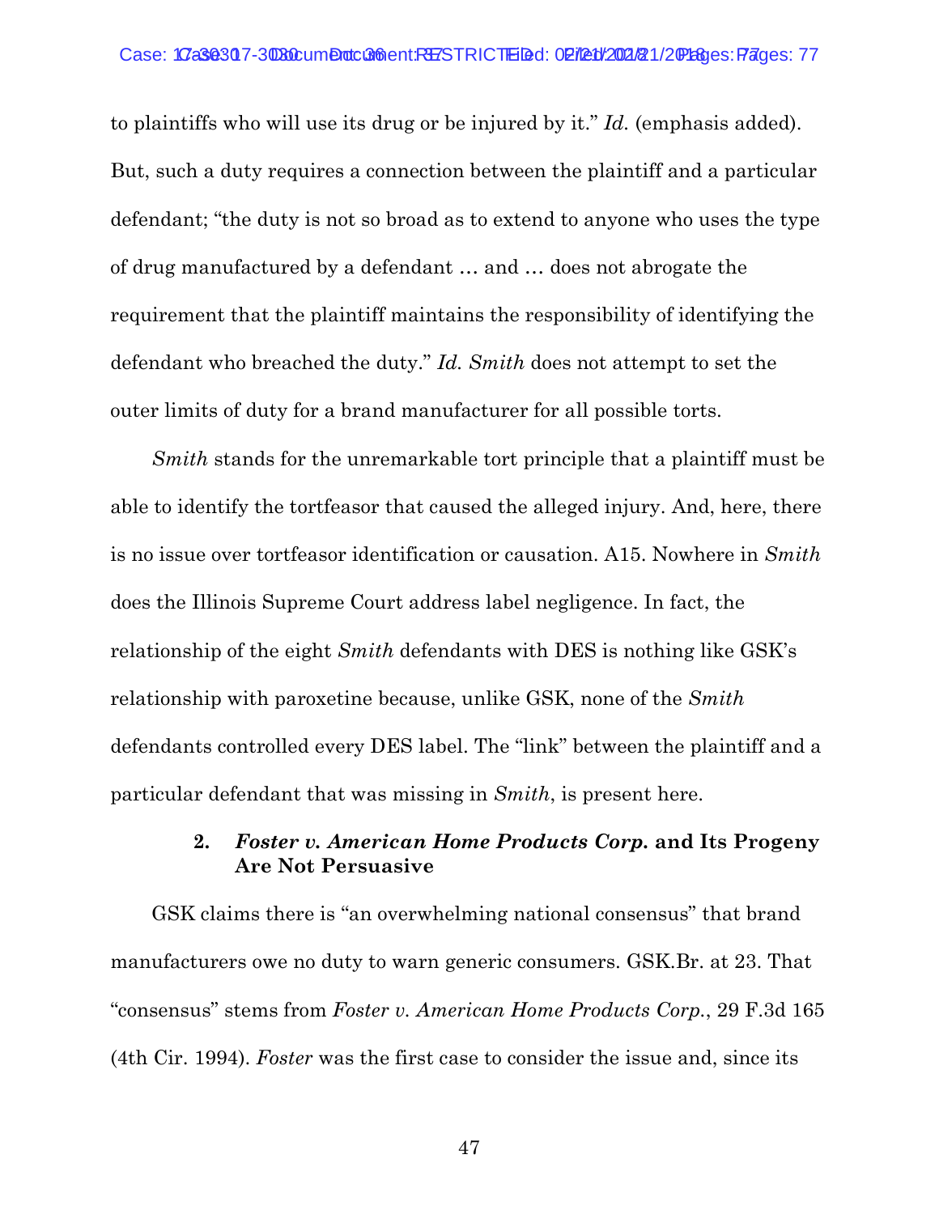to plaintiffs who will use its drug or be injured by it." *Id.* (emphasis added). But, such a duty requires a connection between the plaintiff and a particular defendant; "the duty is not so broad as to extend to anyone who uses the type of drug manufactured by a defendant … and … does not abrogate the requirement that the plaintiff maintains the responsibility of identifying the defendant who breached the duty." *Id. Smith* does not attempt to set the outer limits of duty for a brand manufacturer for all possible torts.

*Smith* stands for the unremarkable tort principle that a plaintiff must be able to identify the tortfeasor that caused the alleged injury. And, here, there is no issue over tortfeasor identification or causation. A15. Nowhere in *Smith* does the Illinois Supreme Court address label negligence. In fact, the relationship of the eight *Smith* defendants with DES is nothing like GSK's relationship with paroxetine because, unlike GSK, none of the *Smith* defendants controlled every DES label. The "link" between the plaintiff and a particular defendant that was missing in *Smith*, is present here.

### 2. *Foster v. American Home Products Corp.* and Its Progeny Are Not Persuasive

GSK claims there is "an overwhelming national consensus" that brand manufacturers owe no duty to warn generic consumers. GSK.Br. at 23. That "consensus" stems from *Foster v. American Home Products Corp.*, 29 F.3d 165 (4th Cir. 1994). *Foster* was the first case to consider the issue and, since its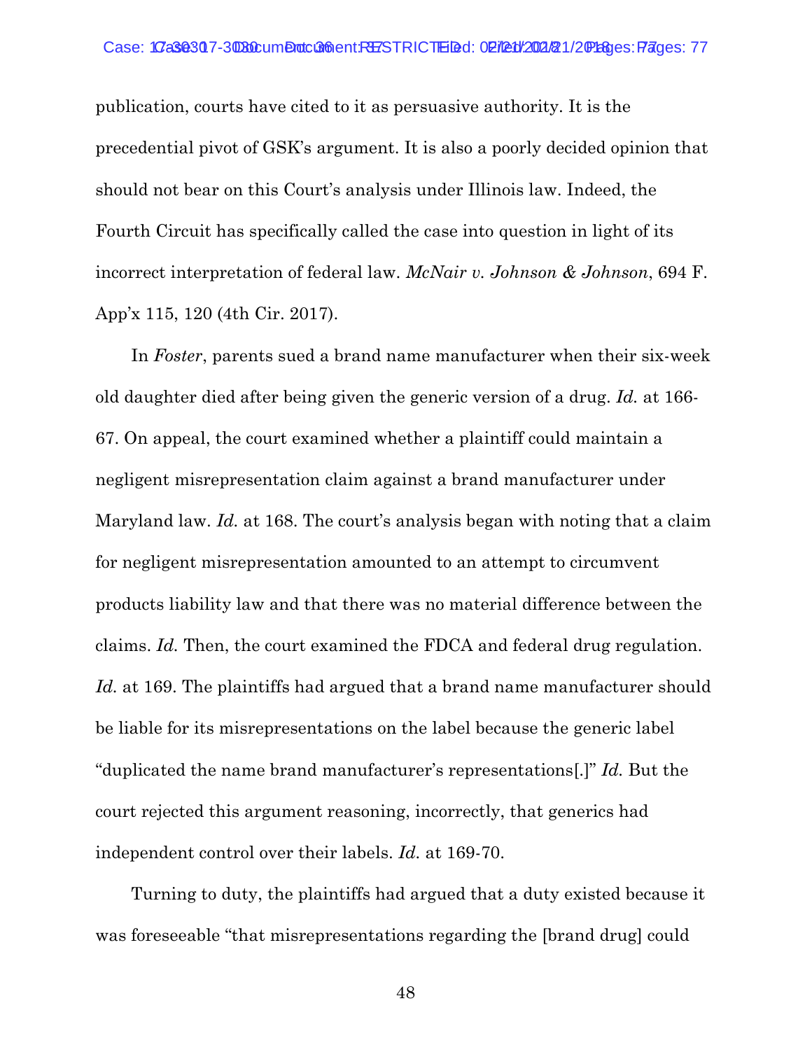publication, courts have cited to it as persuasive authority. It is the precedential pivot of GSK's argument. It is also a poorly decided opinion that should not bear on this Court's analysis under Illinois law. Indeed, the Fourth Circuit has specifically called the case into question in light of its incorrect interpretation of federal law. *McNair v. Johnson & Johnson*, 694 F. App'x 115, 120 (4th Cir. 2017).

In *Foster*, parents sued a brand name manufacturer when their six-week old daughter died after being given the generic version of a drug. *Id.* at 166-67. On appeal, the court examined whether a plaintiff could maintain a negligent misrepresentation claim against a brand manufacturer under Maryland law. *Id.* at 168. The court's analysis began with noting that a claim for negligent misrepresentation amounted to an attempt to circumvent products liability law and that there was no material difference between the claims. *Id.* Then, the court examined the FDCA and federal drug regulation. *Id.* at 169. The plaintiffs had argued that a brand name manufacturer should be liable for its misrepresentations on the label because the generic label "duplicated the name brand manufacturer's representations[.]" *Id.* But the court rejected this argument reasoning, incorrectly, that generics had independent control over their labels. *Id.* at 169-70.

Turning to duty, the plaintiffs had argued that a duty existed because it was foreseeable "that misrepresentations regarding the [brand drug] could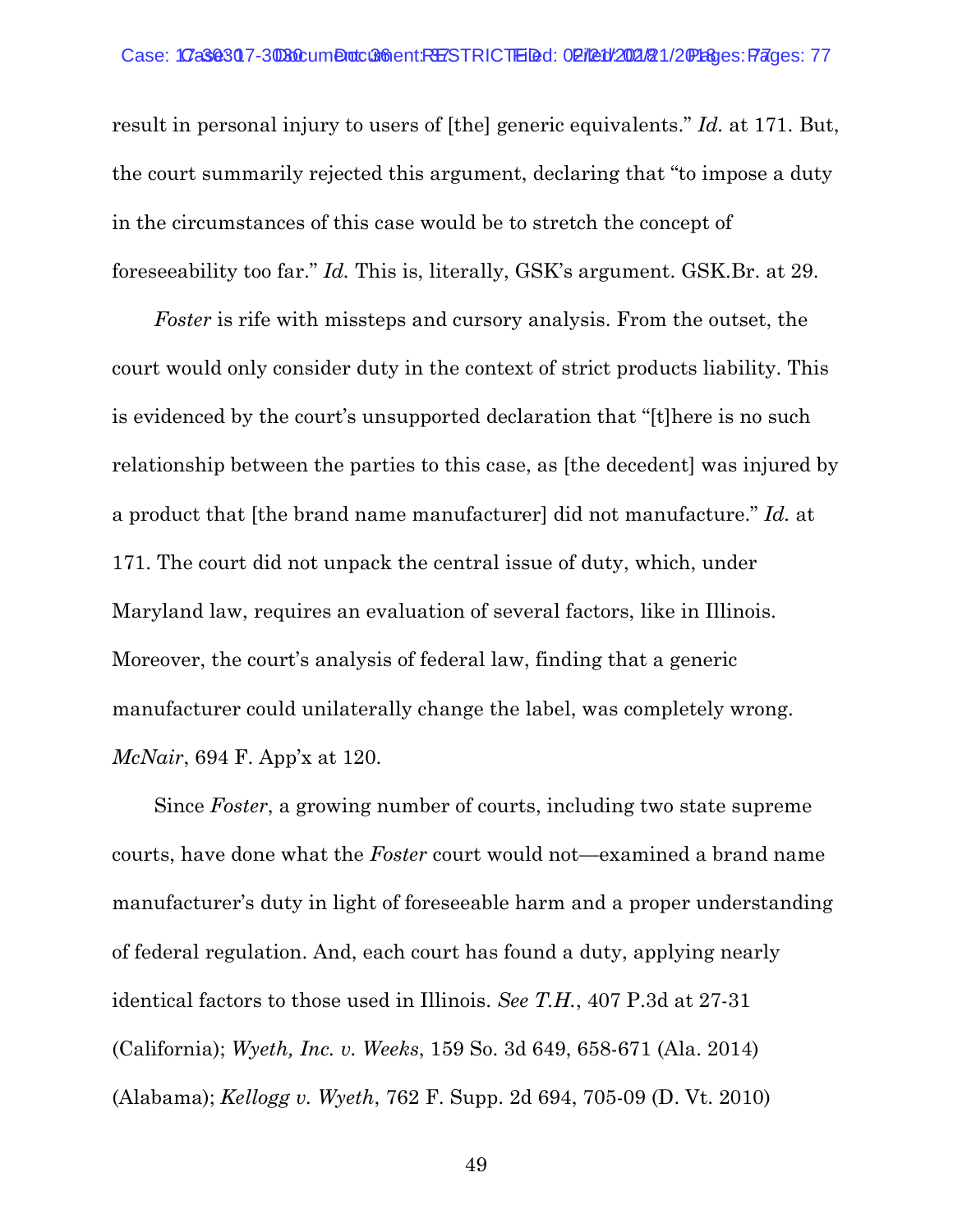result in personal injury to users of [the] generic equivalents." *Id.* at 171. But, the court summarily rejected this argument, declaring that "to impose a duty in the circumstances of this case would be to stretch the concept of foreseeability too far." *Id.* This is, literally, GSK's argument. GSK.Br. at 29.

*Foster* is rife with missteps and cursory analysis. From the outset, the court would only consider duty in the context of strict products liability. This is evidenced by the court's unsupported declaration that "[t]here is no such relationship between the parties to this case, as [the decedent] was injured by a product that [the brand name manufacturer] did not manufacture." *Id.* at 171. The court did not unpack the central issue of duty, which, under Maryland law, requires an evaluation of several factors, like in Illinois. Moreover, the court's analysis of federal law, finding that a generic manufacturer could unilaterally change the label, was completely wrong. *McNair*, 694 F. App'x at 120.

Since *Foster*, a growing number of courts, including two state supreme courts, have done what the *Foster* court would not—examined a brand name manufacturer's duty in light of foreseeable harm and a proper understanding of federal regulation. And, each court has found a duty, applying nearly identical factors to those used in Illinois. *See T.H.*, 407 P.3d at 27-31 (California); *Wyeth, Inc. v. Weeks*, 159 So. 3d 649, 658-671 (Ala. 2014) (Alabama); *Kellogg v. Wyeth*, 762 F. Supp. 2d 694, 705-09 (D. Vt. 2010)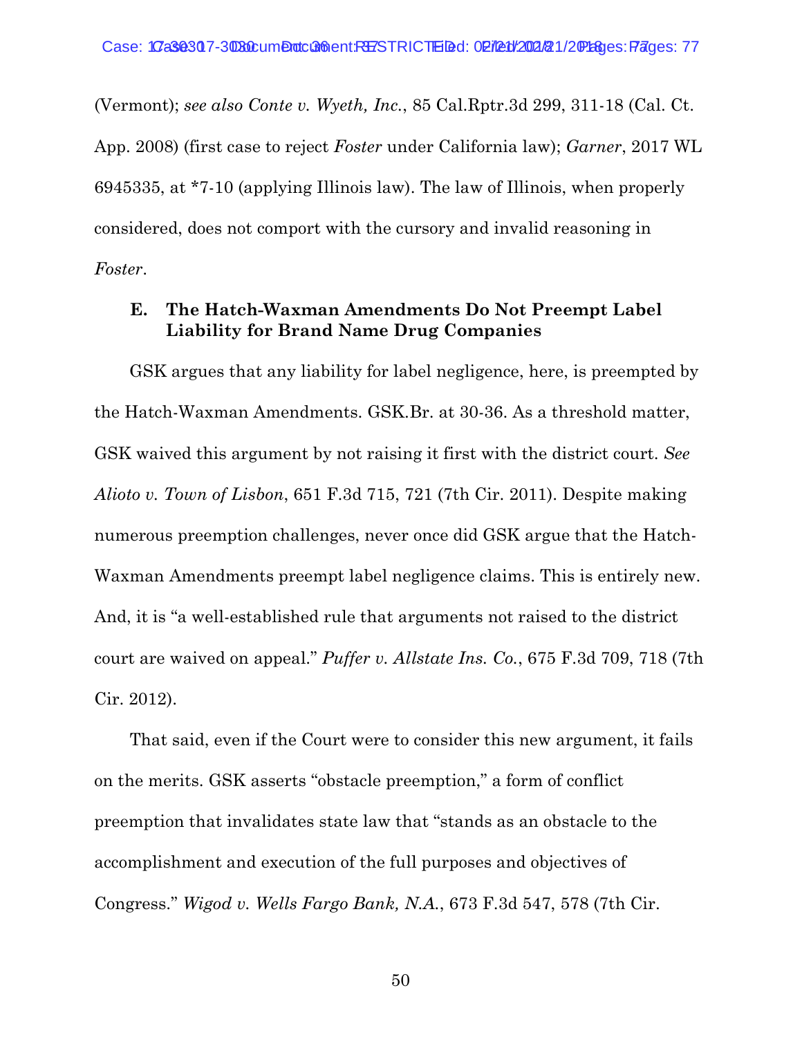(Vermont); *see also Conte v. Wyeth, Inc.*, 85 Cal.Rptr.3d 299, 311-18 (Cal. Ct. App. 2008) (first case to reject *Foster* under California law); *Garner*, 2017 WL 6945335, at *7-10 (applying Illinois law). The law of Illinois, when properly considered, does not comport with the cursory and invalid reasoning in *Foster*.

### E. The Hatch-Waxman Amendments Do Not Preempt Label Liability for Brand Name Drug Companies

GSK argues that any liability for label negligence, here, is preempted by the Hatch-Waxman Amendments. GSK.Br. at 30-36. As a threshold matter, GSK waived this argument by not raising it first with the district court. *See Alioto v. Town of Lisbon*, 651 F.3d 715, 721 (7th Cir. 2011). Despite making numerous preemption challenges, never once did GSK argue that the Hatch-Waxman Amendments preempt label negligence claims. This is entirely new. And, it is "a well-established rule that arguments not raised to the district court are waived on appeal." *Puffer v. Allstate Ins. Co.*, 675 F.3d 709, 718 (7th Cir. 2012).

That said, even if the Court were to consider this new argument, it fails on the merits. GSK asserts "obstacle preemption," a form of conflict preemption that invalidates state law that "stands as an obstacle to the accomplishment and execution of the full purposes and objectives of Congress." *Wigod v. Wells Fargo Bank, N.A.*, 673 F.3d 547, 578 (7th Cir.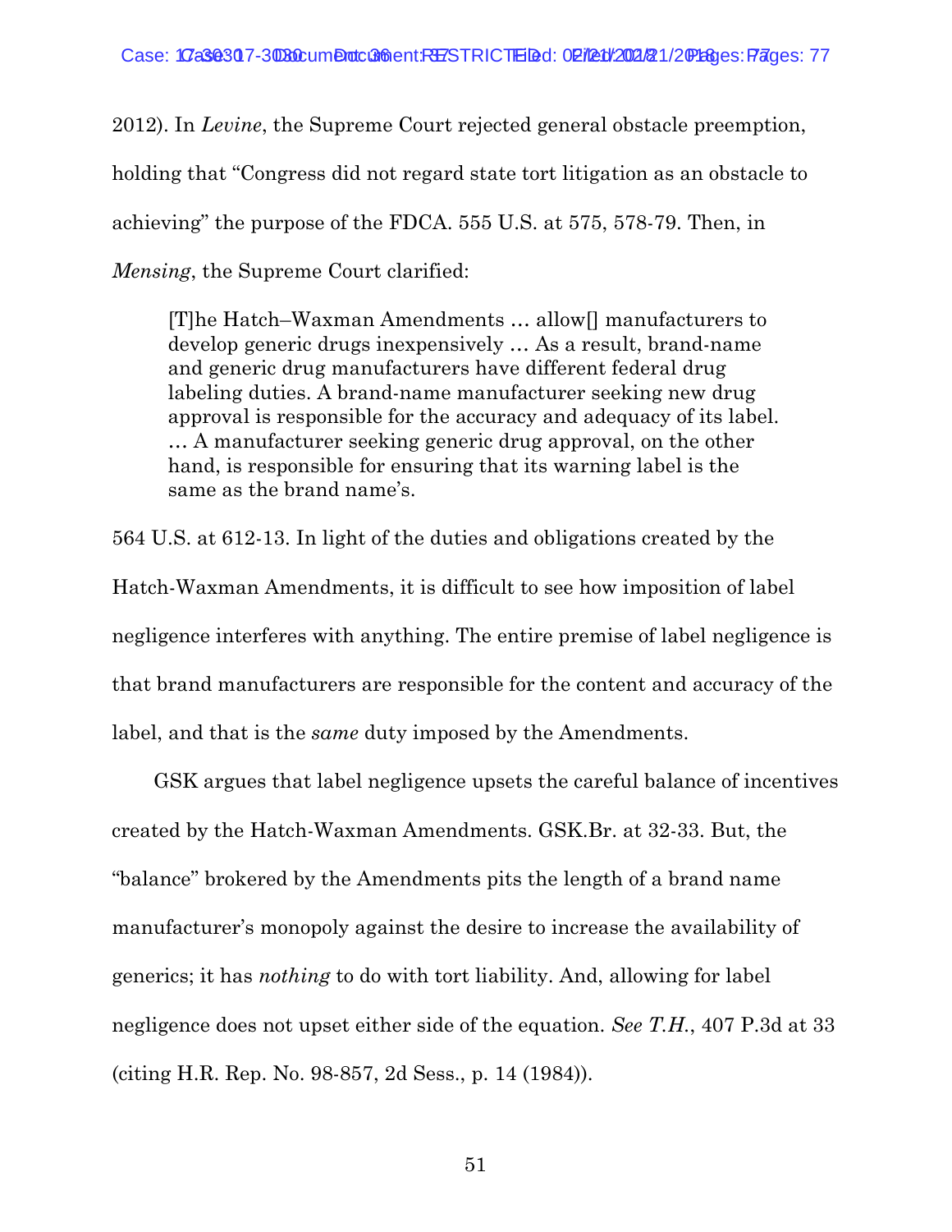2012). In *Levine*, the Supreme Court rejected general obstacle preemption, holding that "Congress did not regard state tort litigation as an obstacle to achieving" the purpose of the FDCA. 555 U.S. at 575, 578-79. Then, in *Mensing*, the Supreme Court clarified:

> [T]he Hatch–Waxman Amendments … allow[] manufacturers to develop generic drugs inexpensively … As a result, brand-name and generic drug manufacturers have different federal drug labeling duties. A brand-name manufacturer seeking new drug approval is responsible for the accuracy and adequacy of its label. … A manufacturer seeking generic drug approval, on the other hand, is responsible for ensuring that its warning label is the same as the brand name's.

564 U.S. at 612-13. In light of the duties and obligations created by the Hatch-Waxman Amendments, it is difficult to see how imposition of label negligence interferes with anything. The entire premise of label negligence is that brand manufacturers are responsible for the content and accuracy of the label, and that is the *same* duty imposed by the Amendments.

GSK argues that label negligence upsets the careful balance of incentives created by the Hatch-Waxman Amendments. GSK.Br. at 32-33. But, the "balance" brokered by the Amendments pits the length of a brand name manufacturer's monopoly against the desire to increase the availability of generics; it has *nothing* to do with tort liability. And, allowing for label negligence does not upset either side of the equation. *See T.H.*, 407 P.3d at 33 (citing H.R. Rep. No. 98-857, 2d Sess., p. 14 (1984)).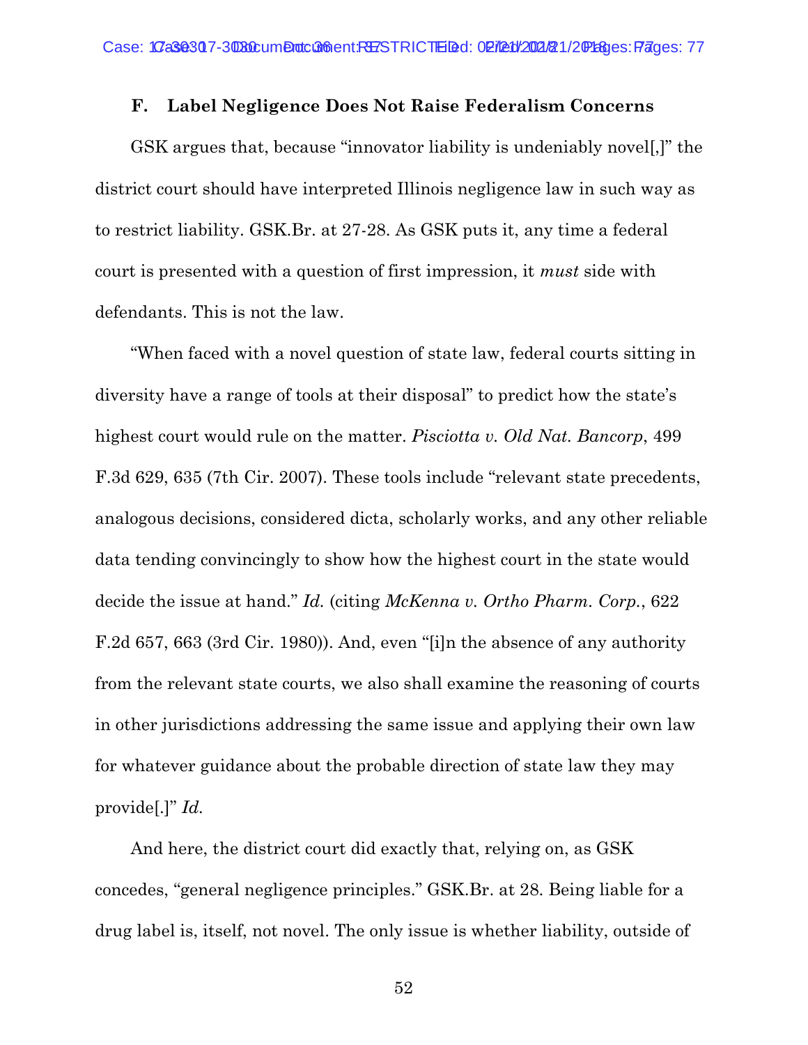### F. Label Negligence Does Not Raise Federalism Concerns

GSK argues that, because "innovator liability is undeniably novel[,]" the district court should have interpreted Illinois negligence law in such way as to restrict liability. GSK.Br. at 27-28. As GSK puts it, any time a federal court is presented with a question of first impression, it *must* side with defendants. This is not the law.

"When faced with a novel question of state law, federal courts sitting in diversity have a range of tools at their disposal" to predict how the state's highest court would rule on the matter. *Pisciotta v. Old Nat. Bancorp*, 499 F.3d 629, 635 (7th Cir. 2007). These tools include "relevant state precedents, analogous decisions, considered dicta, scholarly works, and any other reliable data tending convincingly to show how the highest court in the state would decide the issue at hand." *Id.* (citing *McKenna v. Ortho Pharm. Corp.*, 622 F.2d 657, 663 (3rd Cir. 1980)). And, even "[i]n the absence of any authority from the relevant state courts, we also shall examine the reasoning of courts in other jurisdictions addressing the same issue and applying their own law for whatever guidance about the probable direction of state law they may provide[.]" *Id.*

And here, the district court did exactly that, relying on, as GSK concedes, "general negligence principles." GSK.Br. at 28. Being liable for a drug label is, itself, not novel. The only issue is whether liability, outside of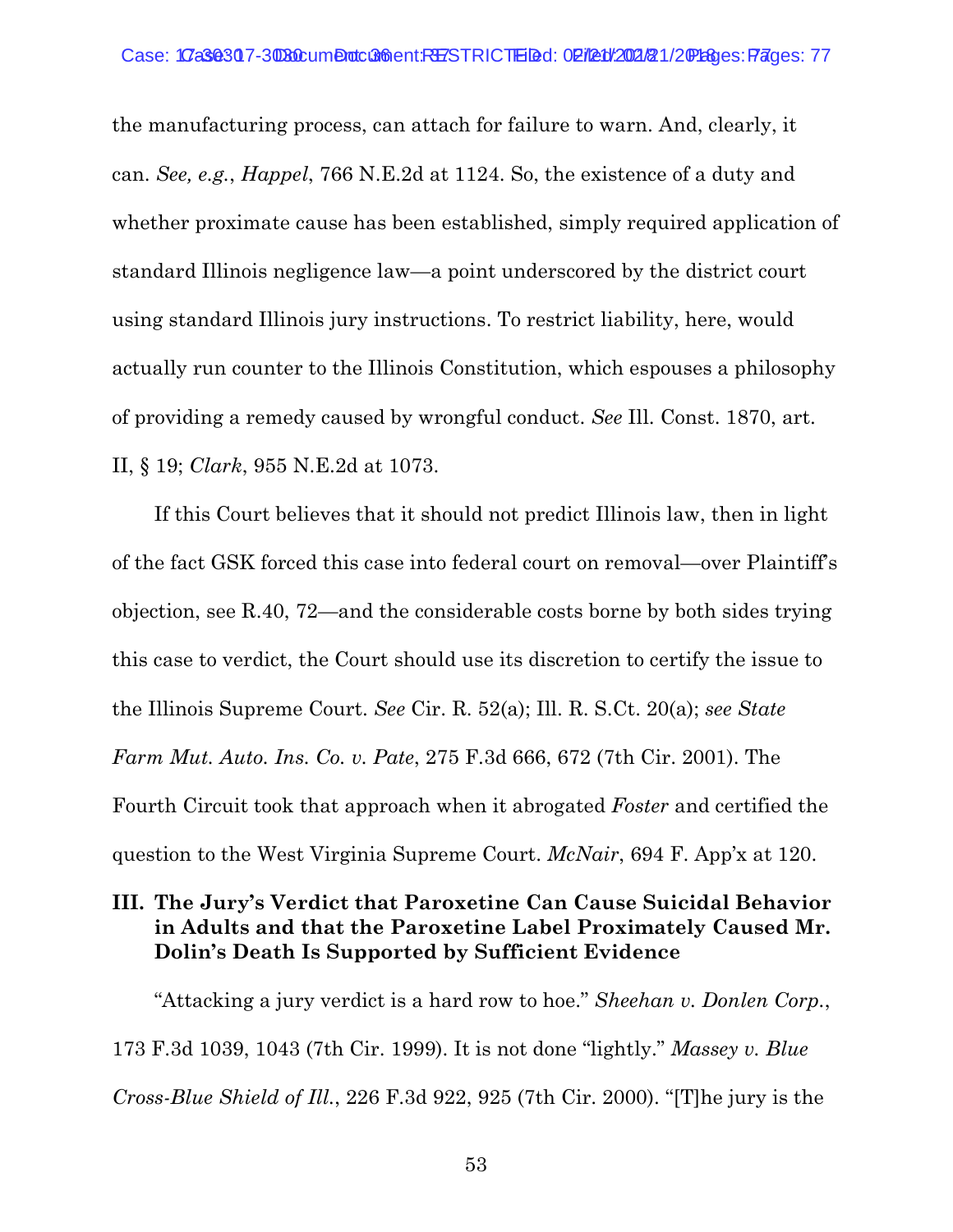the manufacturing process, can attach for failure to warn. And, clearly, it can. *See, e.g.*, *Happel*, 766 N.E.2d at 1124. So, the existence of a duty and whether proximate cause has been established, simply required application of standard Illinois negligence law—a point underscored by the district court using standard Illinois jury instructions. To restrict liability, here, would actually run counter to the Illinois Constitution, which espouses a philosophy of providing a remedy caused by wrongful conduct. *See* Ill. Const. 1870, art. II, § 19; *Clark*, 955 N.E.2d at 1073.

If this Court believes that it should not predict Illinois law, then in light of the fact GSK forced this case into federal court on removal—over Plaintiff's objection, see R.40, 72—and the considerable costs borne by both sides trying this case to verdict, the Court should use its discretion to certify the issue to the Illinois Supreme Court. *See* Cir. R. 52(a); Ill. R. S.Ct. 20(a); *see State Farm Mut. Auto. Ins. Co. v. Pate*, 275 F.3d 666, 672 (7th Cir. 2001). The Fourth Circuit took that approach when it abrogated *Foster* and certified the question to the West Virginia Supreme Court. *McNair*, 694 F. App'x at 120.

## III. The Jury's Verdict that Paroxetine Can Cause Suicidal Behavior in Adults and that the Paroxetine Label Proximately Caused Mr. Dolin's Death Is Supported by Sufficient Evidence

"Attacking a jury verdict is a hard row to hoe." *Sheehan v. Donlen Corp.*, 173 F.3d 1039, 1043 (7th Cir. 1999). It is not done "lightly." *Massey v. Blue Cross-Blue Shield of Ill.*, 226 F.3d 922, 925 (7th Cir. 2000). "[T]he jury is the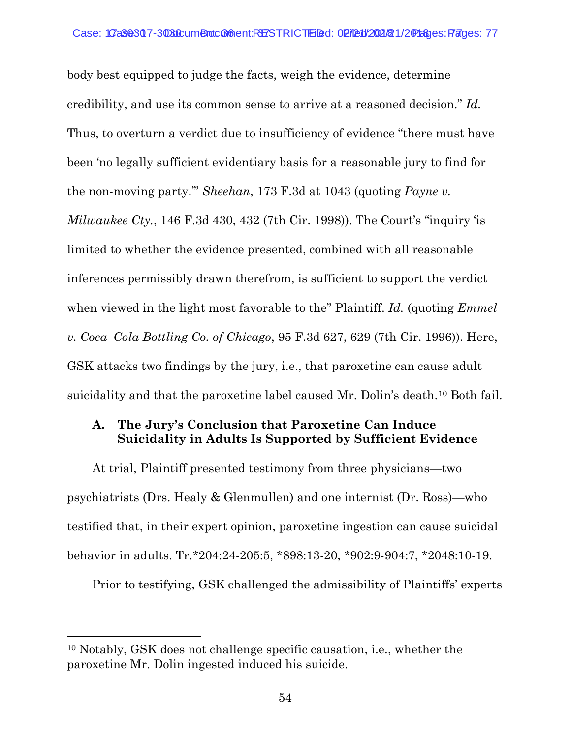body best equipped to judge the facts, weigh the evidence, determine credibility, and use its common sense to arrive at a reasoned decision." *Id.* Thus, to overturn a verdict due to insufficiency of evidence "there must have been 'no legally sufficient evidentiary basis for a reasonable jury to find for the non-moving party.'" *Sheehan*, 173 F.3d at 1043 (quoting *Payne v. Milwaukee Cty.*, 146 F.3d 430, 432 (7th Cir. 1998)). The Court's "inquiry 'is limited to whether the evidence presented, combined with all reasonable inferences permissibly drawn therefrom, is sufficient to support the verdict when viewed in the light most favorable to the" Plaintiff. *Id.* (quoting *Emmel v. Coca–Cola Bottling Co. of Chicago*, 95 F.3d 627, 629 (7th Cir. 1996)). Here, GSK attacks two findings by the jury, i.e., that paroxetine can cause adult suicidality and that the paroxetine label caused Mr. Dolin's death.[10] Both fail.

### A. The Jury's Conclusion that Paroxetine Can Induce Suicidality in Adults Is Supported by Sufficient Evidence

At trial, Plaintiff presented testimony from three physicians—two psychiatrists (Drs. Healy & Glenmullen) and one internist (Dr. Ross)—who testified that, in their expert opinion, paroxetine ingestion can cause suicidal behavior in adults. Tr.*204:24-205:5, *898:13-20, *902:9-904:7, *2048:10-19.

Prior to testifying, GSK challenged the admissibility of Plaintiffs' experts

---

[10] Notably, GSK does not challenge specific causation, i.e., whether the paroxetine Mr. Dolin ingested induced his suicide.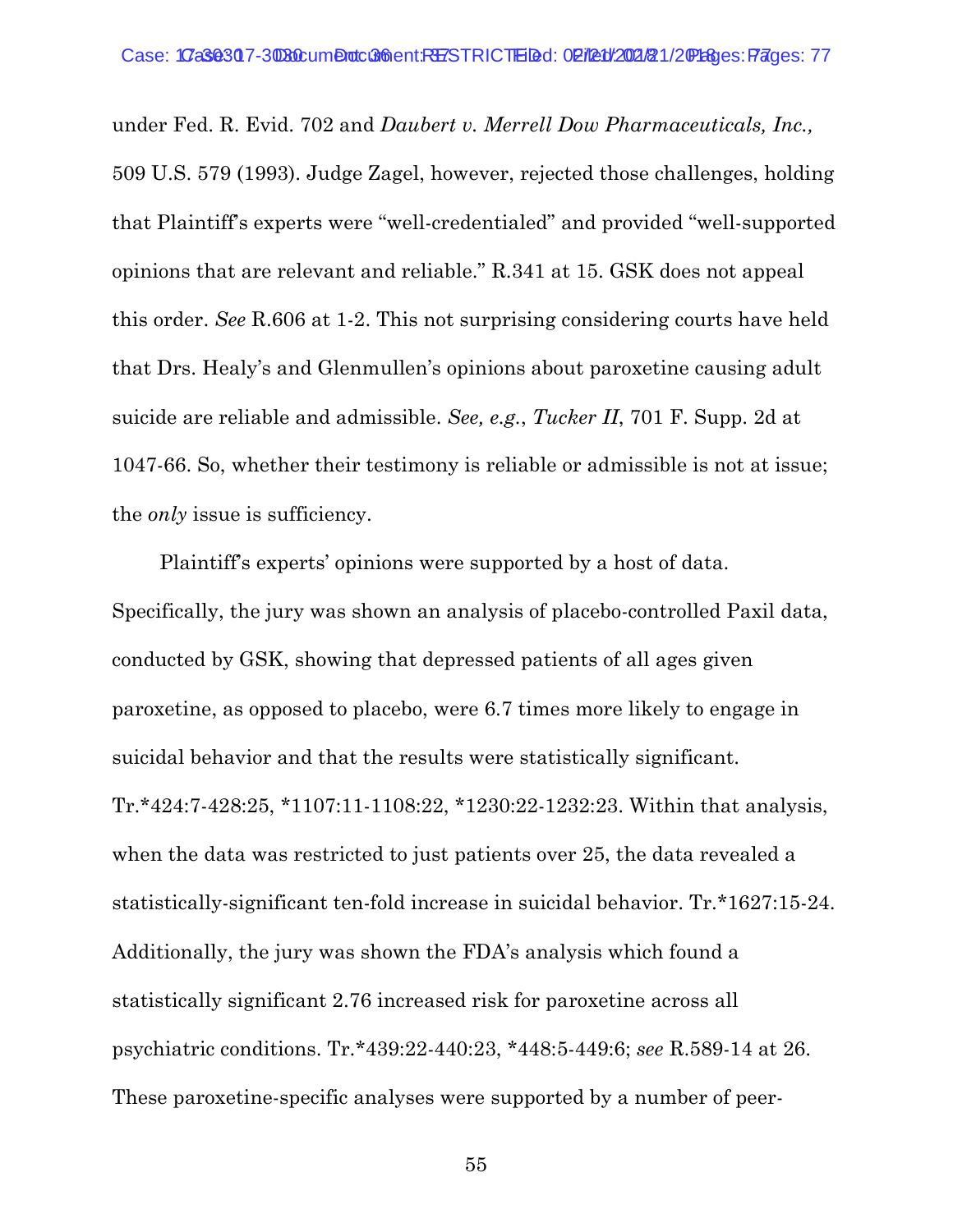under Fed. R. Evid. 702 and *Daubert v. Merrell Dow Pharmaceuticals, Inc.,* 509 U.S. 579 (1993). Judge Zagel, however, rejected those challenges, holding that Plaintiff's experts were "well-credentialed" and provided "well-supported opinions that are relevant and reliable." R.341 at 15. GSK does not appeal this order. *See* R.606 at 1-2. This not surprising considering courts have held that Drs. Healy's and Glenmullen's opinions about paroxetine causing adult suicide are reliable and admissible. *See, e.g.*, *Tucker II*, 701 F. Supp. 2d at 1047-66. So, whether their testimony is reliable or admissible is not at issue; the *only* issue is sufficiency.

Plaintiff's experts' opinions were supported by a host of data. Specifically, the jury was shown an analysis of placebo-controlled Paxil data, conducted by GSK, showing that depressed patients of all ages given paroxetine, as opposed to placebo, were 6.7 times more likely to engage in suicidal behavior and that the results were statistically significant. Tr.*424:7-428:25, *1107:11-1108:22, *1230:22-1232:23. Within that analysis, when the data was restricted to just patients over 25, the data revealed a statistically-significant ten-fold increase in suicidal behavior. Tr.*1627:15-24. Additionally, the jury was shown the FDA's analysis which found a statistically significant 2.76 increased risk for paroxetine across all psychiatric conditions. Tr.*439:22-440:23, *448:5-449:6; *see* R.589-14 at 26. These paroxetine-specific analyses were supported by a number of peer-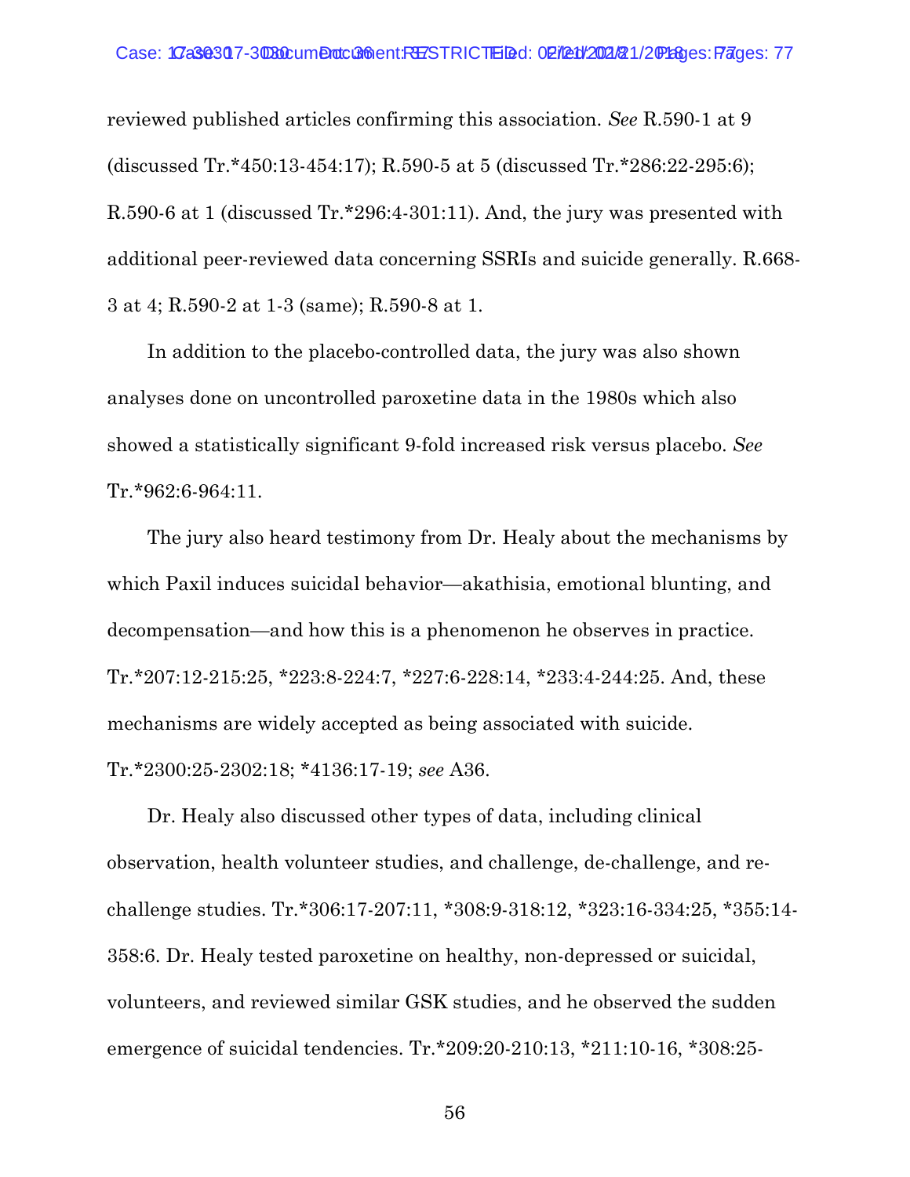reviewed published articles confirming this association. *See* R.590-1 at 9 (discussed Tr.*450:13-454:17); R.590-5 at 5 (discussed Tr.*286:22-295:6); R.590-6 at 1 (discussed Tr.*296:4-301:11). And, the jury was presented with additional peer-reviewed data concerning SSRIs and suicide generally. R.668-3 at 4; R.590-2 at 1-3 (same); R.590-8 at 1.

In addition to the placebo-controlled data, the jury was also shown analyses done on uncontrolled paroxetine data in the 1980s which also showed a statistically significant 9-fold increased risk versus placebo. *See* Tr.*962:6-964:11.

The jury also heard testimony from Dr. Healy about the mechanisms by which Paxil induces suicidal behavior—akathisia, emotional blunting, and decompensation—and how this is a phenomenon he observes in practice. Tr.*207:12-215:25, *223:8-224:7, *227:6-228:14, *233:4-244:25. And, these mechanisms are widely accepted as being associated with suicide. Tr.*2300:25-2302:18; *4136:17-19; *see* A36.

Dr. Healy also discussed other types of data, including clinical observation, health volunteer studies, and challenge, de-challenge, and re-challenge studies. Tr.*306:17-207:11, *308:9-318:12, *323:16-334:25, *355:14-358:6. Dr. Healy tested paroxetine on healthy, non-depressed or suicidal, volunteers, and reviewed similar GSK studies, and he observed the sudden emergence of suicidal tendencies. Tr.*209:20-210:13, *211:10-16, *308:25-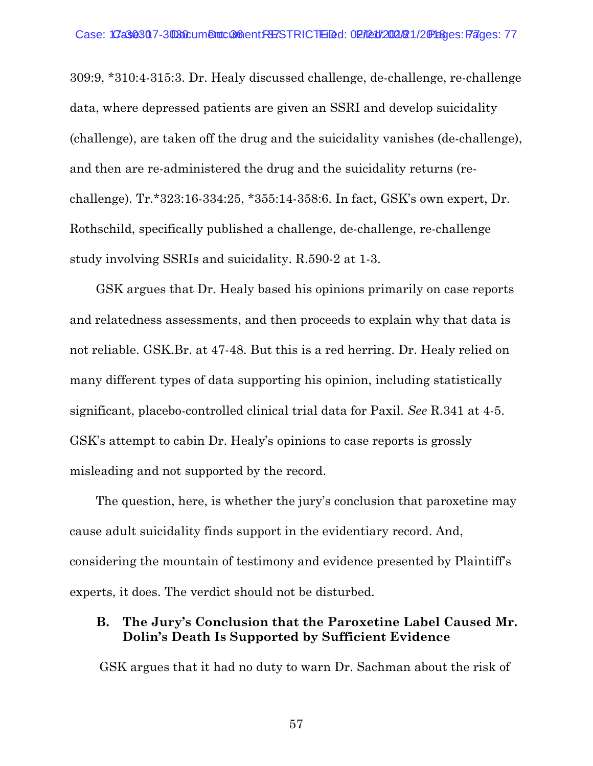309:9, *310:4-315:3. Dr. Healy discussed challenge, de-challenge, re-challenge data, where depressed patients are given an SSRI and develop suicidality (challenge), are taken off the drug and the suicidality vanishes (de-challenge), and then are re-administered the drug and the suicidality returns (re-challenge). Tr.*323:16-334:25, *355:14-358:6. In fact, GSK's own expert, Dr. Rothschild, specifically published a challenge, de-challenge, re-challenge study involving SSRIs and suicidality. R.590-2 at 1-3.

GSK argues that Dr. Healy based his opinions primarily on case reports and relatedness assessments, and then proceeds to explain why that data is not reliable. GSK.Br. at 47-48. But this is a red herring. Dr. Healy relied on many different types of data supporting his opinion, including statistically significant, placebo-controlled clinical trial data for Paxil. *See* R.341 at 4-5. GSK's attempt to cabin Dr. Healy's opinions to case reports is grossly misleading and not supported by the record.

The question, here, is whether the jury's conclusion that paroxetine may cause adult suicidality finds support in the evidentiary record. And, considering the mountain of testimony and evidence presented by Plaintiff's experts, it does. The verdict should not be disturbed.

### B. The Jury's Conclusion that the Paroxetine Label Caused Mr. Dolin's Death Is Supported by Sufficient Evidence

GSK argues that it had no duty to warn Dr. Sachman about the risk of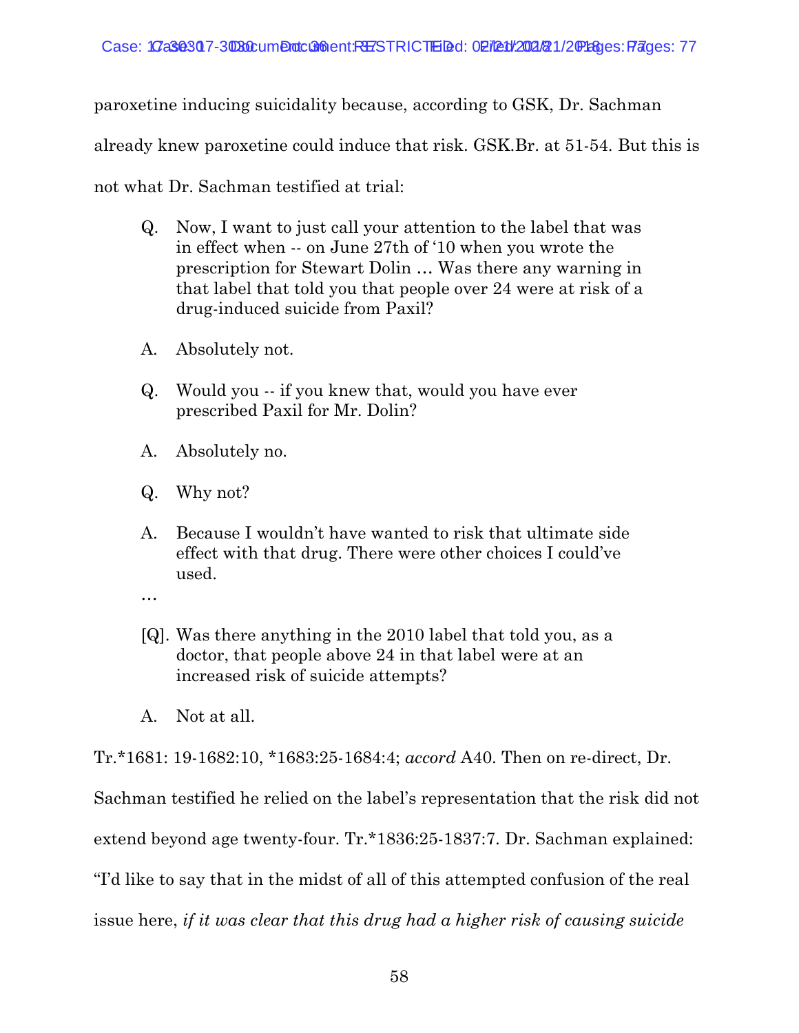paroxetine inducing suicidality because, according to GSK, Dr. Sachman already knew paroxetine could induce that risk. GSK.Br. at 51-54. But this is not what Dr. Sachman testified at trial:

> Q. Now, I want to just call your attention to the label that was in effect when -- on June 27th of '10 when you wrote the prescription for Stewart Dolin … Was there any warning in that label that told you that people over 24 were at risk of a drug-induced suicide from Paxil?
>
> A. Absolutely not.
>
> Q. Would you -- if you knew that, would you have ever prescribed Paxil for Mr. Dolin?
>
> A. Absolutely no.
>
> Q. Why not?
>
> A. Because I wouldn't have wanted to risk that ultimate side effect with that drug. There were other choices I could've used.
>
> …
>
> [Q]. Was there anything in the 2010 label that told you, as a doctor, that people above 24 in that label were at an increased risk of suicide attempts?
>
> A. Not at all.

Tr.*1681: 19-1682:10, *1683:25-1684:4; *accord* A40. Then on re-direct, Dr. Sachman testified he relied on the label's representation that the risk did not extend beyond age twenty-four. Tr.*1836:25-1837:7. Dr. Sachman explained: "I'd like to say that in the midst of all of this attempted confusion of the real issue here, *if it was clear that this drug had a higher risk of causing suicide*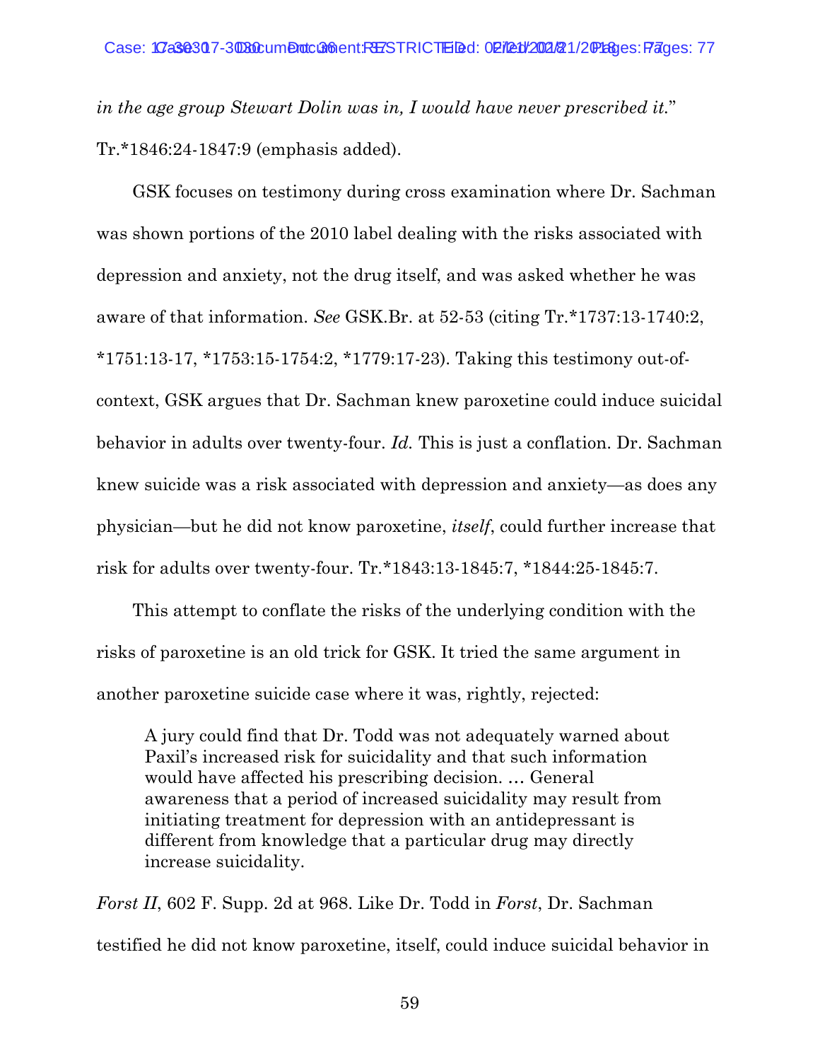*in the age group Stewart Dolin was in, I would have never prescribed it.*" Tr.*1846:24-1847:9 (emphasis added).

GSK focuses on testimony during cross examination where Dr. Sachman was shown portions of the 2010 label dealing with the risks associated with depression and anxiety, not the drug itself, and was asked whether he was aware of that information. *See* GSK.Br. at 52-53 (citing Tr.*1737:13-1740:2, *1751:13-17, *1753:15-1754:2, *1779:17-23). Taking this testimony out-of-context, GSK argues that Dr. Sachman knew paroxetine could induce suicidal behavior in adults over twenty-four. *Id.* This is just a conflation. Dr. Sachman knew suicide was a risk associated with depression and anxiety—as does any physician—but he did not know paroxetine, *itself*, could further increase that risk for adults over twenty-four. Tr.*1843:13-1845:7, *1844:25-1845:7.

This attempt to conflate the risks of the underlying condition with the risks of paroxetine is an old trick for GSK. It tried the same argument in another paroxetine suicide case where it was, rightly, rejected:

> A jury could find that Dr. Todd was not adequately warned about Paxil's increased risk for suicidality and that such information would have affected his prescribing decision. … General awareness that a period of increased suicidality may result from initiating treatment for depression with an antidepressant is different from knowledge that a particular drug may directly increase suicidality.

*Forst II*, 602 F. Supp. 2d at 968. Like Dr. Todd in *Forst*, Dr. Sachman testified he did not know paroxetine, itself, could induce suicidal behavior in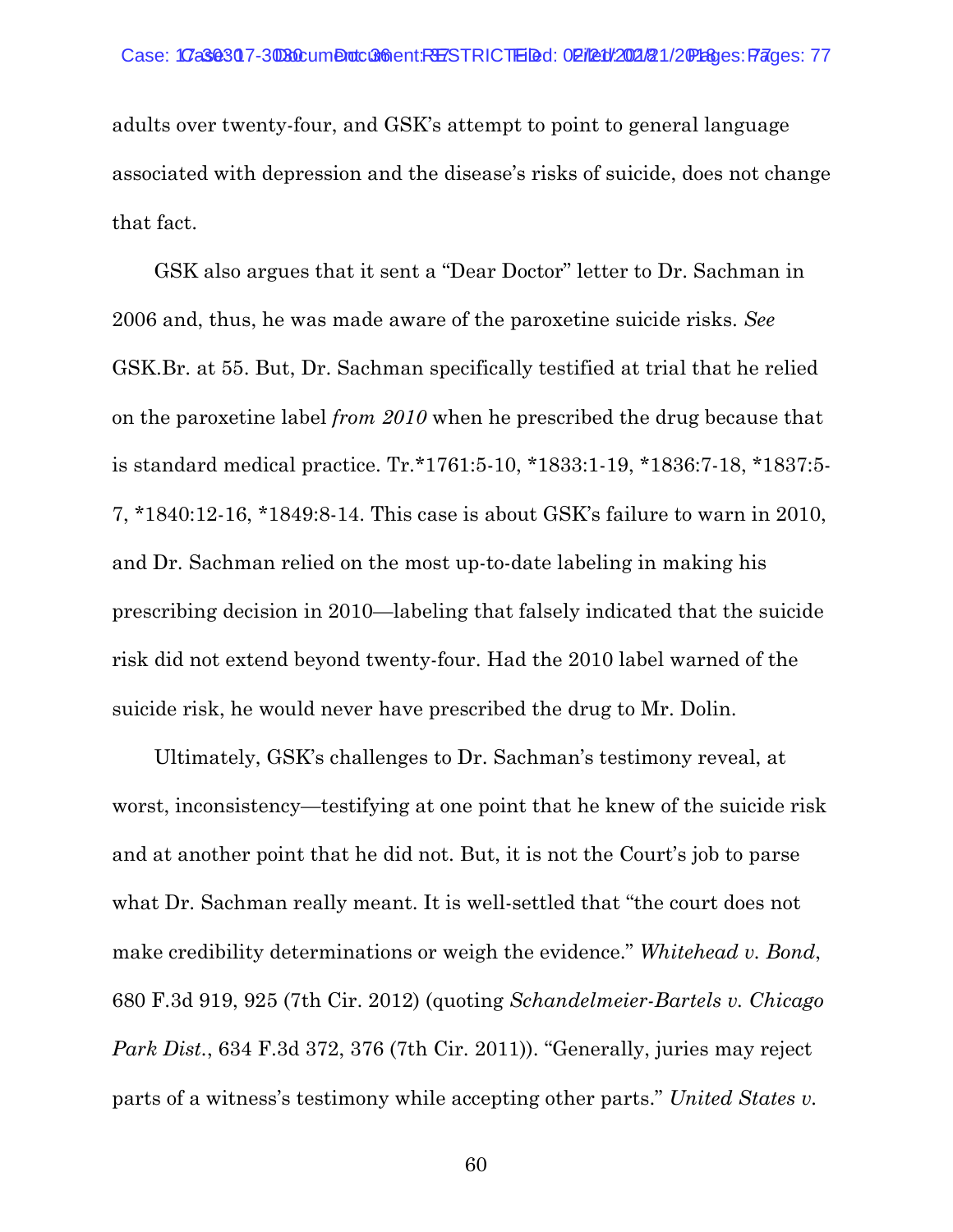adults over twenty-four, and GSK's attempt to point to general language associated with depression and the disease's risks of suicide, does not change that fact.

GSK also argues that it sent a "Dear Doctor" letter to Dr. Sachman in 2006 and, thus, he was made aware of the paroxetine suicide risks. *See* GSK.Br. at 55. But, Dr. Sachman specifically testified at trial that he relied on the paroxetine label *from 2010* when he prescribed the drug because that is standard medical practice. Tr.*1761:5-10, *1833:1-19, *1836:7-18, *1837:5-7, *1840:12-16, *1849:8-14. This case is about GSK's failure to warn in 2010, and Dr. Sachman relied on the most up-to-date labeling in making his prescribing decision in 2010—labeling that falsely indicated that the suicide risk did not extend beyond twenty-four. Had the 2010 label warned of the suicide risk, he would never have prescribed the drug to Mr. Dolin.

Ultimately, GSK's challenges to Dr. Sachman's testimony reveal, at worst, inconsistency—testifying at one point that he knew of the suicide risk and at another point that he did not. But, it is not the Court's job to parse what Dr. Sachman really meant. It is well-settled that "the court does not make credibility determinations or weigh the evidence." *Whitehead v. Bond*, 680 F.3d 919, 925 (7th Cir. 2012) (quoting *Schandelmeier-Bartels v. Chicago Park Dist.*, 634 F.3d 372, 376 (7th Cir. 2011)). "Generally, juries may reject parts of a witness's testimony while accepting other parts." *United States v.*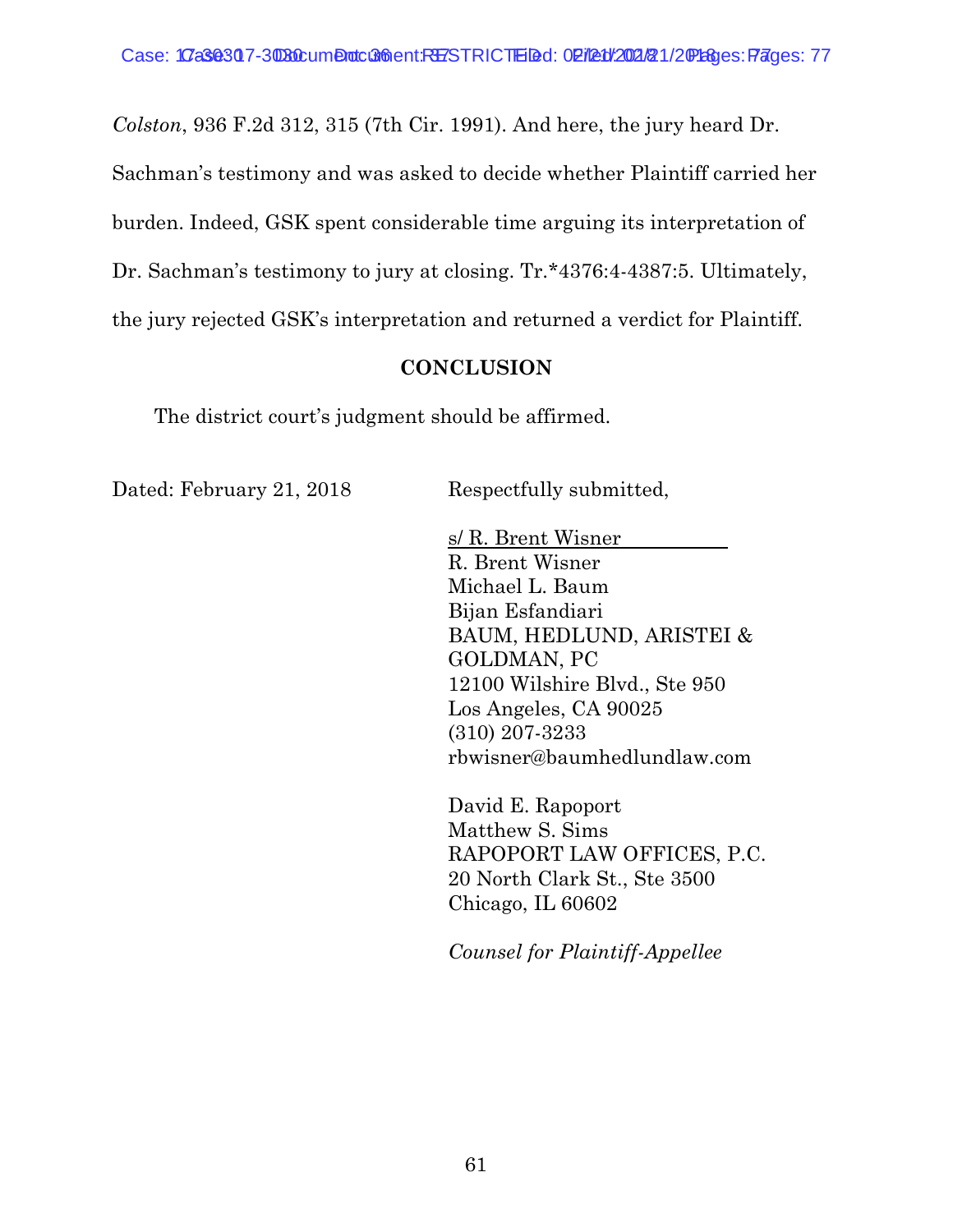*Colston*, 936 F.2d 312, 315 (7th Cir. 1991). And here, the jury heard Dr. Sachman's testimony and was asked to decide whether Plaintiff carried her burden. Indeed, GSK spent considerable time arguing its interpretation of Dr. Sachman's testimony to jury at closing. Tr.*4376:4-4387:5. Ultimately, the jury rejected GSK's interpretation and returned a verdict for Plaintiff.

## CONCLUSION

The district court's judgment should be affirmed.

Dated: February 21, 2018

Respectfully submitted,

s/ R. Brent Wisner
R. Brent Wisner
Michael L. Baum
Bijan Esfandiari
BAUM, HEDLUND, ARISTEI & GOLDMAN, PC
12100 Wilshire Blvd., Ste 950
Los Angeles, CA 90025
(310) 207-3233
rbwisner@baumhedlundlaw.com

David E. Rapoport
Matthew S. Sims
RAPOPORT LAW OFFICES, P.C.
20 North Clark St., Ste 3500
Chicago, IL 60602

*Counsel for Plaintiff-Appellee*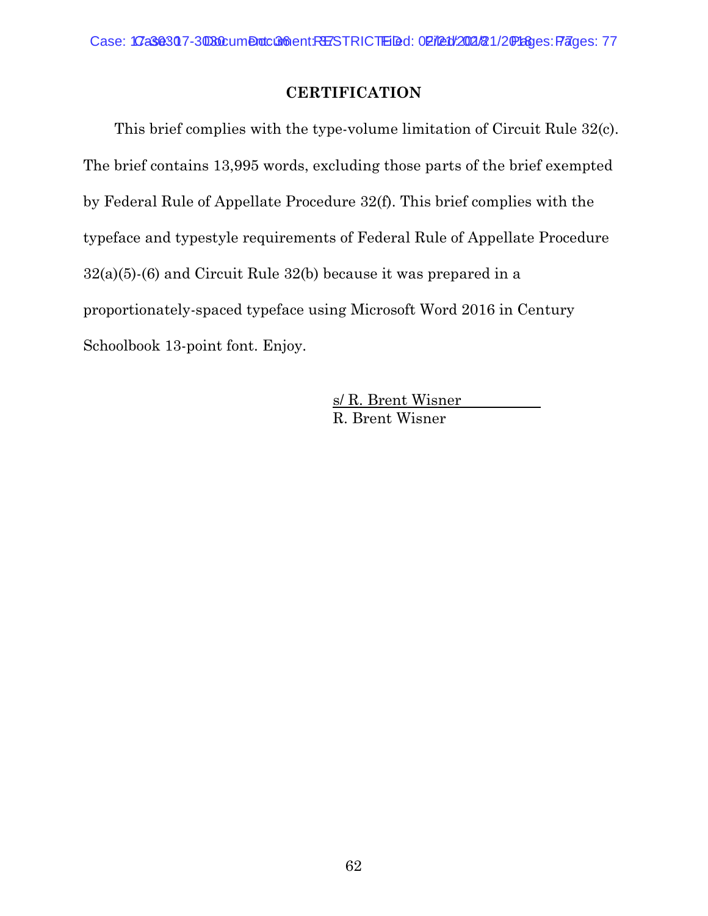## CERTIFICATION

This brief complies with the type-volume limitation of Circuit Rule 32(c). The brief contains 13,995 words, excluding those parts of the brief exempted by Federal Rule of Appellate Procedure 32(f). This brief complies with the typeface and typestyle requirements of Federal Rule of Appellate Procedure 32(a)(5)-(6) and Circuit Rule 32(b) because it was prepared in a proportionately-spaced typeface using Microsoft Word 2016 in Century Schoolbook 13-point font. Enjoy.

s/ R. Brent Wisner
R. Brent Wisner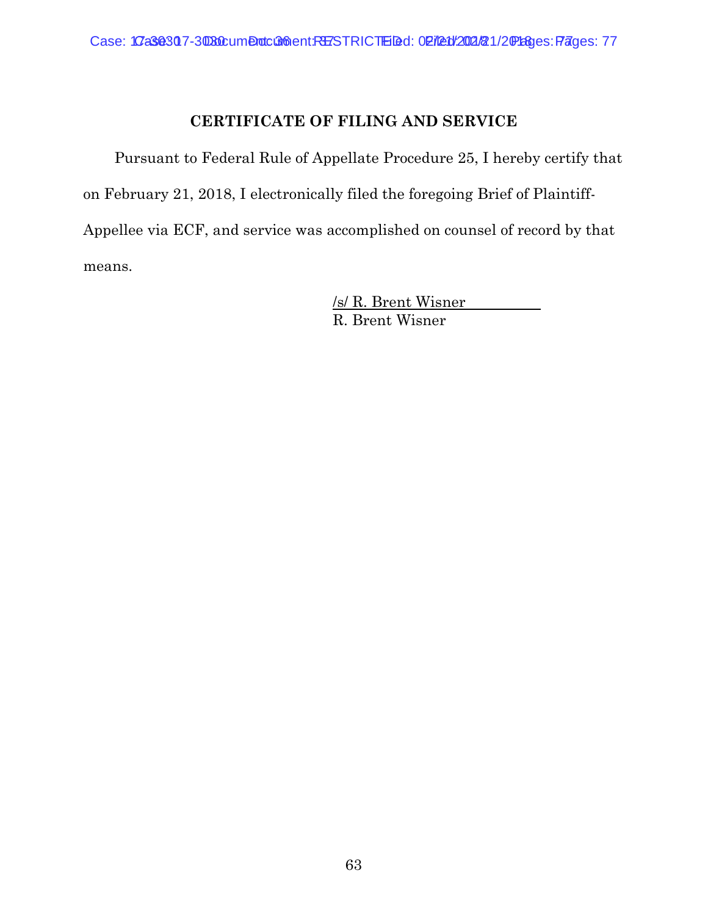## CERTIFICATE OF FILING AND SERVICE

Pursuant to Federal Rule of Appellate Procedure 25, I hereby certify that on February 21, 2018, I electronically filed the foregoing Brief of Plaintiff-Appellee via ECF, and service was accomplished on counsel of record by that means.

/s/ R. Brent Wisner
R. Brent Wisner